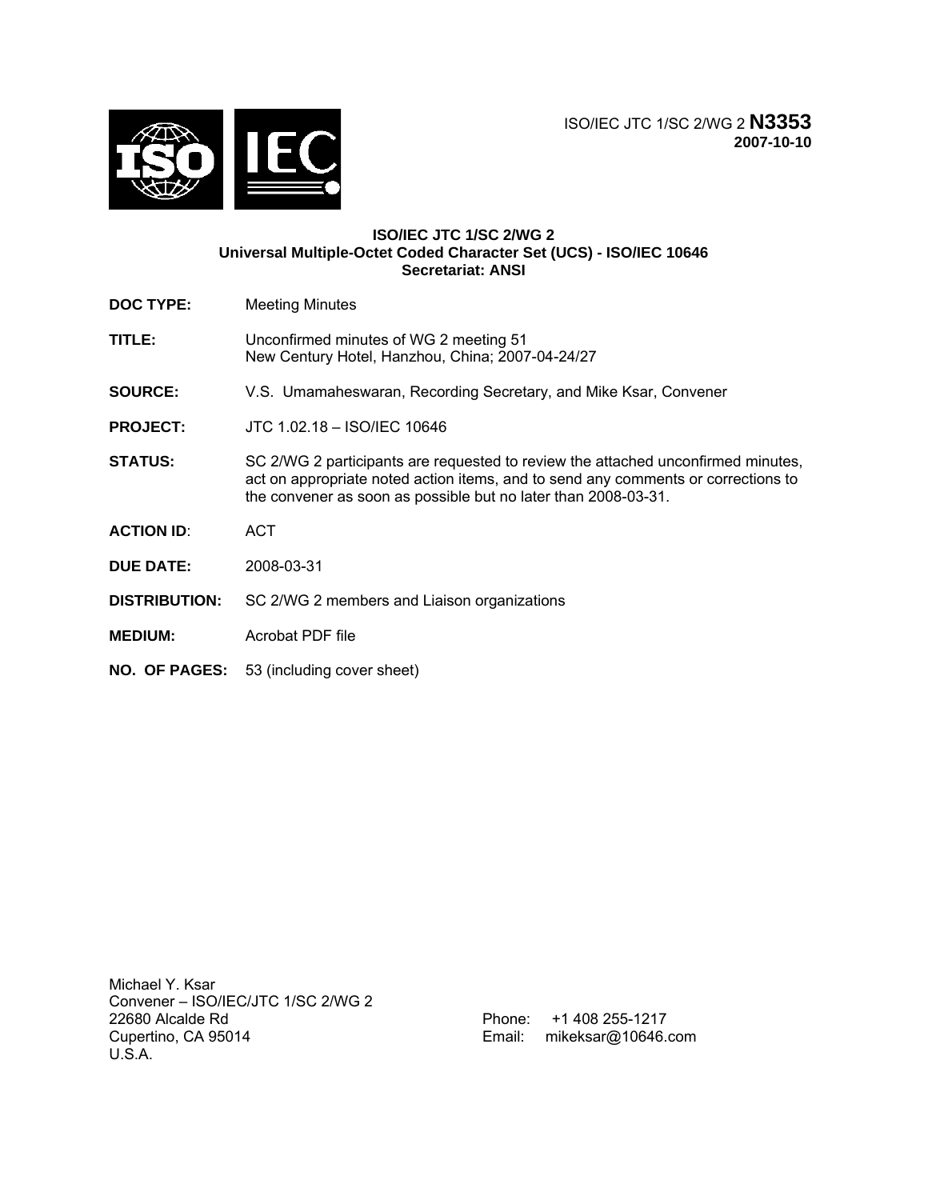ISO/IEC JTC 1/SC 2/WG 2 **N3353**
**2007-10-10**

**ISO/IEC JTC 1/SC 2/WG 2**
**Universal Multiple-Octet Coded Character Set (UCS) - ISO/IEC 10646**
**Secretariat: ANSI**

**DOC TYPE:** Meeting Minutes

**TITLE:** Unconfirmed minutes of WG 2 meeting 51
New Century Hotel, Hanzhou, China; 2007-04-24/27

**SOURCE:** V.S. Umamaheswaran, Recording Secretary, and Mike Ksar, Convener

**PROJECT:** JTC 1.02.18 – ISO/IEC 10646

**STATUS:** SC 2/WG 2 participants are requested to review the attached unconfirmed minutes, act on appropriate noted action items, and to send any comments or corrections to the convener as soon as possible but no later than 2008-03-31.

**ACTION ID**: ACT

**DUE DATE:** 2008-03-31

**DISTRIBUTION:** SC 2/WG 2 members and Liaison organizations

**MEDIUM:** Acrobat PDF file

**NO. OF PAGES:** 53 (including cover sheet)

Michael Y. Ksar
Convener – ISO/IEC/JTC 1/SC 2/WG 2
22680 Alcalde Rd
Cupertino, CA 95014
U.S.A.

Phone: +1 408 255-1217
Email: mikeksar@10646.com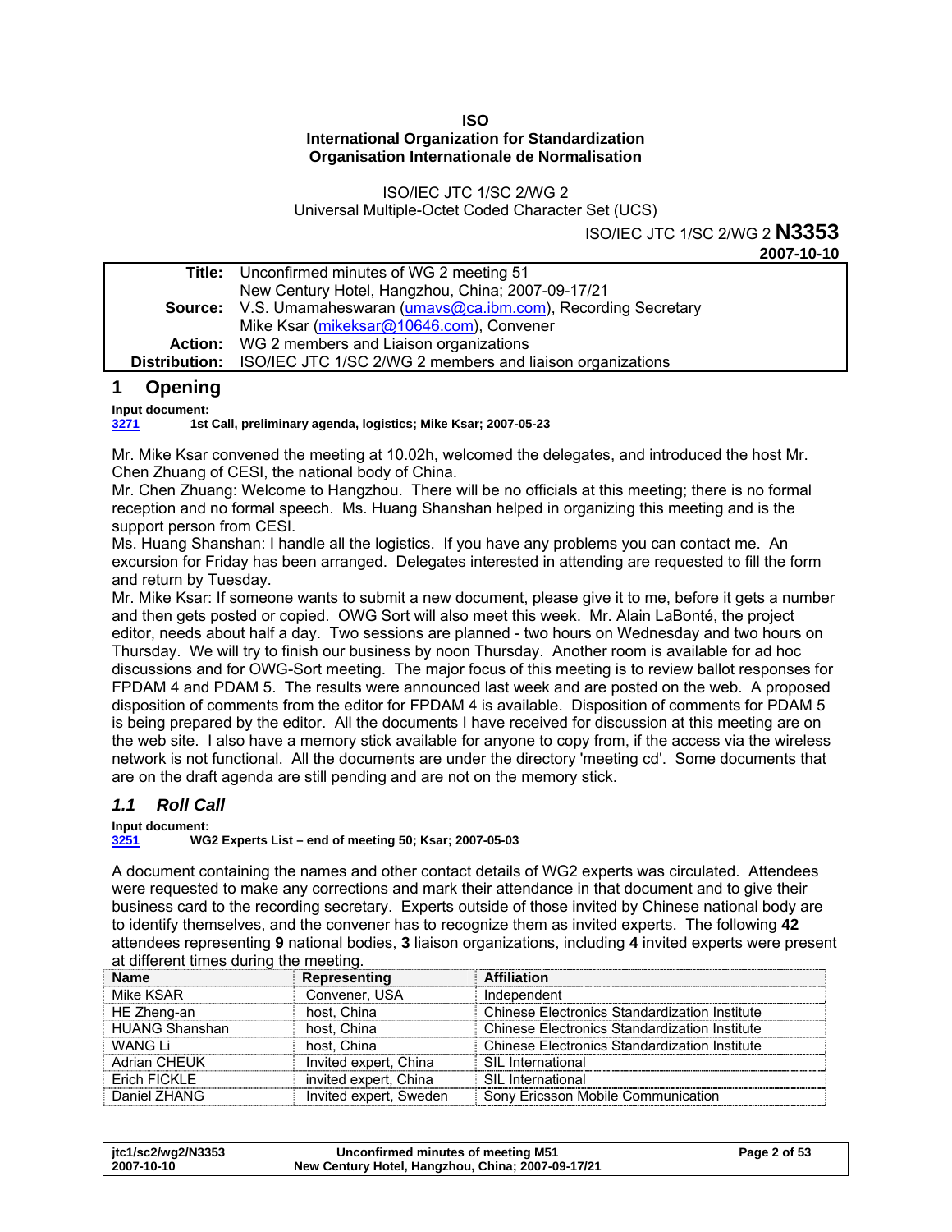**ISO**
**International Organization for Standardization**
**Organisation Internationale de Normalisation**

ISO/IEC JTC 1/SC 2/WG 2
Universal Multiple-Octet Coded Character Set (UCS)

ISO/IEC JTC 1/SC 2/WG 2 **N3353**
**2007-10-10**

| | |
|---|---|
| **Title:** | Unconfirmed minutes of WG 2 meeting 51<br>New Century Hotel, Hangzhou, China; 2007-09-17/21 |
| **Source:** | V.S. Umamaheswaran (umavs@ca.ibm.com), Recording Secretary<br>Mike Ksar (mikeksar@10646.com), Convener |
| **Action:** | WG 2 members and Liaison organizations |
| **Distribution:** | ISO/IEC JTC 1/SC 2/WG 2 members and liaison organizations |

# 1 Opening

**Input document:**
**3271** **1st Call, preliminary agenda, logistics; Mike Ksar; 2007-05-23**

Mr. Mike Ksar convened the meeting at 10.02h, welcomed the delegates, and introduced the host Mr. Chen Zhuang of CESI, the national body of China.
Mr. Chen Zhuang: Welcome to Hangzhou. There will be no officials at this meeting; there is no formal reception and no formal speech. Ms. Huang Shanshan helped in organizing this meeting and is the support person from CESI.
Ms. Huang Shanshan: I handle all the logistics. If you have any problems you can contact me. An excursion for Friday has been arranged. Delegates interested in attending are requested to fill the form and return by Tuesday.
Mr. Mike Ksar: If someone wants to submit a new document, please give it to me, before it gets a number and then gets posted or copied. OWG Sort will also meet this week. Mr. Alain LaBonté, the project editor, needs about half a day. Two sessions are planned - two hours on Wednesday and two hours on Thursday. We will try to finish our business by noon Thursday. Another room is available for ad hoc discussions and for OWG-Sort meeting. The major focus of this meeting is to review ballot responses for FPDAM 4 and PDAM 5. The results were announced last week and are posted on the web. A proposed disposition of comments from the editor for FPDAM 4 is available. Disposition of comments for PDAM 5 is being prepared by the editor. All the documents I have received for discussion at this meeting are on the web site. I also have a memory stick available for anyone to copy from, if the access via the wireless network is not functional. All the documents are under the directory 'meeting cd'. Some documents that are on the draft agenda are still pending and are not on the memory stick.

## *1.1 Roll Call*

**Input document:**
**3251** **WG2 Experts List – end of meeting 50; Ksar; 2007-05-03**

A document containing the names and other contact details of WG2 experts was circulated. Attendees were requested to make any corrections and mark their attendance in that document and to give their business card to the recording secretary. Experts outside of those invited by Chinese national body are to identify themselves, and the convener has to recognize them as invited experts. The following **42** attendees representing **9** national bodies, **3** liaison organizations, including **4** invited experts were present at different times during the meeting.

| Name | Representing | Affiliation |
|---|---|---|
| Mike KSAR | Convener, USA | Independent |
| HE Zheng-an | host, China | Chinese Electronics Standardization Institute |
| HUANG Shanshan | host, China | Chinese Electronics Standardization Institute |
| WANG Li | host, China | Chinese Electronics Standardization Institute |
| Adrian CHEUK | Invited expert, China | SIL International |
| Erich FICKLE | invited expert, China | SIL International |
| Daniel ZHANG | Invited expert, Sweden | Sony Ericsson Mobile Communication |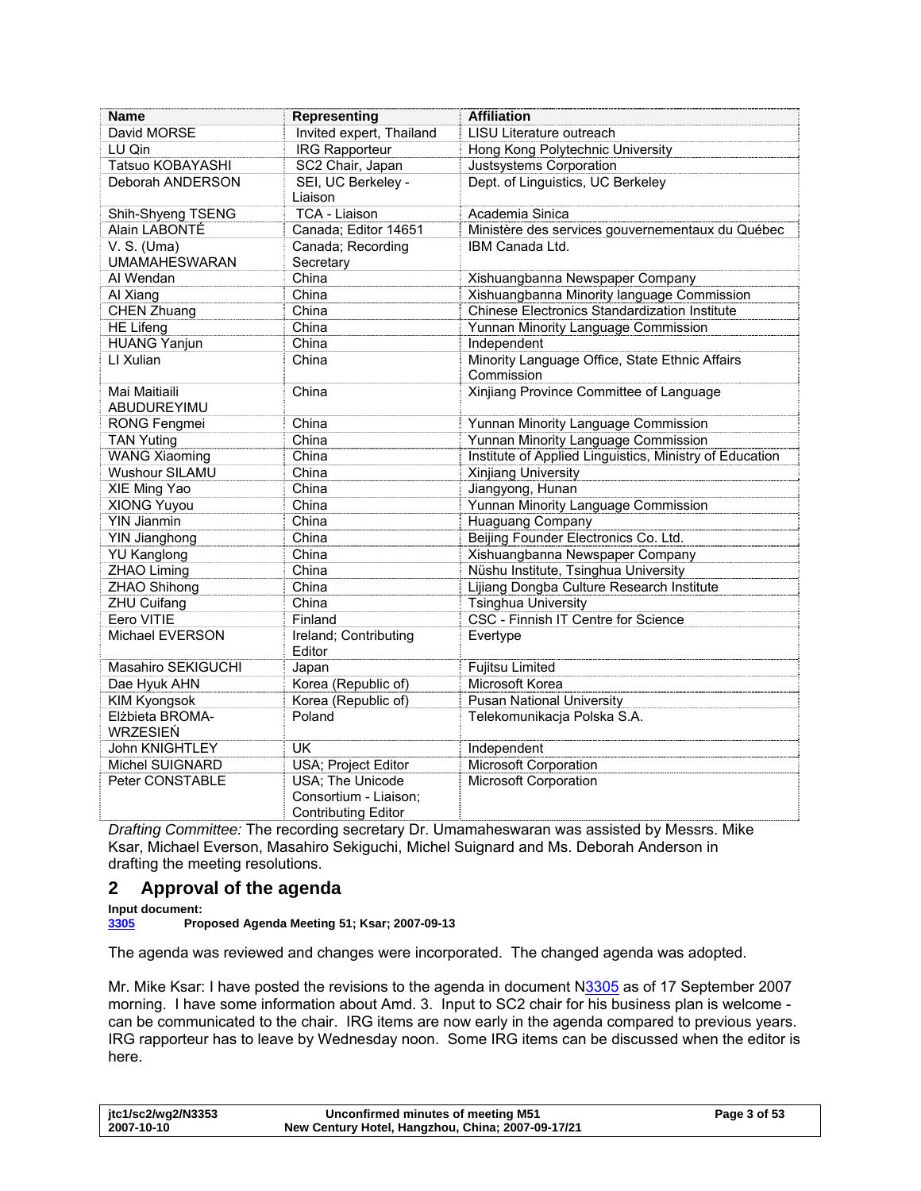| Name | Representing | Affiliation |
|---|---|---|
| David MORSE | Invited expert, Thailand | LISU Literature outreach |
| LU Qin | IRG Rapporteur | Hong Kong Polytechnic University |
| Tatsuo KOBAYASHI | SC2 Chair, Japan | Justsystems Corporation |
| Deborah ANDERSON | SEI, UC Berkeley - Liaison | Dept. of Linguistics, UC Berkeley |
| Shih-Shyeng TSENG | TCA - Liaison | Academia Sinica |
| Alain LABONTÉ | Canada; Editor 14651 | Ministère des services gouvernementaux du Québec |
| V. S. (Uma) UMAMAHESWARAN | Canada; Recording Secretary | IBM Canada Ltd. |
| AI Wendan | China | Xishuangbanna Newspaper Company |
| AI Xiang | China | Xishuangbanna Minority language Commission |
| CHEN Zhuang | China | Chinese Electronics Standardization Institute |
| HE Lifeng | China | Yunnan Minority Language Commission |
| HUANG Yanjun | China | Independent |
| LI Xulian | China | Minority Language Office, State Ethnic Affairs Commission |
| Mai Maitiaili ABUDUREYIMU | China | Xinjiang Province Committee of Language |
| RONG Fengmei | China | Yunnan Minority Language Commission |
| TAN Yuting | China | Yunnan Minority Language Commission |
| WANG Xiaoming | China | Institute of Applied Linguistics, Ministry of Education |
| Wushour SILAMU | China | Xinjiang University |
| XIE Ming Yao | China | Jiangyong, Hunan |
| XIONG Yuyou | China | Yunnan Minority Language Commission |
| YIN Jianmin | China | Huaguang Company |
| YIN Jianghong | China | Beijing Founder Electronics Co. Ltd. |
| YU Kanglong | China | Xishuangbanna Newspaper Company |
| ZHAO Liming | China | Nüshu Institute, Tsinghua University |
| ZHAO Shihong | China | Lijiang Dongba Culture Research Institute |
| ZHU Cuifang | China | Tsinghua University |
| Eero VITIE | Finland | CSC - Finnish IT Centre for Science |
| Michael EVERSON | Ireland; Contributing Editor | Evertype |
| Masahiro SEKIGUCHI | Japan | Fujitsu Limited |
| Dae Hyuk AHN | Korea (Republic of) | Microsoft Korea |
| KIM Kyongsok | Korea (Republic of) | Pusan National University |
| Elżbieta BROMA-WRZESIEŃ | Poland | Telekomunikacja Polska S.A. |
| John KNIGHTLEY | UK | Independent |
| Michel SUIGNARD | USA; Project Editor | Microsoft Corporation |
| Peter CONSTABLE | USA; The Unicode Consortium - Liaison; Contributing Editor | Microsoft Corporation |

*Drafting Committee:* The recording secretary Dr. Umamaheswaran was assisted by Messrs. Mike Ksar, Michael Everson, Masahiro Sekiguchi, Michel Suignard and Ms. Deborah Anderson in drafting the meeting resolutions.

## 2 Approval of the agenda

**Input document:**
**3305 Proposed Agenda Meeting 51; Ksar; 2007-09-13**

The agenda was reviewed and changes were incorporated. The changed agenda was adopted.

Mr. Mike Ksar: I have posted the revisions to the agenda in document N3305 as of 17 September 2007 morning. I have some information about Amd. 3. Input to SC2 chair for his business plan is welcome - can be communicated to the chair. IRG items are now early in the agenda compared to previous years. IRG rapporteur has to leave by Wednesday noon. Some IRG items can be discussed when the editor is here.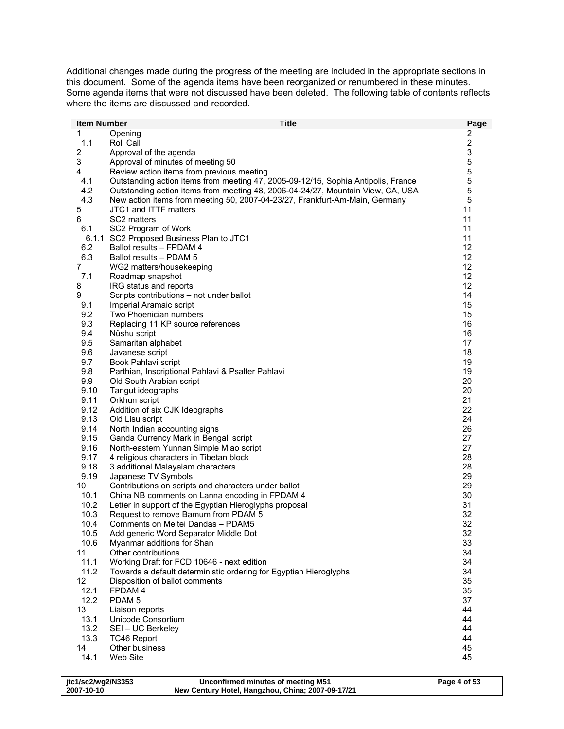Additional changes made during the progress of the meeting are included in the appropriate sections in this document. Some of the agenda items have been reorganized or renumbered in these minutes. Some agenda items that were not discussed have been deleted. The following table of contents reflects where the items are discussed and recorded.

| Item Number | Title | Page |
|---|---|---|
| 1 | Opening | 2 |
| 1.1 | Roll Call | 2 |
| 2 | Approval of the agenda | 3 |
| 3 | Approval of minutes of meeting 50 | 5 |
| 4 | Review action items from previous meeting | 5 |
| 4.1 | Outstanding action items from meeting 47, 2005-09-12/15, Sophia Antipolis, France | 5 |
| 4.2 | Outstanding action items from meeting 48, 2006-04-24/27, Mountain View, CA, USA | 5 |
| 4.3 | New action items from meeting 50, 2007-04-23/27, Frankfurt-Am-Main, Germany | 5 |
| 5 | JTC1 and ITTF matters | 11 |
| 6 | SC2 matters | 11 |
| 6.1 | SC2 Program of Work | 11 |
| 6.1.1 | SC2 Proposed Business Plan to JTC1 | 11 |
| 6.2 | Ballot results – FPDAM 4 | 12 |
| 6.3 | Ballot results – PDAM 5 | 12 |
| 7 | WG2 matters/housekeeping | 12 |
| 7.1 | Roadmap snapshot | 12 |
| 8 | IRG status and reports | 12 |
| 9 | Scripts contributions – not under ballot | 14 |
| 9.1 | Imperial Aramaic script | 15 |
| 9.2 | Two Phoenician numbers | 15 |
| 9.3 | Replacing 11 KP source references | 16 |
| 9.4 | Nüshu script | 16 |
| 9.5 | Samaritan alphabet | 17 |
| 9.6 | Javanese script | 18 |
| 9.7 | Book Pahlavi script | 19 |
| 9.8 | Parthian, Inscriptional Pahlavi & Psalter Pahlavi | 19 |
| 9.9 | Old South Arabian script | 20 |
| 9.10 | Tangut ideographs | 20 |
| 9.11 | Orkhun script | 21 |
| 9.12 | Addition of six CJK Ideographs | 22 |
| 9.13 | Old Lisu script | 24 |
| 9.14 | North Indian accounting signs | 26 |
| 9.15 | Ganda Currency Mark in Bengali script | 27 |
| 9.16 | North-eastern Yunnan Simple Miao script | 27 |
| 9.17 | 4 religious characters in Tibetan block | 28 |
| 9.18 | 3 additional Malayalam characters | 28 |
| 9.19 | Japanese TV Symbols | 29 |
| 10 | Contributions on scripts and characters under ballot | 29 |
| 10.1 | China NB comments on Lanna encoding in FPDAM 4 | 30 |
| 10.2 | Letter in support of the Egyptian Hieroglyphs proposal | 31 |
| 10.3 | Request to remove Bamum from PDAM 5 | 32 |
| 10.4 | Comments on Meitei Dandas – PDAM5 | 32 |
| 10.5 | Add generic Word Separator Middle Dot | 32 |
| 10.6 | Myanmar additions for Shan | 33 |
| 11 | Other contributions | 34 |
| 11.1 | Working Draft for FCD 10646 - next edition | 34 |
| 11.2 | Towards a default deterministic ordering for Egyptian Hieroglyphs | 34 |
| 12 | Disposition of ballot comments | 35 |
| 12.1 | FPDAM 4 | 35 |
| 12.2 | PDAM 5 | 37 |
| 13 | Liaison reports | 44 |
| 13.1 | Unicode Consortium | 44 |
| 13.2 | SEI – UC Berkeley | 44 |
| 13.3 | TC46 Report | 44 |
| 14 | Other business | 45 |
| 14.1 | Web Site | 45 |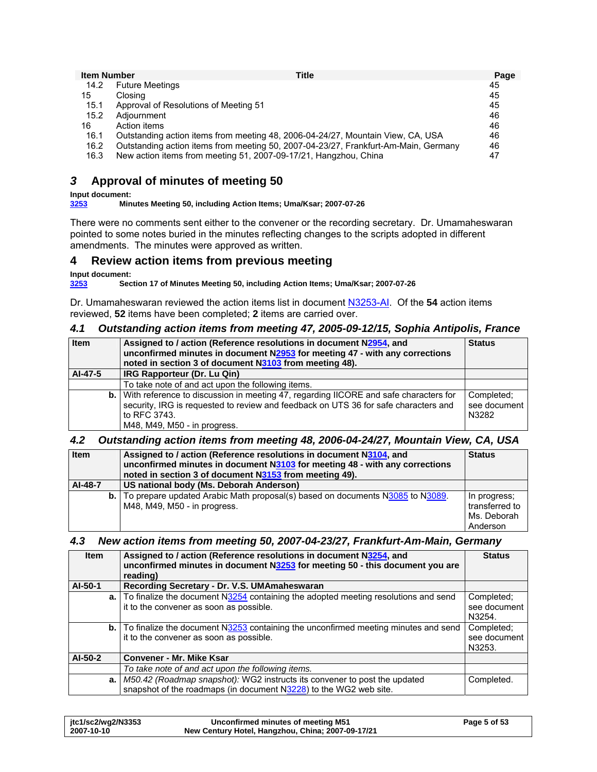| Item Number | | Title | Page |
|---|---|---|---|
| 14.2 | Future Meetings | | 45 |
| 15 | Closing | | 45 |
| 15.1 | Approval of Resolutions of Meeting 51 | | 45 |
| 15.2 | Adjournment | | 46 |
| 16 | Action items | | 46 |
| 16.1 | Outstanding action items from meeting 48, 2006-04-24/27, Mountain View, CA, USA | | 46 |
| 16.2 | Outstanding action items from meeting 50, 2007-04-23/27, Frankfurt-Am-Main, Germany | | 46 |
| 16.3 | New action items from meeting 51, 2007-09-17/21, Hangzhou, China | | 47 |

## 3 Approval of minutes of meeting 50

**Input document:**
**3253** **Minutes Meeting 50, including Action Items; Uma/Ksar; 2007-07-26**

There were no comments sent either to the convener or the recording secretary. Dr. Umamaheswaran pointed to some notes buried in the minutes reflecting changes to the scripts adopted in different amendments. The minutes were approved as written.

## 4 Review action items from previous meeting

**Input document:**
**3253** **Section 17 of Minutes Meeting 50, including Action Items; Uma/Ksar; 2007-07-26**

Dr. Umamaheswaran reviewed the action items list in document N3253-AI. Of the **54** action items reviewed, **52** items have been completed; **2** items are carried over.

### 4.1 Outstanding action items from meeting 47, 2005-09-12/15, Sophia Antipolis, France

| Item | Assigned to / action (Reference resolutions in document N2954, and unconfirmed minutes in document N2953 for meeting 47 - with any corrections noted in section 3 of document N3103 from meeting 48). | Status |
|---|---|---|
| **AI-47-5** | **IRG Rapporteur (Dr. Lu Qin)** | |
| | To take note of and act upon the following items. | |
| **b.** | With reference to discussion in meeting 47, regarding IICORE and safe characters for security, IRG is requested to review and feedback on UTS 36 for safe characters and to RFC 3743.<br>M48, M49, M50 - in progress. | Completed; see document N3282 |

### 4.2 Outstanding action items from meeting 48, 2006-04-24/27, Mountain View, CA, USA

| Item | Assigned to / action (Reference resolutions in document N3104, and unconfirmed minutes in document N3103 for meeting 48 - with any corrections noted in section 3 of document N3153 from meeting 49). | Status |
|---|---|---|
| **AI-48-7** | **US national body (Ms. Deborah Anderson)** | |
| **b.** | To prepare updated Arabic Math proposal(s) based on documents N3085 to N3089.<br>M48, M49, M50 - in progress. | In progress; transferred to Ms. Deborah Anderson |

### 4.3 New action items from meeting 50, 2007-04-23/27, Frankfurt-Am-Main, Germany

| Item | Assigned to / action (Reference resolutions in document N3254, and unconfirmed minutes in document N3253 for meeting 50 - this document you are reading) | Status |
|---|---|---|
| **AI-50-1** | **Recording Secretary - Dr. V.S. UMAmaheswaran** | |
| **a.** | To finalize the document N3254 containing the adopted meeting resolutions and send it to the convener as soon as possible. | Completed; see document N3254. |
| **b.** | To finalize the document N3253 containing the unconfirmed meeting minutes and send it to the convener as soon as possible. | Completed; see document N3253. |
| **AI-50-2** | **Convener - Mr. Mike Ksar** | |
| | *To take note of and act upon the following items.* | |
| **a.** | *M50.42 (Roadmap snapshot):* WG2 instructs its convener to post the updated snapshot of the roadmaps (in document N3228) to the WG2 web site. | Completed. |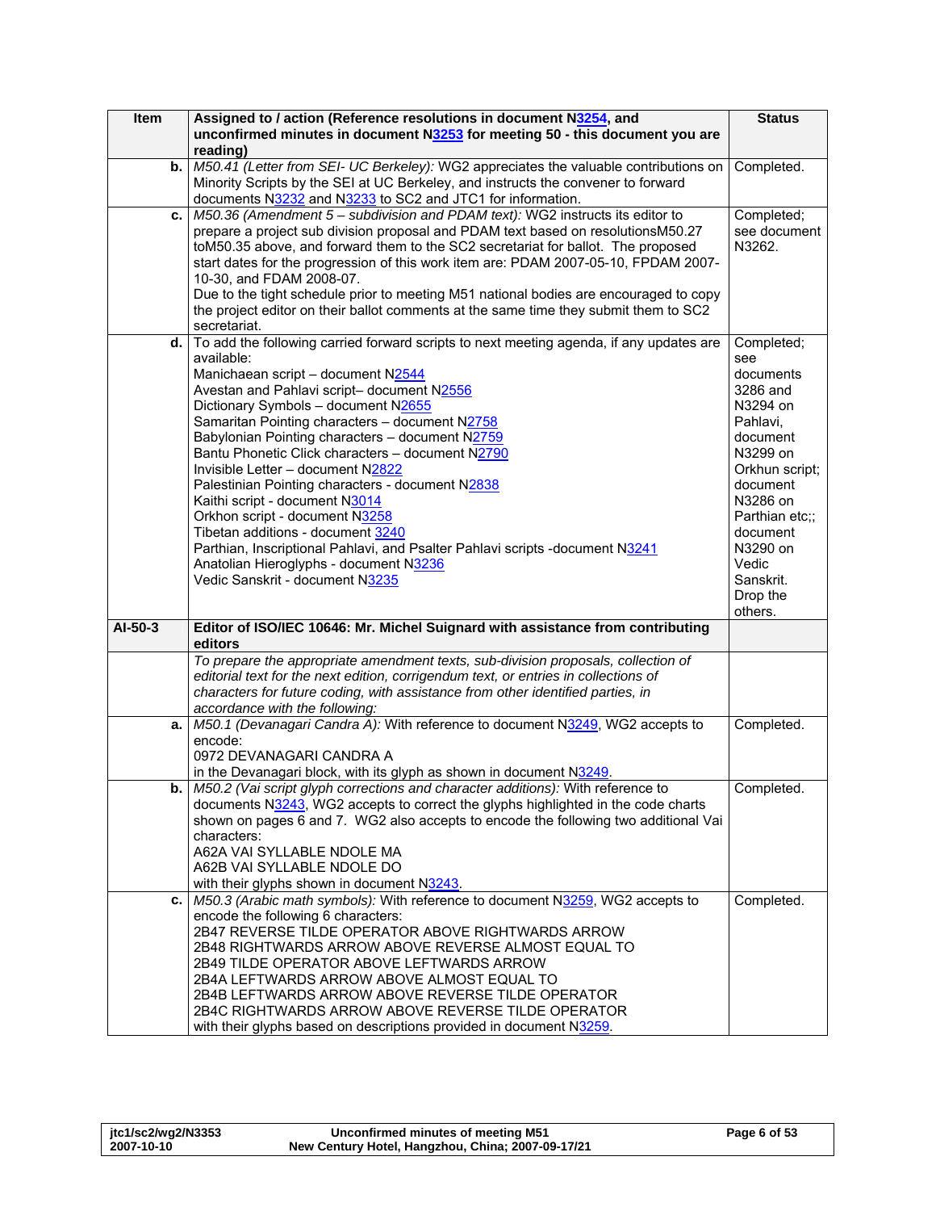| Item | Assigned to / action (Reference resolutions in document N3254, and unconfirmed minutes in document N3253 for meeting 50 - this document you are reading) | Status |
|---|---|---|
| b. | *M50.41 (Letter from SEI- UC Berkeley):* WG2 appreciates the valuable contributions on Minority Scripts by the SEI at UC Berkeley, and instructs the convener to forward documents N3232 and N3233 to SC2 and JTC1 for information. | Completed. |
| c. | *M50.36 (Amendment 5 – subdivision and PDAM text):* WG2 instructs its editor to prepare a project sub division proposal and PDAM text based on resolutionsM50.27 toM50.35 above, and forward them to the SC2 secretariat for ballot. The proposed start dates for the progression of this work item are: PDAM 2007-05-10, FPDAM 2007-10-30, and FDAM 2008-07.<br>Due to the tight schedule prior to meeting M51 national bodies are encouraged to copy the project editor on their ballot comments at the same time they submit them to SC2 secretariat. | Completed; see document N3262. |
| d. | To add the following carried forward scripts to next meeting agenda, if any updates are available:<br>Manichaean script – document N2544<br>Avestan and Pahlavi script– document N2556<br>Dictionary Symbols – document N2655<br>Samaritan Pointing characters – document N2758<br>Babylonian Pointing characters – document N2759<br>Bantu Phonetic Click characters – document N2790<br>Invisible Letter – document N2822<br>Palestinian Pointing characters - document N2838<br>Kaithi script - document N3014<br>Orkhon script - document N3258<br>Tibetan additions - document 3240<br>Parthian, Inscriptional Pahlavi, and Psalter Pahlavi scripts -document N3241<br>Anatolian Hieroglyphs - document N3236<br>Vedic Sanskrit - document N3235 | Completed; see documents 3286 and N3294 on Pahlavi, document N3299 on Orkhun script; document N3286 on Parthian etc;; document N3290 on Vedic Sanskrit. Drop the others. |
| **AI-50-3** | **Editor of ISO/IEC 10646: Mr. Michel Suignard with assistance from contributing editors** | |
| | *To prepare the appropriate amendment texts, sub-division proposals, collection of editorial text for the next edition, corrigendum text, or entries in collections of characters for future coding, with assistance from other identified parties, in accordance with the following:* | |
| a. | *M50.1 (Devanagari Candra A):* With reference to document N3249, WG2 accepts to encode:<br>0972 DEVANAGARI CANDRA A<br>in the Devanagari block, with its glyph as shown in document N3249. | Completed. |
| b. | *M50.2 (Vai script glyph corrections and character additions):* With reference to documents N3243, WG2 accepts to correct the glyphs highlighted in the code charts shown on pages 6 and 7. WG2 also accepts to encode the following two additional Vai characters:<br>A62A VAI SYLLABLE NDOLE MA<br>A62B VAI SYLLABLE NDOLE DO<br>with their glyphs shown in document N3243. | Completed. |
| c. | *M50.3 (Arabic math symbols):* With reference to document N3259, WG2 accepts to encode the following 6 characters:<br>2B47 REVERSE TILDE OPERATOR ABOVE RIGHTWARDS ARROW<br>2B48 RIGHTWARDS ARROW ABOVE REVERSE ALMOST EQUAL TO<br>2B49 TILDE OPERATOR ABOVE LEFTWARDS ARROW<br>2B4A LEFTWARDS ARROW ABOVE ALMOST EQUAL TO<br>2B4B LEFTWARDS ARROW ABOVE REVERSE TILDE OPERATOR<br>2B4C RIGHTWARDS ARROW ABOVE REVERSE TILDE OPERATOR<br>with their glyphs based on descriptions provided in document N3259. | Completed. |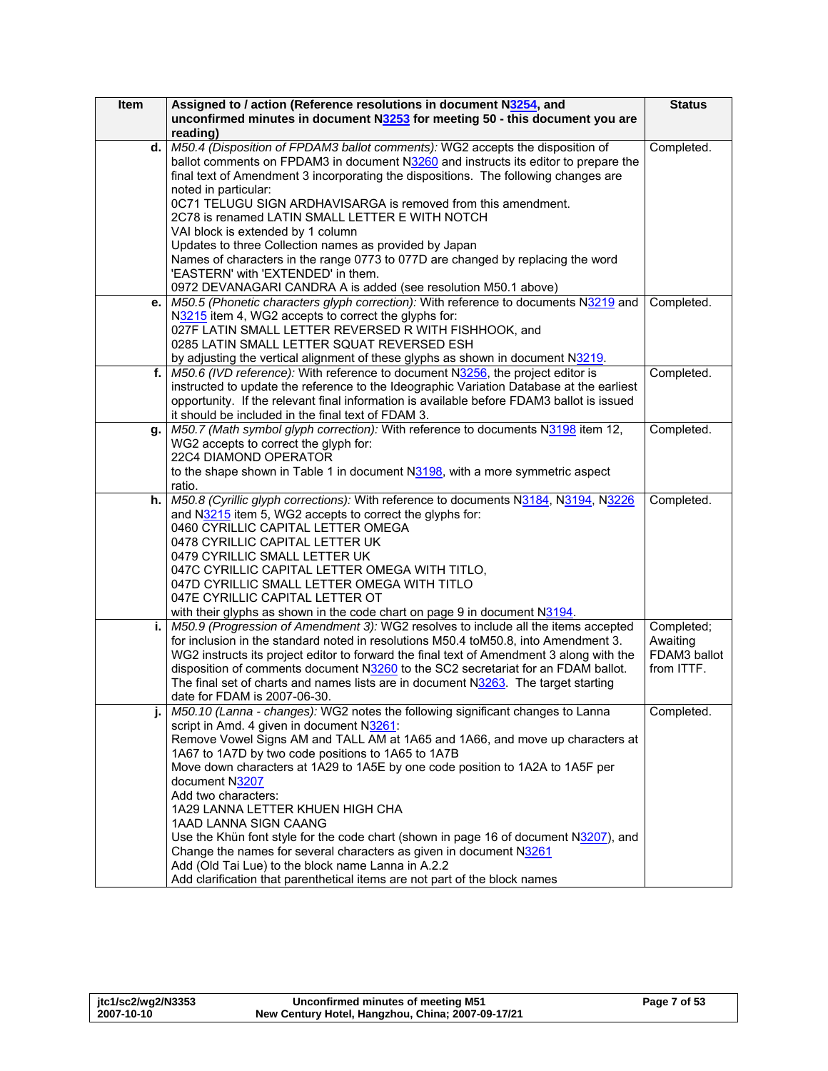| Item | Assigned to / action (Reference resolutions in document N3254, and unconfirmed minutes in document N3253 for meeting 50 - this document you are reading) | Status |
|---|---|---|
| d. | *M50.4 (Disposition of FPDAM3 ballot comments):* WG2 accepts the disposition of ballot comments on FPDAM3 in document N3260 and instructs its editor to prepare the final text of Amendment 3 incorporating the dispositions. The following changes are noted in particular:<br>0C71 TELUGU SIGN ARDHAVISARGA is removed from this amendment.<br>2C78 is renamed LATIN SMALL LETTER E WITH NOTCH<br>VAI block is extended by 1 column<br>Updates to three Collection names as provided by Japan<br>Names of characters in the range 0773 to 077D are changed by replacing the word 'EASTERN' with 'EXTENDED' in them.<br>0972 DEVANAGARI CANDRA A is added (see resolution M50.1 above) | Completed. |
| e. | *M50.5 (Phonetic characters glyph correction):* With reference to documents N3219 and N3215 item 4, WG2 accepts to correct the glyphs for:<br>027F LATIN SMALL LETTER REVERSED R WITH FISHHOOK, and<br>0285 LATIN SMALL LETTER SQUAT REVERSED ESH<br>by adjusting the vertical alignment of these glyphs as shown in document N3219. | Completed. |
| f. | *M50.6 (IVD reference):* With reference to document N3256, the project editor is instructed to update the reference to the Ideographic Variation Database at the earliest opportunity. If the relevant final information is available before FDAM3 ballot is issued it should be included in the final text of FDAM 3. | Completed. |
| g. | *M50.7 (Math symbol glyph correction):* With reference to documents N3198 item 12, WG2 accepts to correct the glyph for:<br>22C4 DIAMOND OPERATOR<br>to the shape shown in Table 1 in document N3198, with a more symmetric aspect ratio. | Completed. |
| h. | *M50.8 (Cyrillic glyph corrections):* With reference to documents N3184, N3194, N3226 and N3215 item 5, WG2 accepts to correct the glyphs for:<br>0460 CYRILLIC CAPITAL LETTER OMEGA<br>0478 CYRILLIC CAPITAL LETTER UK<br>0479 CYRILLIC SMALL LETTER UK<br>047C CYRILLIC CAPITAL LETTER OMEGA WITH TITLO,<br>047D CYRILLIC SMALL LETTER OMEGA WITH TITLO<br>047E CYRILLIC CAPITAL LETTER OT<br>with their glyphs as shown in the code chart on page 9 in document N3194. | Completed. |
| i. | *M50.9 (Progression of Amendment 3):* WG2 resolves to include all the items accepted for inclusion in the standard noted in resolutions M50.4 toM50.8, into Amendment 3. WG2 instructs its project editor to forward the final text of Amendment 3 along with the disposition of comments document N3260 to the SC2 secretariat for an FDAM ballot. The final set of charts and names lists are in document N3263. The target starting date for FDAM is 2007-06-30. | Completed; Awaiting FDAM3 ballot from ITTF. |
| j. | *M50.10 (Lanna - changes):* WG2 notes the following significant changes to Lanna script in Amd. 4 given in document N3261:<br>Remove Vowel Signs AM and TALL AM at 1A65 and 1A66, and move up characters at 1A67 to 1A7D by two code positions to 1A65 to 1A7B<br>Move down characters at 1A29 to 1A5E by one code position to 1A2A to 1A5F per document N3207<br>Add two characters:<br>1A29 LANNA LETTER KHUEN HIGH CHA<br>1AAD LANNA SIGN CAANG<br>Use the Khün font style for the code chart (shown in page 16 of document N3207), and<br>Change the names for several characters as given in document N3261<br>Add (Old Tai Lue) to the block name Lanna in A.2.2<br>Add clarification that parenthetical items are not part of the block names | Completed. |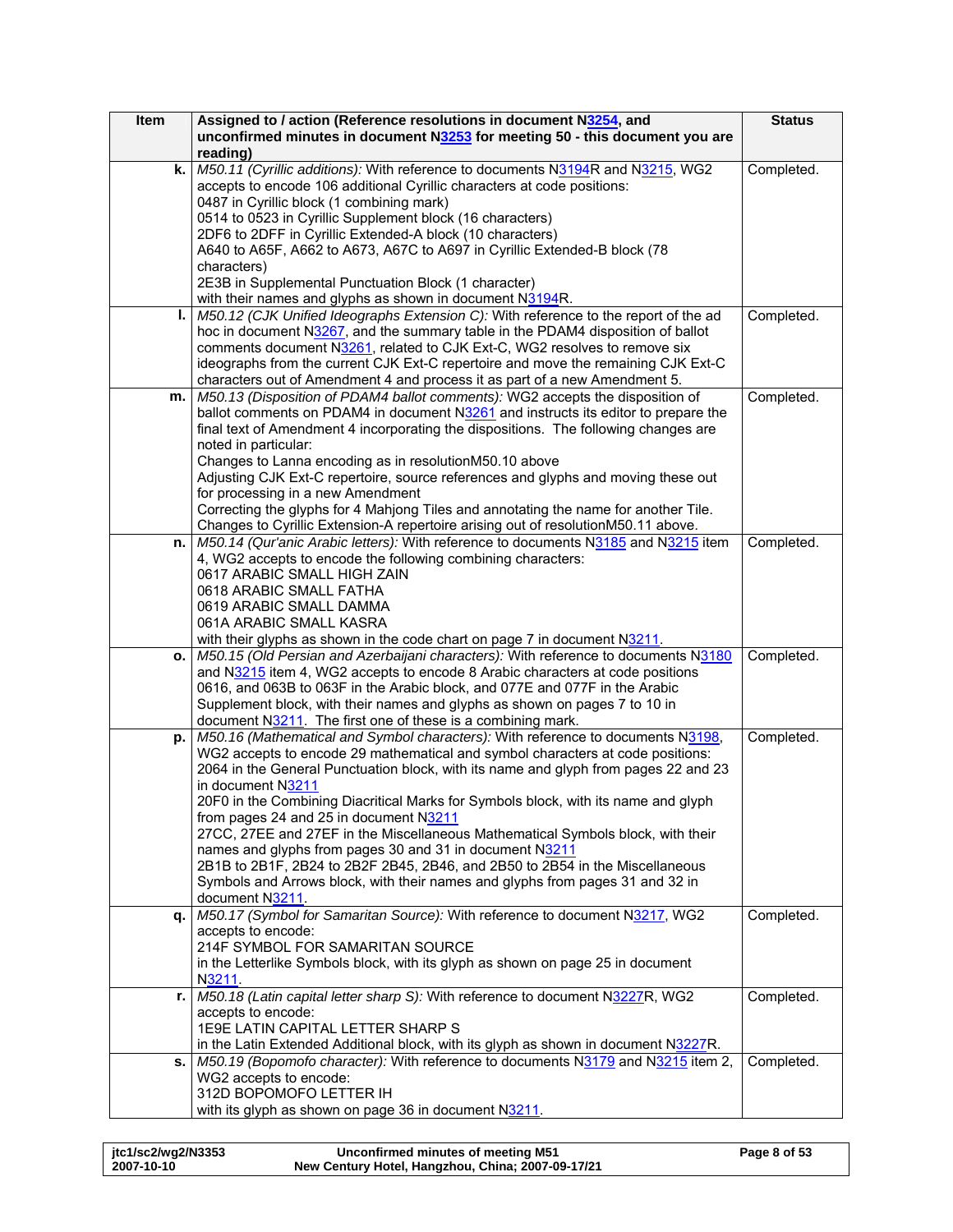| Item | Assigned to / action (Reference resolutions in document N3254, and unconfirmed minutes in document N3253 for meeting 50 - this document you are reading) | Status |
|---|---|---|
| k. | *M50.11 (Cyrillic additions):* With reference to documents N3194R and N3215, WG2 accepts to encode 106 additional Cyrillic characters at code positions:<br>0487 in Cyrillic block (1 combining mark)<br>0514 to 0523 in Cyrillic Supplement block (16 characters)<br>2DF6 to 2DFF in Cyrillic Extended-A block (10 characters)<br>A640 to A65F, A662 to A673, A67C to A697 in Cyrillic Extended-B block (78 characters)<br>2E3B in Supplemental Punctuation Block (1 character)<br>with their names and glyphs as shown in document N3194R. | Completed. |
| l. | *M50.12 (CJK Unified Ideographs Extension C):* With reference to the report of the ad hoc in document N3267, and the summary table in the PDAM4 disposition of ballot comments document N3261, related to CJK Ext-C, WG2 resolves to remove six ideographs from the current CJK Ext-C repertoire and move the remaining CJK Ext-C characters out of Amendment 4 and process it as part of a new Amendment 5. | Completed. |
| m. | *M50.13 (Disposition of PDAM4 ballot comments):* WG2 accepts the disposition of ballot comments on PDAM4 in document N3261 and instructs its editor to prepare the final text of Amendment 4 incorporating the dispositions. The following changes are noted in particular:<br>Changes to Lanna encoding as in resolutionM50.10 above<br>Adjusting CJK Ext-C repertoire, source references and glyphs and moving these out for processing in a new Amendment<br>Correcting the glyphs for 4 Mahjong Tiles and annotating the name for another Tile.<br>Changes to Cyrillic Extension-A repertoire arising out of resolutionM50.11 above. | Completed. |
| n. | *M50.14 (Qur'anic Arabic letters):* With reference to documents N3185 and N3215 item 4, WG2 accepts to encode the following combining characters:<br>0617 ARABIC SMALL HIGH ZAIN<br>0618 ARABIC SMALL FATHA<br>0619 ARABIC SMALL DAMMA<br>061A ARABIC SMALL KASRA<br>with their glyphs as shown in the code chart on page 7 in document N3211. | Completed. |
| o. | *M50.15 (Old Persian and Azerbaijani characters):* With reference to documents N3180 and N3215 item 4, WG2 accepts to encode 8 Arabic characters at code positions 0616, and 063B to 063F in the Arabic block, and 077E and 077F in the Arabic Supplement block, with their names and glyphs as shown on pages 7 to 10 in document N3211. The first one of these is a combining mark. | Completed. |
| p. | *M50.16 (Mathematical and Symbol characters):* With reference to documents N3198, WG2 accepts to encode 29 mathematical and symbol characters at code positions:<br>2064 in the General Punctuation block, with its name and glyph from pages 22 and 23 in document N3211<br>20F0 in the Combining Diacritical Marks for Symbols block, with its name and glyph from pages 24 and 25 in document N3211<br>27CC, 27EE and 27EF in the Miscellaneous Mathematical Symbols block, with their names and glyphs from pages 30 and 31 in document N3211<br>2B1B to 2B1F, 2B24 to 2B2F 2B45, 2B46, and 2B50 to 2B54 in the Miscellaneous Symbols and Arrows block, with their names and glyphs from pages 31 and 32 in document N3211. | Completed. |
| q. | *M50.17 (Symbol for Samaritan Source):* With reference to document N3217, WG2 accepts to encode:<br>214F SYMBOL FOR SAMARITAN SOURCE<br>in the Letterlike Symbols block, with its glyph as shown on page 25 in document N3211. | Completed. |
| r. | *M50.18 (Latin capital letter sharp S):* With reference to document N3227R, WG2 accepts to encode:<br>1E9E LATIN CAPITAL LETTER SHARP S<br>in the Latin Extended Additional block, with its glyph as shown in document N3227R. | Completed. |
| s. | *M50.19 (Bopomofo character):* With reference to documents N3179 and N3215 item 2, WG2 accepts to encode:<br>312D BOPOMOFO LETTER IH<br>with its glyph as shown on page 36 in document N3211. | Completed. |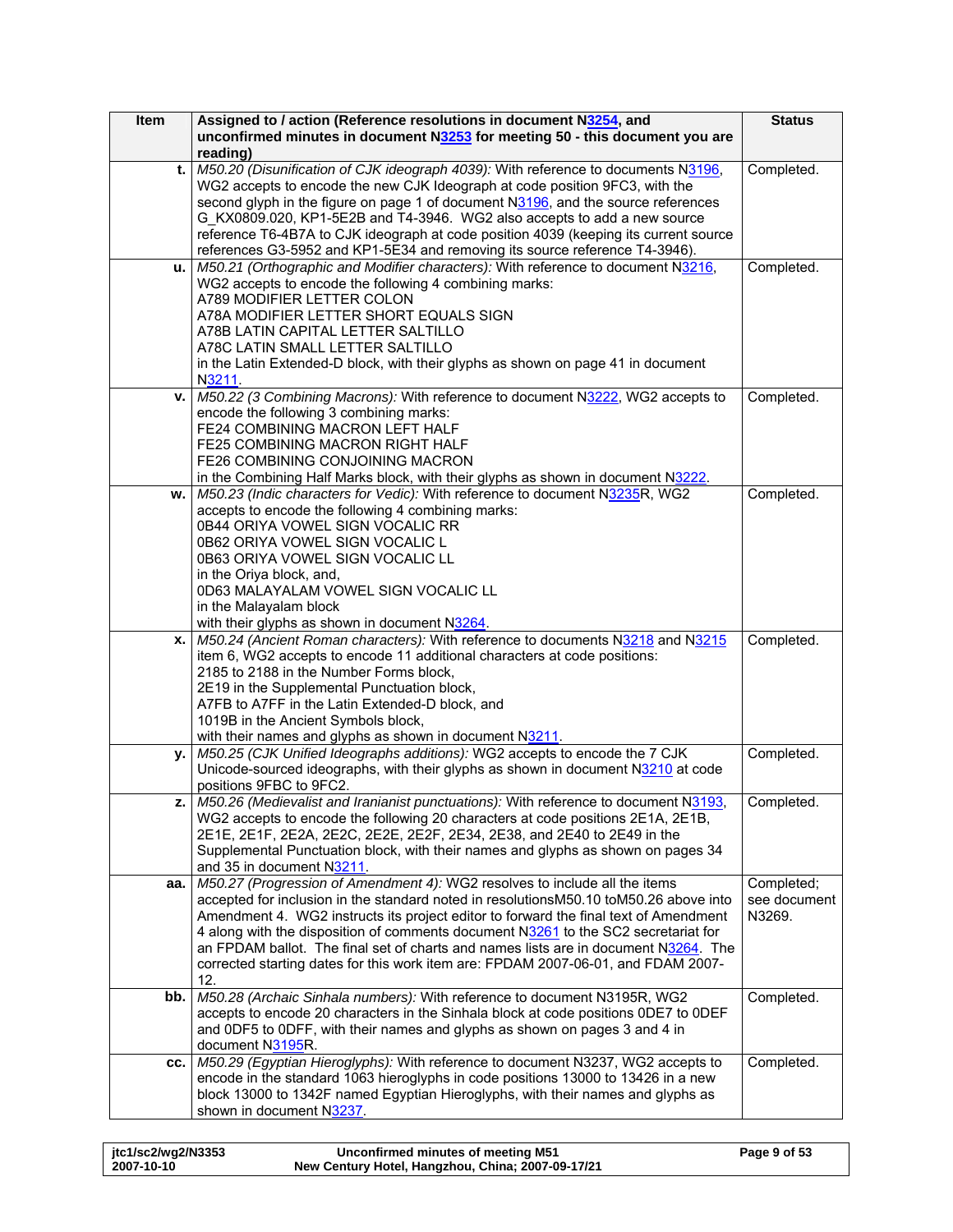| Item | Assigned to / action (Reference resolutions in document N3254, and unconfirmed minutes in document N3253 for meeting 50 - this document you are reading) | Status |
|---|---|---|
| t. | *M50.20 (Disunification of CJK ideograph 4039):* With reference to documents N3196, WG2 accepts to encode the new CJK Ideograph at code position 9FC3, with the second glyph in the figure on page 1 of document N3196, and the source references G_KX0809.020, KP1-5E2B and T4-3946. WG2 also accepts to add a new source reference T6-4B7A to CJK ideograph at code position 4039 (keeping its current source references G3-5952 and KP1-5E34 and removing its source reference T4-3946). | Completed. |
| u. | *M50.21 (Orthographic and Modifier characters):* With reference to document N3216, WG2 accepts to encode the following 4 combining marks:<br>A789 MODIFIER LETTER COLON<br>A78A MODIFIER LETTER SHORT EQUALS SIGN<br>A78B LATIN CAPITAL LETTER SALTILLO<br>A78C LATIN SMALL LETTER SALTILLO<br>in the Latin Extended-D block, with their glyphs as shown on page 41 in document N3211. | Completed. |
| v. | *M50.22 (3 Combining Macrons):* With reference to document N3222, WG2 accepts to encode the following 3 combining marks:<br>FE24 COMBINING MACRON LEFT HALF<br>FE25 COMBINING MACRON RIGHT HALF<br>FE26 COMBINING CONJOINING MACRON<br>in the Combining Half Marks block, with their glyphs as shown in document N3222. | Completed. |
| w. | *M50.23 (Indic characters for Vedic):* With reference to document N3235R, WG2 accepts to encode the following 4 combining marks:<br>0B44 ORIYA VOWEL SIGN VOCALIC RR<br>0B62 ORIYA VOWEL SIGN VOCALIC L<br>0B63 ORIYA VOWEL SIGN VOCALIC LL<br>in the Oriya block, and,<br>0D63 MALAYALAM VOWEL SIGN VOCALIC LL<br>in the Malayalam block<br>with their glyphs as shown in document N3264. | Completed. |
| x. | *M50.24 (Ancient Roman characters):* With reference to documents N3218 and N3215 item 6, WG2 accepts to encode 11 additional characters at code positions:<br>2185 to 2188 in the Number Forms block,<br>2E19 in the Supplemental Punctuation block,<br>A7FB to A7FF in the Latin Extended-D block, and<br>1019B in the Ancient Symbols block,<br>with their names and glyphs as shown in document N3211. | Completed. |
| y. | *M50.25 (CJK Unified Ideographs additions):* WG2 accepts to encode the 7 CJK Unicode-sourced ideographs, with their glyphs as shown in document N3210 at code positions 9FBC to 9FC2. | Completed. |
| z. | *M50.26 (Medievalist and Iranianist punctuations):* With reference to document N3193, WG2 accepts to encode the following 20 characters at code positions 2E1A, 2E1B, 2E1E, 2E1F, 2E2A, 2E2C, 2E2E, 2E2F, 2E34, 2E38, and 2E40 to 2E49 in the Supplemental Punctuation block, with their names and glyphs as shown on pages 34 and 35 in document N3211. | Completed. |
| aa. | *M50.27 (Progression of Amendment 4):* WG2 resolves to include all the items accepted for inclusion in the standard noted in resolutionsM50.10 toM50.26 above into Amendment 4. WG2 instructs its project editor to forward the final text of Amendment 4 along with the disposition of comments document N3261 to the SC2 secretariat for an FPDAM ballot. The final set of charts and names lists are in document N3264. The corrected starting dates for this work item are: FPDAM 2007-06-01, and FDAM 2007-12. | Completed; see document N3269. |
| bb. | *M50.28 (Archaic Sinhala numbers):* With reference to document N3195R, WG2 accepts to encode 20 characters in the Sinhala block at code positions 0DE7 to 0DEF and 0DF5 to 0DFF, with their names and glyphs as shown on pages 3 and 4 in document N3195R. | Completed. |
| cc. | *M50.29 (Egyptian Hieroglyphs):* With reference to document N3237, WG2 accepts to encode in the standard 1063 hieroglyphs in code positions 13000 to 13426 in a new block 13000 to 1342F named Egyptian Hieroglyphs, with their names and glyphs as shown in document N3237. | Completed. |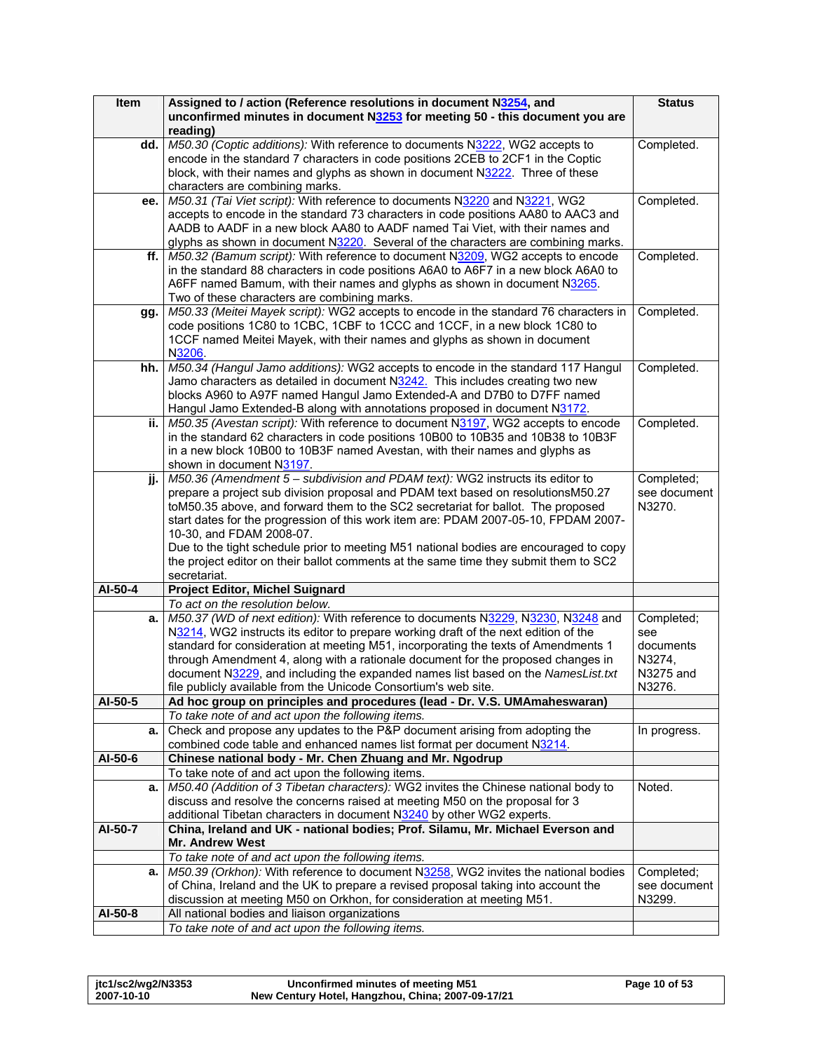| Item | Assigned to / action (Reference resolutions in document N3254, and unconfirmed minutes in document N3253 for meeting 50 - this document you are reading) | Status |
|---|---|---|
| dd. | *M50.30 (Coptic additions):* With reference to documents N3222, WG2 accepts to encode in the standard 7 characters in code positions 2CEB to 2CF1 in the Coptic block, with their names and glyphs as shown in document N3222. Three of these characters are combining marks. | Completed. |
| ee. | *M50.31 (Tai Viet script):* With reference to documents N3220 and N3221, WG2 accepts to encode in the standard 73 characters in code positions AA80 to AAC3 and AADB to AADF in a new block AA80 to AADF named Tai Viet, with their names and glyphs as shown in N3220. Several of the characters are combining marks. | Completed. |
| ff. | *M50.32 (Bamum script):* With reference to document N3209, WG2 accepts to encode in the standard 88 characters in code positions A6A0 to A6F7 in a new block A6A0 to A6FF named Bamum, with their names and glyphs as shown in document N3265. Two of these characters are combining marks. | Completed. |
| gg. | *M50.33 (Meitei Mayek script):* WG2 accepts to encode in the standard 76 characters in code positions 1C80 to 1CBC, 1CBF to 1CCC and 1CCF, in a new block 1C80 to 1CCF named Meitei Mayek, with their names and glyphs as shown in document N3206. | Completed. |
| hh. | *M50.34 (Hangul Jamo additions):* WG2 accepts to encode in the standard 117 Hangul Jamo characters as detailed in document N3242. This includes creating two new blocks A960 to A97F named Hangul Jamo Extended-A and D7B0 to D7FF named Hangul Jamo Extended-B along with annotations proposed in document N3172. | Completed. |
| ii. | *M50.35 (Avestan script):* With reference to document N3197, WG2 accepts to encode in the standard 62 characters in code positions 10B00 to 10B35 and 10B38 to 10B3F in a new block 10B00 to 10B3F named Avestan, with their names and glyphs as shown in document N3197. | Completed. |
| jj. | *M50.36 (Amendment 5 – subdivision and PDAM text):* WG2 instructs its editor to prepare a project sub division proposal and PDAM text based on resolutionsM50.27 toM50.35 above, and forward them to the SC2 secretariat for ballot. The proposed start dates for the progression of this work item are: PDAM 2007-05-10, FPDAM 2007-10-30, and FDAM 2008-07.<br>Due to the tight schedule prior to meeting M51 national bodies are encouraged to copy the project editor on their ballot comments at the same time they submit them to SC2 secretariat. | Completed; see document N3270. |
| **AI-50-4** | **Project Editor, Michel Suignard** | |
| | *To act on the resolution below.* | |
| a. | *M50.37 (WD of next edition):* With reference to documents N3229, N3230, N3248 and N3214, WG2 instructs its editor to prepare working draft of the next edition of the standard for consideration at meeting M51, incorporating the texts of Amendments 1 through Amendment 4, along with a rationale document for the proposed changes in document N3229, and including the expanded names list based on the *NamesList.txt* file publicly available from the Unicode Consortium's web site. | Completed; see documents N3274, N3275 and N3276. |
| **AI-50-5** | **Ad hoc group on principles and procedures (lead - Dr. V.S. UMAmaheswaran)** | |
| | *To take note of and act upon the following items.* | |
| a. | Check and propose any updates to the P&P document arising from adopting the combined code table and enhanced names list format per document N3214. | In progress. |
| **AI-50-6** | **Chinese national body - Mr. Chen Zhuang and Mr. Ngodrup** | |
| | To take note of and act upon the following items. | |
| a. | *M50.40 (Addition of 3 Tibetan characters):* WG2 invites the Chinese national body to discuss and resolve the concerns raised at meeting M50 on the proposal for 3 additional Tibetan characters in document N3240 by other WG2 experts. | Noted. |
| **AI-50-7** | **China, Ireland and UK - national bodies; Prof. Silamu, Mr. Michael Everson and Mr. Andrew West** | |
| | *To take note of and act upon the following items.* | |
| a. | *M50.39 (Orkhon):* With reference to document N3258, WG2 invites the national bodies of China, Ireland and the UK to prepare a revised proposal taking into account the discussion at meeting M50 on Orkhon, for consideration at meeting M51. | Completed; see document N3299. |
| **AI-50-8** | All national bodies and liaison organizations | |
| | *To take note of and act upon the following items.* | |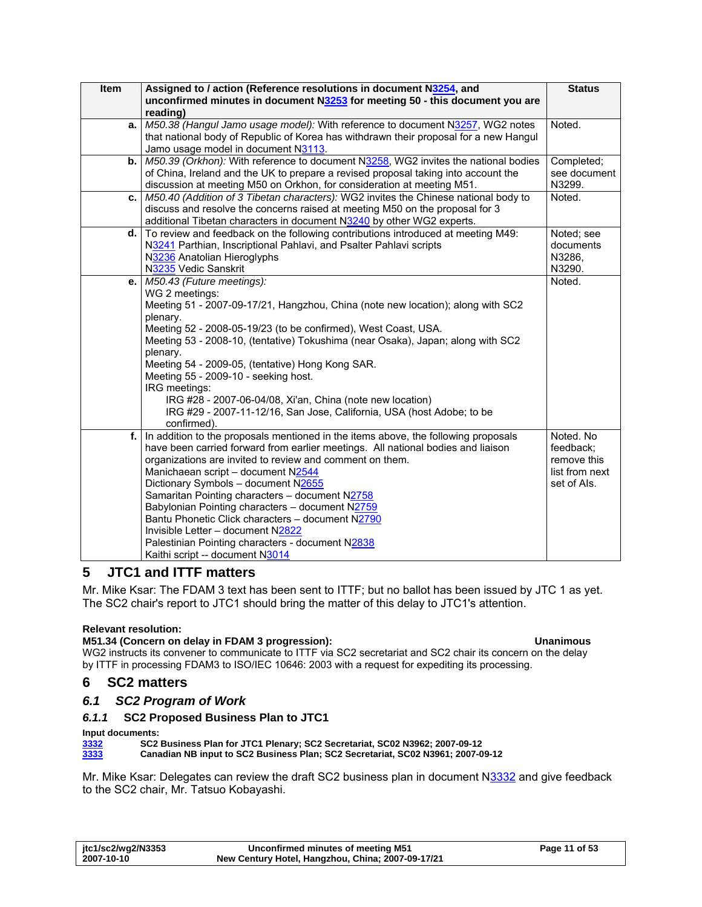| Item | Assigned to / action (Reference resolutions in document N3254, and unconfirmed minutes in document N3253 for meeting 50 - this document you are reading) | Status |
|---|---|---|
| a. | *M50.38 (Hangul Jamo usage model):* With reference to document N3257, WG2 notes that national body of Republic of Korea has withdrawn their proposal for a new Hangul Jamo usage model in document N3113. | Noted. |
| b. | *M50.39 (Orkhon):* With reference to document N3258, WG2 invites the national bodies of China, Ireland and the UK to prepare a revised proposal taking into account the discussion at meeting M50 on Orkhon, for consideration at meeting M51. | Completed; see document N3299. |
| c. | *M50.40 (Addition of 3 Tibetan characters):* WG2 invites the Chinese national body to discuss and resolve the concerns raised at meeting M50 on the proposal for 3 additional Tibetan characters in document N3240 by other WG2 experts. | Noted. |
| d. | To review and feedback on the following contributions introduced at meeting M49:<br>N3241 Parthian, Inscriptional Pahlavi, and Psalter Pahlavi scripts<br>N3236 Anatolian Hieroglyphs<br>N3235 Vedic Sanskrit | Noted; see documents N3286, N3290. |
| e. | *M50.43 (Future meetings):*<br>WG 2 meetings:<br>Meeting 51 - 2007-09-17/21, Hangzhou, China (note new location); along with SC2 plenary.<br>Meeting 52 - 2008-05-19/23 (to be confirmed), West Coast, USA.<br>Meeting 53 - 2008-10, (tentative) Tokushima (near Osaka), Japan; along with SC2 plenary.<br>Meeting 54 - 2009-05, (tentative) Hong Kong SAR.<br>Meeting 55 - 2009-10 - seeking host.<br>IRG meetings:<br>IRG #28 - 2007-06-04/08, Xi'an, China (note new location)<br>IRG #29 - 2007-11-12/16, San Jose, California, USA (host Adobe; to be confirmed). | Noted. |
| f. | In addition to the proposals mentioned in the items above, the following proposals have been carried forward from earlier meetings. All national bodies and liaison organizations are invited to review and comment on them.<br>Manichaean script – document N2544<br>Dictionary Symbols – document N2655<br>Samaritan Pointing characters – document N2758<br>Babylonian Pointing characters – document N2759<br>Bantu Phonetic Click characters – document N2790<br>Invisible Letter – document N2822<br>Palestinian Pointing characters - document N2838<br>Kaithi script -- document N3014 | Noted. No feedback; remove this list from next set of AIs. |

## 5 JTC1 and ITTF matters

Mr. Mike Ksar: The FDAM 3 text has been sent to ITTF; but no ballot has been issued by JTC 1 as yet. The SC2 chair's report to JTC1 should bring the matter of this delay to JTC1's attention.

**Relevant resolution:**

**M51.34 (Concern on delay in FDAM 3 progression): Unanimous**

WG2 instructs its convener to communicate to ITTF via SC2 secretariat and SC2 chair its concern on the delay by ITTF in processing FDAM3 to ISO/IEC 10646: 2003 with a request for expediting its processing.

## 6 SC2 matters

### *6.1 SC2 Program of Work*

#### *6.1.1* SC2 Proposed Business Plan to JTC1

**Input documents:**

**3332** **SC2 Business Plan for JTC1 Plenary; SC2 Secretariat, SC02 N3962; 2007-09-12**
**3333** **Canadian NB input to SC2 Business Plan; SC2 Secretariat, SC02 N3961; 2007-09-12**

Mr. Mike Ksar: Delegates can review the draft SC2 business plan in document N3332 and give feedback to the SC2 chair, Mr. Tatsuo Kobayashi.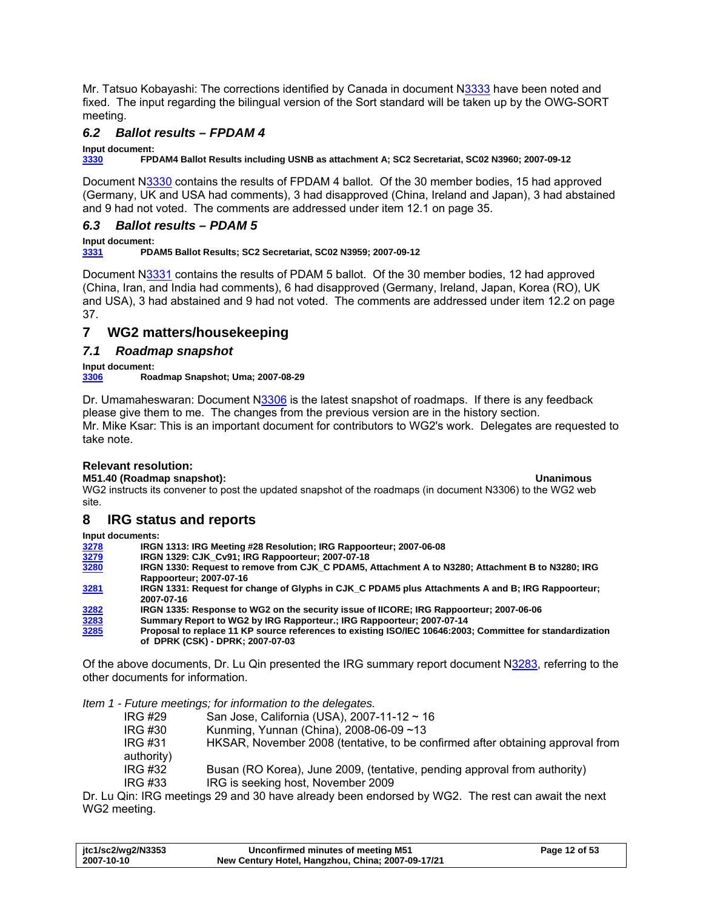Mr. Tatsuo Kobayashi: The corrections identified by Canada in document N3333 have been noted and fixed. The input regarding the bilingual version of the Sort standard will be taken up by the OWG-SORT meeting.

### *6.2 Ballot results – FPDAM 4*

**Input document:**
**3330 FPDAM4 Ballot Results including USNB as attachment A; SC2 Secretariat, SC02 N3960; 2007-09-12**

Document N3330 contains the results of FPDAM 4 ballot. Of the 30 member bodies, 15 had approved (Germany, UK and USA had comments), 3 had disapproved (China, Ireland and Japan), 3 had abstained and 9 had not voted. The comments are addressed under item 12.1 on page 35.

### *6.3 Ballot results – PDAM 5*

**Input document:**
**3331 PDAM5 Ballot Results; SC2 Secretariat, SC02 N3959; 2007-09-12**

Document N3331 contains the results of PDAM 5 ballot. Of the 30 member bodies, 12 had approved (China, Iran, and India had comments), 6 had disapproved (Germany, Ireland, Japan, Korea (RO), UK and USA), 3 had abstained and 9 had not voted. The comments are addressed under item 12.2 on page 37.

## 7 WG2 matters/housekeeping

### *7.1 Roadmap snapshot*

**Input document:**
**3306 Roadmap Snapshot; Uma; 2007-08-29**

Dr. Umamaheswaran: Document N3306 is the latest snapshot of roadmaps. If there is any feedback please give them to me. The changes from the previous version are in the history section.
Mr. Mike Ksar: This is an important document for contributors to WG2's work. Delegates are requested to take note.

**Relevant resolution:**
**M51.40 (Roadmap snapshot): Unanimous**
WG2 instructs its convener to post the updated snapshot of the roadmaps (in document N3306) to the WG2 web site.

## 8 IRG status and reports

**Input documents:**
**3278 IRGN 1313: IRG Meeting #28 Resolution; IRG Rappoorteur; 2007-06-08**
**3279 IRGN 1329: CJK_Cv91; IRG Rappoorteur; 2007-07-18**
**3280 IRGN 1330: Request to remove from CJK_C PDAM5, Attachment A to N3280; Attachment B to N3280; IRG Rappoorteur; 2007-07-16**
**3281 IRGN 1331: Request for change of Glyphs in CJK_C PDAM5 plus Attachments A and B; IRG Rappoorteur; 2007-07-16**
**3282 IRGN 1335: Response to WG2 on the security issue of IICORE; IRG Rappoorteur; 2007-06-06**
**3283 Summary Report to WG2 by IRG Rapporteur.; IRG Rappoorteur; 2007-07-14**
**3285 Proposal to replace 11 KP source references to existing ISO/IEC 10646:2003; Committee for standardization of DPRK (CSK) - DPRK; 2007-07-03**

Of the above documents, Dr. Lu Qin presented the IRG summary report document N3283, referring to the other documents for information.

*Item 1 - Future meetings; for information to the delegates.*

IRG #29 San Jose, California (USA), 2007-11-12 ~ 16
IRG #30 Kunming, Yunnan (China), 2008-06-09 ~13
IRG #31 HKSAR, November 2008 (tentative, to be confirmed after obtaining approval from authority)
IRG #32 Busan (RO Korea), June 2009, (tentative, pending approval from authority)
IRG #33 IRG is seeking host, November 2009

Dr. Lu Qin: IRG meetings 29 and 30 have already been endorsed by WG2. The rest can await the next WG2 meeting.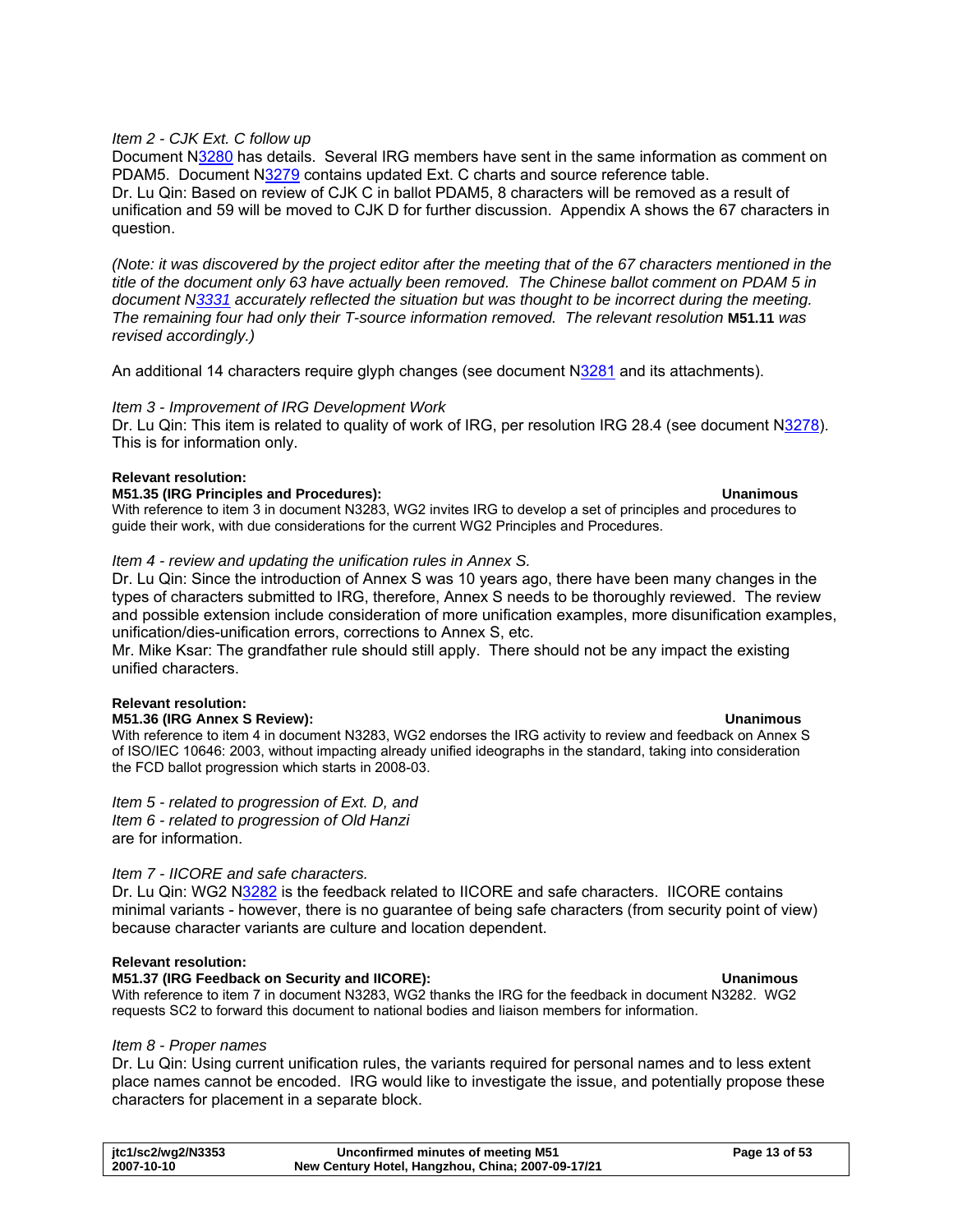*Item 2 - CJK Ext. C follow up*

Document N3280 has details. Several IRG members have sent in the same information as comment on PDAM5. Document N3279 contains updated Ext. C charts and source reference table.

Dr. Lu Qin: Based on review of CJK C in ballot PDAM5, 8 characters will be removed as a result of unification and 59 will be moved to CJK D for further discussion. Appendix A shows the 67 characters in question.

*(Note: it was discovered by the project editor after the meeting that of the 67 characters mentioned in the title of the document only 63 have actually been removed. The Chinese ballot comment on PDAM 5 in document N3331 accurately reflected the situation but was thought to be incorrect during the meeting. The remaining four had only their T-source information removed. The relevant resolution* **M51.11** *was revised accordingly.)*

An additional 14 characters require glyph changes (see document N3281 and its attachments).

*Item 3 - Improvement of IRG Development Work*

Dr. Lu Qin: This item is related to quality of work of IRG, per resolution IRG 28.4 (see document N3278). This is for information only.

**Relevant resolution:**

**M51.35 (IRG Principles and Procedures): Unanimous**

With reference to item 3 in document N3283, WG2 invites IRG to develop a set of principles and procedures to guide their work, with due considerations for the current WG2 Principles and Procedures.

*Item 4 - review and updating the unification rules in Annex S.*

Dr. Lu Qin: Since the introduction of Annex S was 10 years ago, there have been many changes in the types of characters submitted to IRG, therefore, Annex S needs to be thoroughly reviewed. The review and possible extension include consideration of more unification examples, more disunification examples, unification/dies-unification errors, corrections to Annex S, etc.

Mr. Mike Ksar: The grandfather rule should still apply. There should not be any impact the existing unified characters.

**Relevant resolution:**

**M51.36 (IRG Annex S Review): Unanimous**

With reference to item 4 in document N3283, WG2 endorses the IRG activity to review and feedback on Annex S of ISO/IEC 10646: 2003, without impacting already unified ideographs in the standard, taking into consideration the FCD ballot progression which starts in 2008-03.

*Item 5 - related to progression of Ext. D, and*
*Item 6 - related to progression of Old Hanzi*
are for information.

*Item 7 - IICORE and safe characters.*

Dr. Lu Qin: WG2 N3282 is the feedback related to IICORE and safe characters. IICORE contains minimal variants - however, there is no guarantee of being safe characters (from security point of view) because character variants are culture and location dependent.

**Relevant resolution:**

**M51.37 (IRG Feedback on Security and IICORE): Unanimous**

With reference to item 7 in document N3283, WG2 thanks the IRG for the feedback in document N3282. WG2 requests SC2 to forward this document to national bodies and liaison members for information.

*Item 8 - Proper names*

Dr. Lu Qin: Using current unification rules, the variants required for personal names and to less extent place names cannot be encoded. IRG would like to investigate the issue, and potentially propose these characters for placement in a separate block.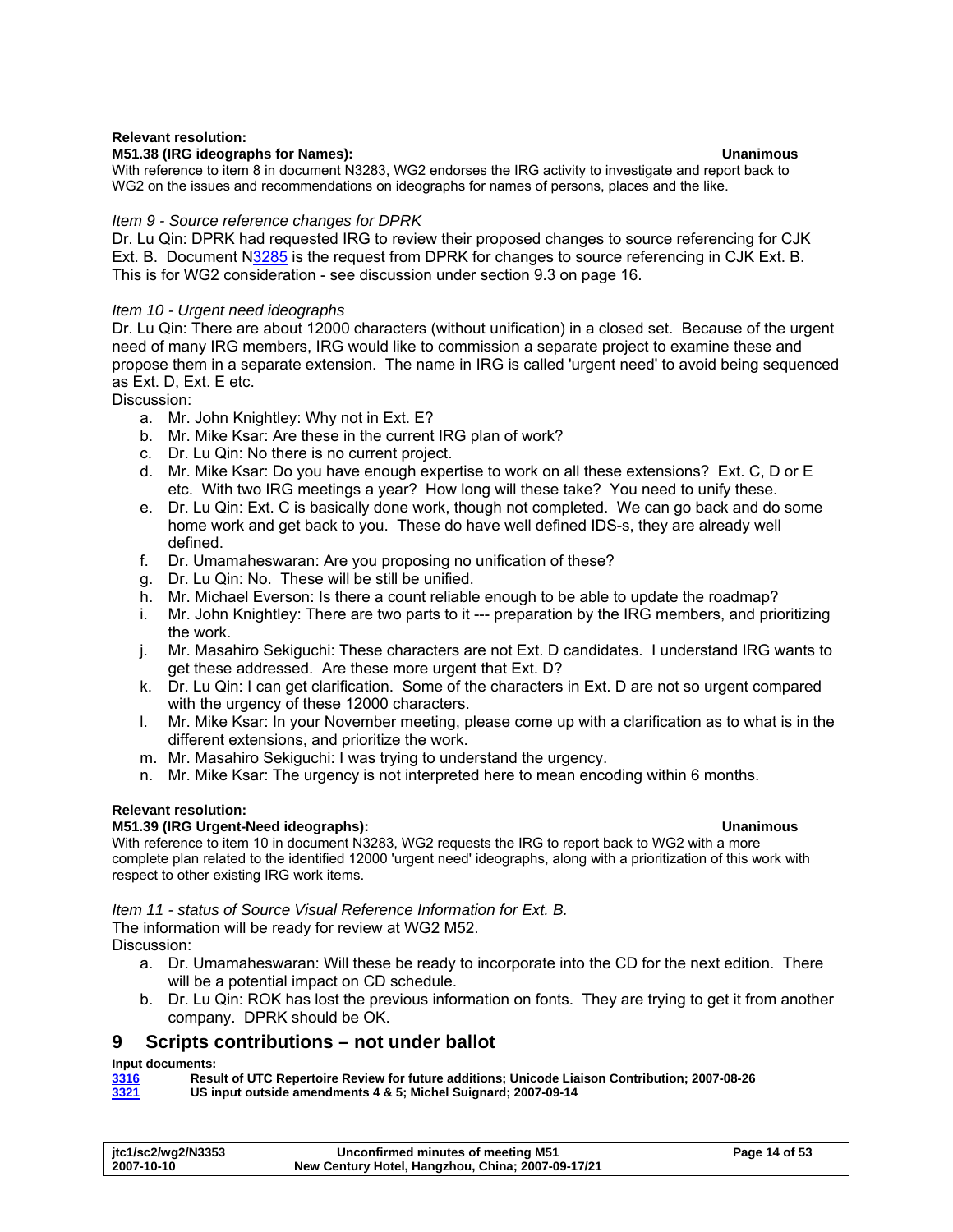**Relevant resolution:**

**M51.38 (IRG ideographs for Names):** **Unanimous**

With reference to item 8 in document N3283, WG2 endorses the IRG activity to investigate and report back to WG2 on the issues and recommendations on ideographs for names of persons, places and the like.

*Item 9 - Source reference changes for DPRK*

Dr. Lu Qin: DPRK had requested IRG to review their proposed changes to source referencing for CJK Ext. B. Document N3285 is the request from DPRK for changes to source referencing in CJK Ext. B. This is for WG2 consideration - see discussion under section 9.3 on page 16.

*Item 10 - Urgent need ideographs*

Dr. Lu Qin: There are about 12000 characters (without unification) in a closed set. Because of the urgent need of many IRG members, IRG would like to commission a separate project to examine these and propose them in a separate extension. The name in IRG is called 'urgent need' to avoid being sequenced as Ext. D, Ext. E etc.

Discussion:

a. Mr. John Knightley: Why not in Ext. E?
b. Mr. Mike Ksar: Are these in the current IRG plan of work?
c. Dr. Lu Qin: No there is no current project.
d. Mr. Mike Ksar: Do you have enough expertise to work on all these extensions? Ext. C, D or E etc. With two IRG meetings a year? How long will these take? You need to unify these.
e. Dr. Lu Qin: Ext. C is basically done work, though not completed. We can go back and do some home work and get back to you. These do have well defined IDS-s, they are already well defined.
f. Dr. Umamaheswaran: Are you proposing no unification of these?
g. Dr. Lu Qin: No. These will be still be unified.
h. Mr. Michael Everson: Is there a count reliable enough to be able to update the roadmap?
i. Mr. John Knightley: There are two parts to it --- preparation by the IRG members, and prioritizing the work.
j. Mr. Masahiro Sekiguchi: These characters are not Ext. D candidates. I understand IRG wants to get these addressed. Are these more urgent that Ext. D?
k. Dr. Lu Qin: I can get clarification. Some of the characters in Ext. D are not so urgent compared with the urgency of these 12000 characters.
l. Mr. Mike Ksar: In your November meeting, please come up with a clarification as to what is in the different extensions, and prioritize the work.
m. Mr. Masahiro Sekiguchi: I was trying to understand the urgency.
n. Mr. Mike Ksar: The urgency is not interpreted here to mean encoding within 6 months.

**Relevant resolution:**

**M51.39 (IRG Urgent-Need ideographs):** **Unanimous**

With reference to item 10 in document N3283, WG2 requests the IRG to report back to WG2 with a more complete plan related to the identified 12000 'urgent need' ideographs, along with a prioritization of this work with respect to other existing IRG work items.

*Item 11 - status of Source Visual Reference Information for Ext. B.*

The information will be ready for review at WG2 M52.

Discussion:

a. Dr. Umamaheswaran: Will these be ready to incorporate into the CD for the next edition. There will be a potential impact on CD schedule.
b. Dr. Lu Qin: ROK has lost the previous information on fonts. They are trying to get it from another company. DPRK should be OK.

# 9 Scripts contributions – not under ballot

**Input documents:**

**3316** **Result of UTC Repertoire Review for future additions; Unicode Liaison Contribution; 2007-08-26**
**3321** **US input outside amendments 4 & 5; Michel Suignard; 2007-09-14**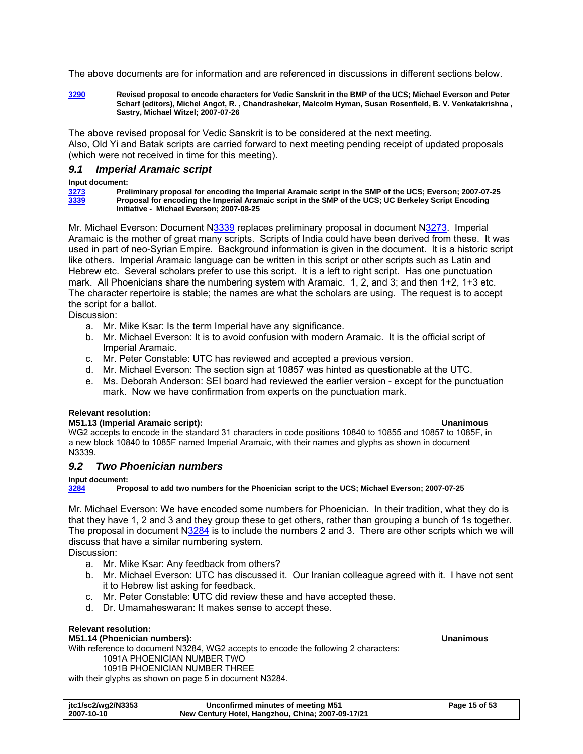The above documents are for information and are referenced in discussions in different sections below.

**[3290](3290)** **Revised proposal to encode characters for Vedic Sanskrit in the BMP of the UCS; Michael Everson and Peter Scharf (editors), Michel Angot, R. , Chandrashekar, Malcolm Hyman, Susan Rosenfield, B. V. Venkatakrishna , Sastry, Michael Witzel; 2007-07-26**

The above revised proposal for Vedic Sanskrit is to be considered at the next meeting.
Also, Old Yi and Batak scripts are carried forward to next meeting pending receipt of updated proposals (which were not received in time for this meeting).

## *9.1 Imperial Aramaic script*

**Input document:**

**3273** **Preliminary proposal for encoding the Imperial Aramaic script in the SMP of the UCS; Everson; 2007-07-25**
**3339** **Proposal for encoding the Imperial Aramaic script in the SMP of the UCS; UC Berkeley Script Encoding Initiative - Michael Everson; 2007-08-25**

Mr. Michael Everson: Document N3339 replaces preliminary proposal in document N3273. Imperial Aramaic is the mother of great many scripts. Scripts of India could have been derived from these. It was used in part of neo-Syrian Empire. Background information is given in the document. It is a historic script like others. Imperial Aramaic language can be written in this script or other scripts such as Latin and Hebrew etc. Several scholars prefer to use this script. It is a left to right script. Has one punctuation mark. All Phoenicians share the numbering system with Aramaic. 1, 2, and 3; and then 1+2, 1+3 etc. The character repertoire is stable; the names are what the scholars are using. The request is to accept the script for a ballot.
Discussion:

a. Mr. Mike Ksar: Is the term Imperial have any significance.
b. Mr. Michael Everson: It is to avoid confusion with modern Aramaic. It is the official script of Imperial Aramaic.
c. Mr. Peter Constable: UTC has reviewed and accepted a previous version.
d. Mr. Michael Everson: The section sign at 10857 was hinted as questionable at the UTC.
e. Ms. Deborah Anderson: SEI board had reviewed the earlier version - except for the punctuation mark. Now we have confirmation from experts on the punctuation mark.

**Relevant resolution:**
**M51.13 (Imperial Aramaic script):** **Unanimous**
WG2 accepts to encode in the standard 31 characters in code positions 10840 to 10855 and 10857 to 1085F, in a new block 10840 to 1085F named Imperial Aramaic, with their names and glyphs as shown in document N3339.

## *9.2 Two Phoenician numbers*

**Input document:**

**3284** **Proposal to add two numbers for the Phoenician script to the UCS; Michael Everson; 2007-07-25**

Mr. Michael Everson: We have encoded some numbers for Phoenician. In their tradition, what they do is that they have 1, 2 and 3 and they group these to get others, rather than grouping a bunch of 1s together. The proposal in document N3284 is to include the numbers 2 and 3. There are other scripts which we will discuss that have a similar numbering system.
Discussion:

a. Mr. Mike Ksar: Any feedback from others?
b. Mr. Michael Everson: UTC has discussed it. Our Iranian colleague agreed with it. I have not sent it to Hebrew list asking for feedback.
c. Mr. Peter Constable: UTC did review these and have accepted these.
d. Dr. Umamaheswaran: It makes sense to accept these.

**Relevant resolution:**
**M51.14 (Phoenician numbers):** **Unanimous**
With reference to document N3284, WG2 accepts to encode the following 2 characters:

1091A PHOENICIAN NUMBER TWO
1091B PHOENICIAN NUMBER THREE

with their glyphs as shown on page 5 in document N3284.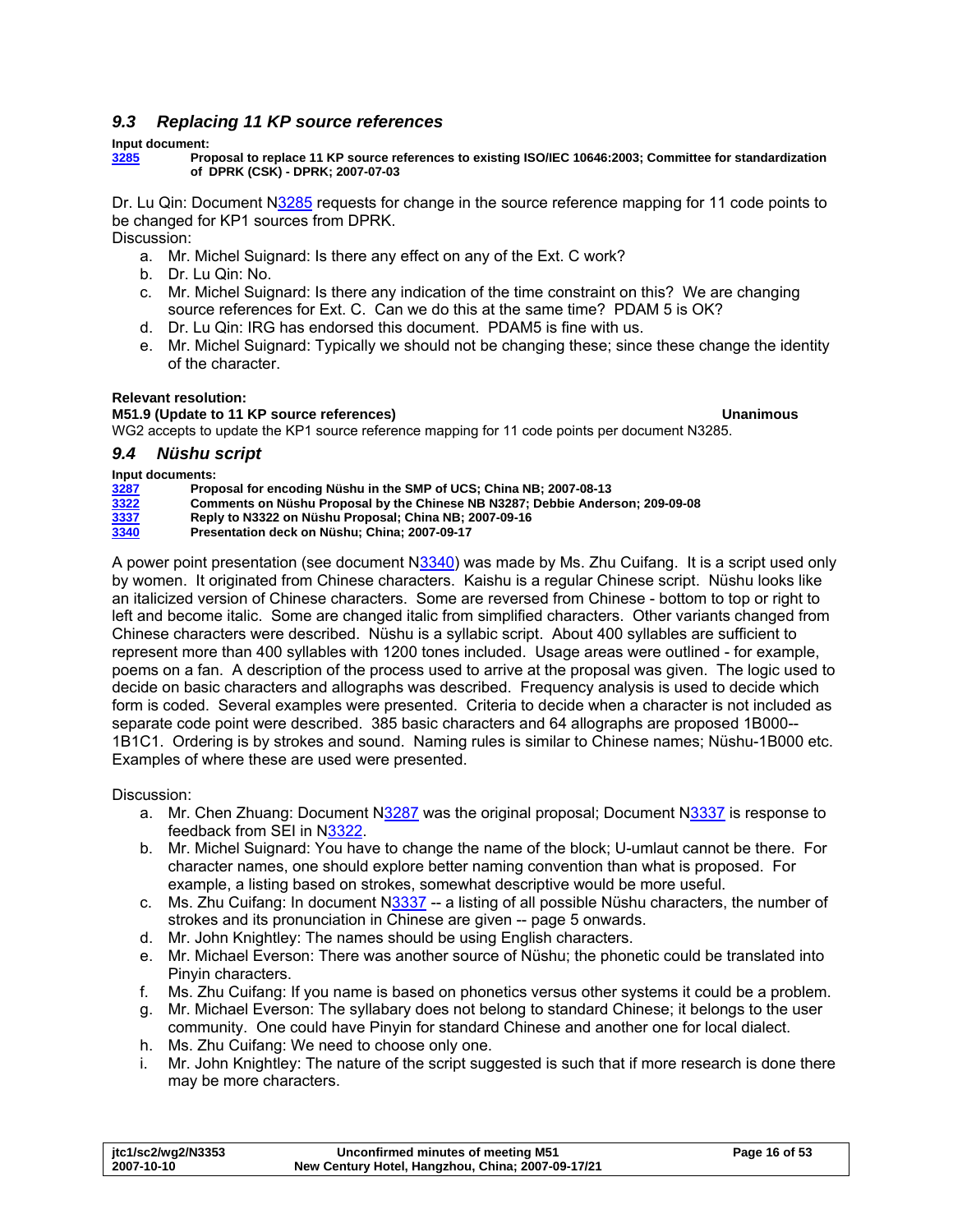### *9.3 Replacing 11 KP source references*

**Input document:**

**3285** **Proposal to replace 11 KP source references to existing ISO/IEC 10646:2003; Committee for standardization of DPRK (CSK) - DPRK; 2007-07-03**

Dr. Lu Qin: Document N3285 requests for change in the source reference mapping for 11 code points to be changed for KP1 sources from DPRK.

Discussion:

a. Mr. Michel Suignard: Is there any effect on any of the Ext. C work?
b. Dr. Lu Qin: No.
c. Mr. Michel Suignard: Is there any indication of the time constraint on this? We are changing source references for Ext. C. Can we do this at the same time? PDAM 5 is OK?
d. Dr. Lu Qin: IRG has endorsed this document. PDAM5 is fine with us.
e. Mr. Michel Suignard: Typically we should not be changing these; since these change the identity of the character.

**Relevant resolution:**

**M51.9 (Update to 11 KP source references)** **Unanimous**

WG2 accepts to update the KP1 source reference mapping for 11 code points per document N3285.

### *9.4 Nüshu script*

**Input documents:**

**3287** **Proposal for encoding Nüshu in the SMP of UCS; China NB; 2007-08-13**
**3322** **Comments on Nüshu Proposal by the Chinese NB N3287; Debbie Anderson; 209-09-08**
**3337** **Reply to N3322 on Nüshu Proposal; China NB; 2007-09-16**
**3340** **Presentation deck on Nüshu; China; 2007-09-17**

A power point presentation (see document N3340) was made by Ms. Zhu Cuifang. It is a script used only by women. It originated from Chinese characters. Kaishu is a regular Chinese script. Nüshu looks like an italicized version of Chinese characters. Some are reversed from Chinese - bottom to top or right to left and become italic. Some are changed italic from simplified characters. Other variants changed from Chinese characters were described. Nüshu is a syllabic script. About 400 syllables are sufficient to represent more than 400 syllables with 1200 tones included. Usage areas were outlined - for example, poems on a fan. A description of the process used to arrive at the proposal was given. The logic used to decide on basic characters and allographs was described. Frequency analysis is used to decide which form is coded. Several examples were presented. Criteria to decide when a character is not included as separate code point were described. 385 basic characters and 64 allographs are proposed 1B000--1B1C1. Ordering is by strokes and sound. Naming rules is similar to Chinese names; Nüshu-1B000 etc. Examples of where these are used were presented.

Discussion:

a. Mr. Chen Zhuang: Document N3287 was the original proposal; Document N3337 is response to feedback from SEI in N3322.
b. Mr. Michel Suignard: You have to change the name of the block; U-umlaut cannot be there. For character names, one should explore better naming convention than what is proposed. For example, a listing based on strokes, somewhat descriptive would be more useful.
c. Ms. Zhu Cuifang: In document N3337 -- a listing of all possible Nüshu characters, the number of strokes and its pronunciation in Chinese are given -- page 5 onwards.
d. Mr. John Knightley: The names should be using English characters.
e. Mr. Michael Everson: There was another source of Nüshu; the phonetic could be translated into Pinyin characters.
f. Ms. Zhu Cuifang: If you name is based on phonetics versus other systems it could be a problem.
g. Mr. Michael Everson: The syllabary does not belong to standard Chinese; it belongs to the user community. One could have Pinyin for standard Chinese and another one for local dialect.
h. Ms. Zhu Cuifang: We need to choose only one.
i. Mr. John Knightley: The nature of the script suggested is such that if more research is done there may be more characters.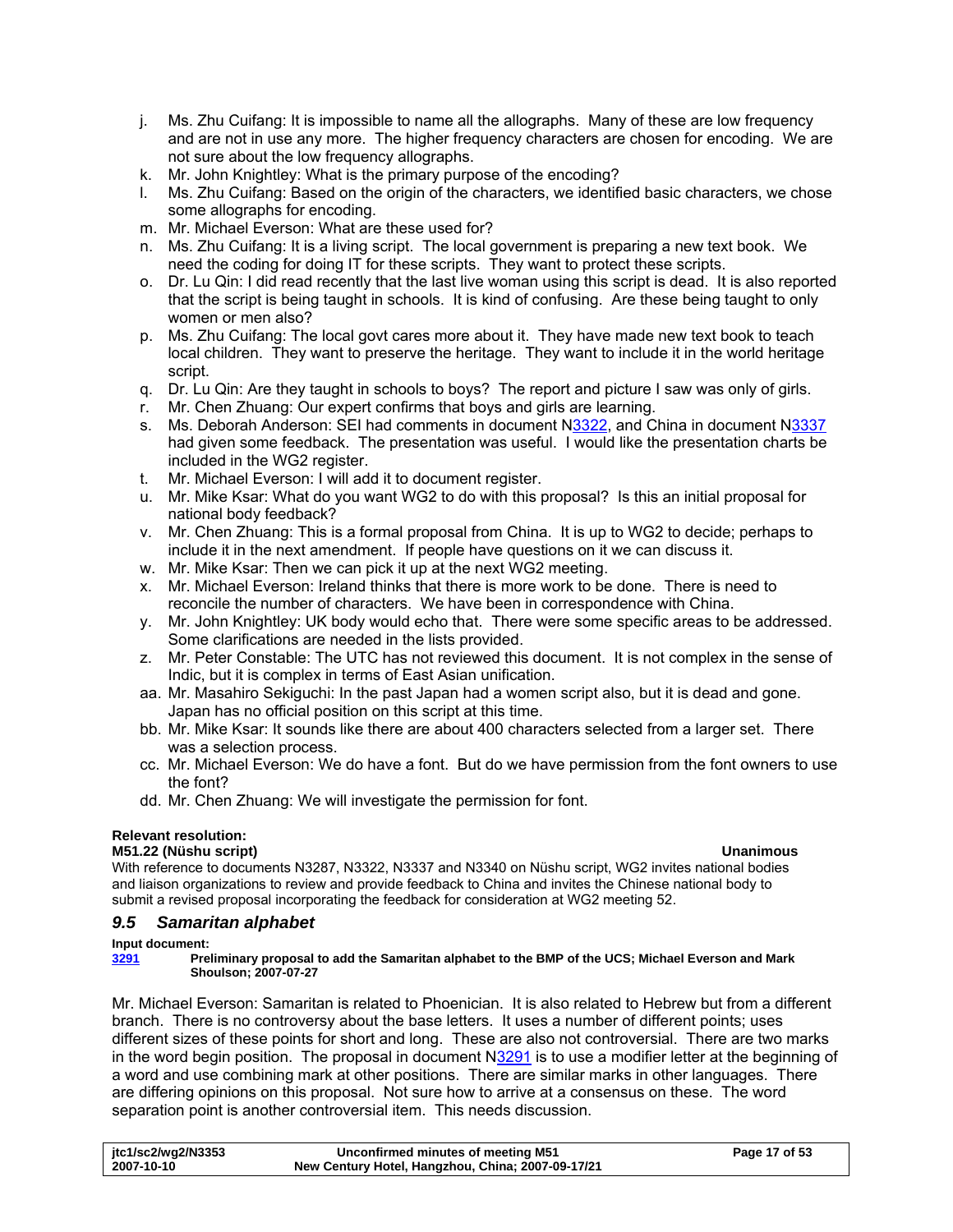j. Ms. Zhu Cuifang: It is impossible to name all the allographs. Many of these are low frequency and are not in use any more. The higher frequency characters are chosen for encoding. We are not sure about the low frequency allographs.
k. Mr. John Knightley: What is the primary purpose of the encoding?
l. Ms. Zhu Cuifang: Based on the origin of the characters, we identified basic characters, we chose some allographs for encoding.
m. Mr. Michael Everson: What are these used for?
n. Ms. Zhu Cuifang: It is a living script. The local government is preparing a new text book. We need the coding for doing IT for these scripts. They want to protect these scripts.
o. Dr. Lu Qin: I did read recently that the last live woman using this script is dead. It is also reported that the script is being taught in schools. It is kind of confusing. Are these being taught to only women or men also?
p. Ms. Zhu Cuifang: The local govt cares more about it. They have made new text book to teach local children. They want to preserve the heritage. They want to include it in the world heritage script.
q. Dr. Lu Qin: Are they taught in schools to boys? The report and picture I saw was only of girls.
r. Mr. Chen Zhuang: Our expert confirms that boys and girls are learning.
s. Ms. Deborah Anderson: SEI had comments in document N3322, and China in document N3337 had given some feedback. The presentation was useful. I would like the presentation charts be included in the WG2 register.
t. Mr. Michael Everson: I will add it to document register.
u. Mr. Mike Ksar: What do you want WG2 to do with this proposal? Is this an initial proposal for national body feedback?
v. Mr. Chen Zhuang: This is a formal proposal from China. It is up to WG2 to decide; perhaps to include it in the next amendment. If people have questions on it we can discuss it.
w. Mr. Mike Ksar: Then we can pick it up at the next WG2 meeting.
x. Mr. Michael Everson: Ireland thinks that there is more work to be done. There is need to reconcile the number of characters. We have been in correspondence with China.
y. Mr. John Knightley: UK body would echo that. There were some specific areas to be addressed. Some clarifications are needed in the lists provided.
z. Mr. Peter Constable: The UTC has not reviewed this document. It is not complex in the sense of Indic, but it is complex in terms of East Asian unification.
aa. Mr. Masahiro Sekiguchi: In the past Japan had a women script also, but it is dead and gone. Japan has no official position on this script at this time.
bb. Mr. Mike Ksar: It sounds like there are about 400 characters selected from a larger set. There was a selection process.
cc. Mr. Michael Everson: We do have a font. But do we have permission from the font owners to use the font?
dd. Mr. Chen Zhuang: We will investigate the permission for font.

**Relevant resolution:**

**M51.22 (Nüshu script)** **Unanimous**

With reference to documents N3287, N3322, N3337 and N3340 on Nüshu script, WG2 invites national bodies and liaison organizations to review and provide feedback to China and invites the Chinese national body to submit a revised proposal incorporating the feedback for consideration at WG2 meeting 52.

## *9.5 Samaritan alphabet*

**Input document:**

**3291** **Preliminary proposal to add the Samaritan alphabet to the BMP of the UCS; Michael Everson and Mark Shoulson; 2007-07-27**

Mr. Michael Everson: Samaritan is related to Phoenician. It is also related to Hebrew but from a different branch. There is no controversy about the base letters. It uses a number of different points; uses different sizes of these points for short and long. These are also not controversial. There are two marks in the word begin position. The proposal in document N3291 is to use a modifier letter at the beginning of a word and use combining mark at other positions. There are similar marks in other languages. There are differing opinions on this proposal. Not sure how to arrive at a consensus on these. The word separation point is another controversial item. This needs discussion.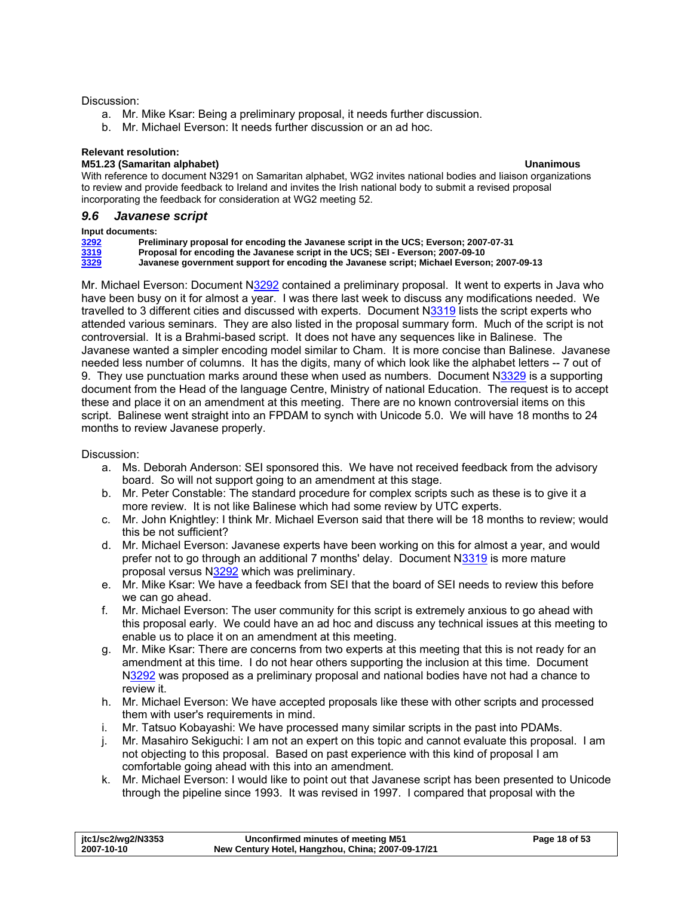Discussion:

a. Mr. Mike Ksar: Being a preliminary proposal, it needs further discussion.
b. Mr. Michael Everson: It needs further discussion or an ad hoc.

**Relevant resolution:**

**M51.23 (Samaritan alphabet)** **Unanimous**

With reference to document N3291 on Samaritan alphabet, WG2 invites national bodies and liaison organizations to review and provide feedback to Ireland and invites the Irish national body to submit a revised proposal incorporating the feedback for consideration at WG2 meeting 52.

## *9.6 Javanese script*

**Input documents:**

**3292** **Preliminary proposal for encoding the Javanese script in the UCS; Everson; 2007-07-31**
**3319** **Proposal for encoding the Javanese script in the UCS; SEI - Everson; 2007-09-10**
**3329** **Javanese government support for encoding the Javanese script; Michael Everson; 2007-09-13**

Mr. Michael Everson: Document N3292 contained a preliminary proposal. It went to experts in Java who have been busy on it for almost a year. I was there last week to discuss any modifications needed. We travelled to 3 different cities and discussed with experts. Document N3319 lists the script experts who attended various seminars. They are also listed in the proposal summary form. Much of the script is not controversial. It is a Brahmi-based script. It does not have any sequences like in Balinese. The Javanese wanted a simpler encoding model similar to Cham. It is more concise than Balinese. Javanese needed less number of columns. It has the digits, many of which look like the alphabet letters -- 7 out of 9. They use punctuation marks around these when used as numbers. Document N3329 is a supporting document from the Head of the language Centre, Ministry of national Education. The request is to accept these and place it on an amendment at this meeting. There are no known controversial items on this script. Balinese went straight into an FPDAM to synch with Unicode 5.0. We will have 18 months to 24 months to review Javanese properly.

Discussion:

a. Ms. Deborah Anderson: SEI sponsored this. We have not received feedback from the advisory board. So will not support going to an amendment at this stage.
b. Mr. Peter Constable: The standard procedure for complex scripts such as these is to give it a more review. It is not like Balinese which had some review by UTC experts.
c. Mr. John Knightley: I think Mr. Michael Everson said that there will be 18 months to review; would this be not sufficient?
d. Mr. Michael Everson: Javanese experts have been working on this for almost a year, and would prefer not to go through an additional 7 months' delay. Document N3319 is more mature proposal versus N3292 which was preliminary.
e. Mr. Mike Ksar: We have a feedback from SEI that the board of SEI needs to review this before we can go ahead.
f. Mr. Michael Everson: The user community for this script is extremely anxious to go ahead with this proposal early. We could have an ad hoc and discuss any technical issues at this meeting to enable us to place it on an amendment at this meeting.
g. Mr. Mike Ksar: There are concerns from two experts at this meeting that this is not ready for an amendment at this time. I do not hear others supporting the inclusion at this time. Document N3292 was proposed as a preliminary proposal and national bodies have not had a chance to review it.
h. Mr. Michael Everson: We have accepted proposals like these with other scripts and processed them with user's requirements in mind.
i. Mr. Tatsuo Kobayashi: We have processed many similar scripts in the past into PDAMs.
j. Mr. Masahiro Sekiguchi: I am not an expert on this topic and cannot evaluate this proposal. I am not objecting to this proposal. Based on past experience with this kind of proposal I am comfortable going ahead with this into an amendment.
k. Mr. Michael Everson: I would like to point out that Javanese script has been presented to Unicode through the pipeline since 1993. It was revised in 1997. I compared that proposal with the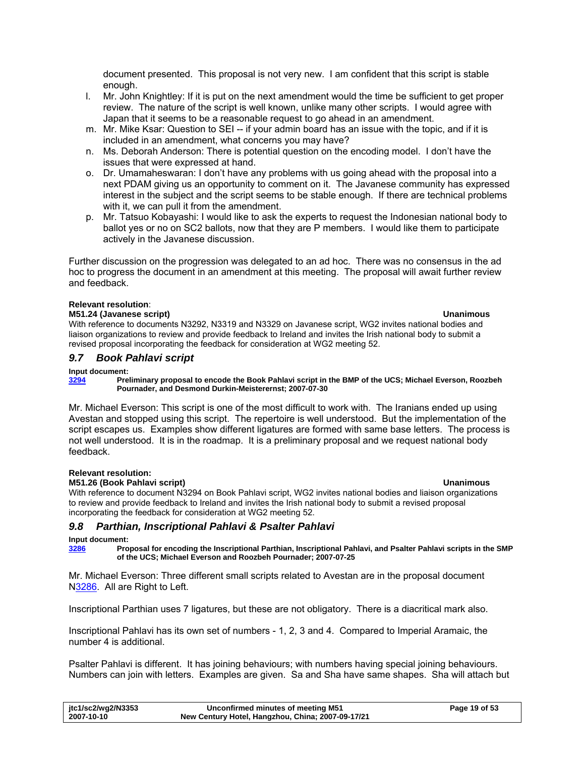document presented. This proposal is not very new. I am confident that this script is stable enough.

l. Mr. John Knightley: If it is put on the next amendment would the time be sufficient to get proper review. The nature of the script is well known, unlike many other scripts. I would agree with Japan that it seems to be a reasonable request to go ahead in an amendment.
m. Mr. Mike Ksar: Question to SEI -- if your admin board has an issue with the topic, and if it is included in an amendment, what concerns you may have?
n. Ms. Deborah Anderson: There is potential question on the encoding model. I don't have the issues that were expressed at hand.
o. Dr. Umamaheswaran: I don't have any problems with us going ahead with the proposal into a next PDAM giving us an opportunity to comment on it. The Javanese community has expressed interest in the subject and the script seems to be stable enough. If there are technical problems with it, we can pull it from the amendment.
p. Mr. Tatsuo Kobayashi: I would like to ask the experts to request the Indonesian national body to ballot yes or no on SC2 ballots, now that they are P members. I would like them to participate actively in the Javanese discussion.

Further discussion on the progression was delegated to an ad hoc. There was no consensus in the ad hoc to progress the document in an amendment at this meeting. The proposal will await further review and feedback.

**Relevant resolution**:

**M51.24 (Javanese script)** **Unanimous**

With reference to documents N3292, N3319 and N3329 on Javanese script, WG2 invites national bodies and liaison organizations to review and provide feedback to Ireland and invites the Irish national body to submit a revised proposal incorporating the feedback for consideration at WG2 meeting 52.

## *9.7 Book Pahlavi script*

**Input document:**

**3294** **Preliminary proposal to encode the Book Pahlavi script in the BMP of the UCS; Michael Everson, Roozbeh Pournader, and Desmond Durkin-Meisterernst; 2007-07-30**

Mr. Michael Everson: This script is one of the most difficult to work with. The Iranians ended up using Avestan and stopped using this script. The repertoire is well understood. But the implementation of the script escapes us. Examples show different ligatures are formed with same base letters. The process is not well understood. It is in the roadmap. It is a preliminary proposal and we request national body feedback.

**Relevant resolution:**

**M51.26 (Book Pahlavi script)** **Unanimous**

With reference to document N3294 on Book Pahlavi script, WG2 invites national bodies and liaison organizations to review and provide feedback to Ireland and invites the Irish national body to submit a revised proposal incorporating the feedback for consideration at WG2 meeting 52.

## *9.8 Parthian, Inscriptional Pahlavi & Psalter Pahlavi*

**Input document:**

**3286** **Proposal for encoding the Inscriptional Parthian, Inscriptional Pahlavi, and Psalter Pahlavi scripts in the SMP of the UCS; Michael Everson and Roozbeh Pournader; 2007-07-25**

Mr. Michael Everson: Three different small scripts related to Avestan are in the proposal document N3286. All are Right to Left.

Inscriptional Parthian uses 7 ligatures, but these are not obligatory. There is a diacritical mark also.

Inscriptional Pahlavi has its own set of numbers - 1, 2, 3 and 4. Compared to Imperial Aramaic, the number 4 is additional.

Psalter Pahlavi is different. It has joining behaviours; with numbers having special joining behaviours. Numbers can join with letters. Examples are given. Sa and Sha have same shapes. Sha will attach but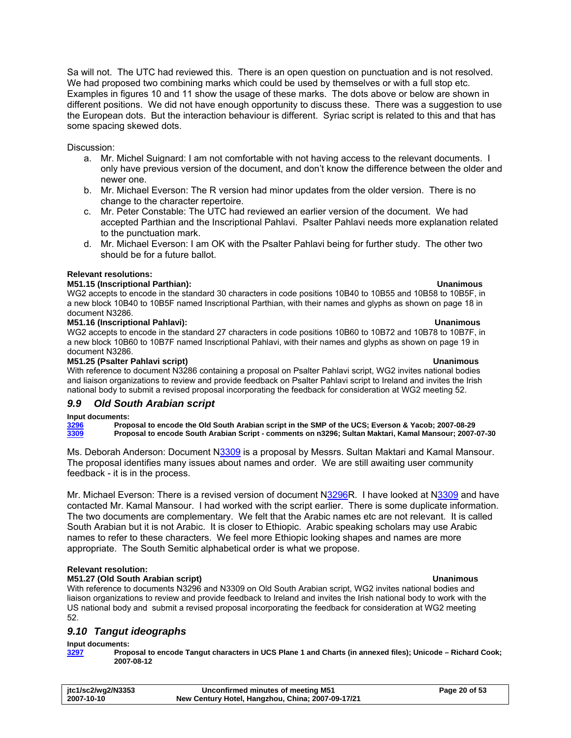Sa will not. The UTC had reviewed this. There is an open question on punctuation and is not resolved. We had proposed two combining marks which could be used by themselves or with a full stop etc. Examples in figures 10 and 11 show the usage of these marks. The dots above or below are shown in different positions. We did not have enough opportunity to discuss these. There was a suggestion to use the European dots. But the interaction behaviour is different. Syriac script is related to this and that has some spacing skewed dots.

Discussion:

a. Mr. Michel Suignard: I am not comfortable with not having access to the relevant documents. I only have previous version of the document, and don't know the difference between the older and newer one.
b. Mr. Michael Everson: The R version had minor updates from the older version. There is no change to the character repertoire.
c. Mr. Peter Constable: The UTC had reviewed an earlier version of the document. We had accepted Parthian and the Inscriptional Pahlavi. Psalter Pahlavi needs more explanation related to the punctuation mark.
d. Mr. Michael Everson: I am OK with the Psalter Pahlavi being for further study. The other two should be for a future ballot.

**Relevant resolutions:**

**M51.15 (Inscriptional Parthian): Unanimous**

WG2 accepts to encode in the standard 30 characters in code positions 10B40 to 10B55 and 10B58 to 10B5F, in a new block 10B40 to 10B5F named Inscriptional Parthian, with their names and glyphs as shown on page 18 in document N3286.

**M51.16 (Inscriptional Pahlavi): Unanimous**

WG2 accepts to encode in the standard 27 characters in code positions 10B60 to 10B72 and 10B78 to 10B7F, in a new block 10B60 to 10B7F named Inscriptional Pahlavi, with their names and glyphs as shown on page 19 in document N3286.

**M51.25 (Psalter Pahlavi script) Unanimous**

With reference to document N3286 containing a proposal on Psalter Pahlavi script, WG2 invites national bodies and liaison organizations to review and provide feedback on Psalter Pahlavi script to Ireland and invites the Irish national body to submit a revised proposal incorporating the feedback for consideration at WG2 meeting 52.

## *9.9 Old South Arabian script*

**Input documents:**

**3296** **Proposal to encode the Old South Arabian script in the SMP of the UCS; Everson & Yacob; 2007-08-29**
**3309** **Proposal to encode South Arabian Script - comments on n3296; Sultan Maktari, Kamal Mansour; 2007-07-30**

Ms. Deborah Anderson: Document N3309 is a proposal by Messrs. Sultan Maktari and Kamal Mansour. The proposal identifies many issues about names and order. We are still awaiting user community feedback - it is in the process.

Mr. Michael Everson: There is a revised version of document N3296R. I have looked at N3309 and have contacted Mr. Kamal Mansour. I had worked with the script earlier. There is some duplicate information. The two documents are complementary. We felt that the Arabic names etc are not relevant. It is called South Arabian but it is not Arabic. It is closer to Ethiopic. Arabic speaking scholars may use Arabic names to refer to these characters. We feel more Ethiopic looking shapes and names are more appropriate. The South Semitic alphabetical order is what we propose.

**Relevant resolution:**

**M51.27 (Old South Arabian script) Unanimous**

With reference to documents N3296 and N3309 on Old South Arabian script, WG2 invites national bodies and liaison organizations to review and provide feedback to Ireland and invites the Irish national body to work with the US national body and submit a revised proposal incorporating the feedback for consideration at WG2 meeting 52.

## *9.10 Tangut ideographs*

**Input documents:**

**3297** **Proposal to encode Tangut characters in UCS Plane 1 and Charts (in annexed files); Unicode – Richard Cook; 2007-08-12**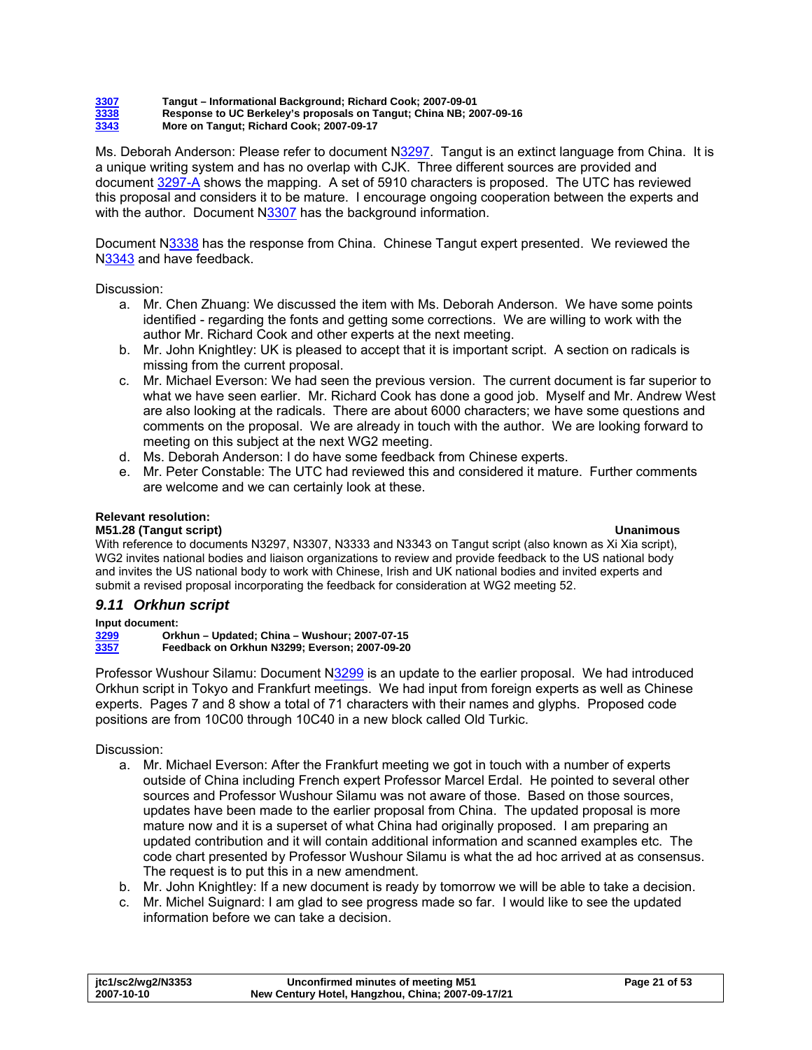| | |
|---|---|
| **3307** | **Tangut – Informational Background; Richard Cook; 2007-09-01** |
| **3338** | **Response to UC Berkeley's proposals on Tangut; China NB; 2007-09-16** |
| **3343** | **More on Tangut; Richard Cook; 2007-09-17** |

Ms. Deborah Anderson: Please refer to document N3297. Tangut is an extinct language from China. It is a unique writing system and has no overlap with CJK. Three different sources are provided and document 3297-A shows the mapping. A set of 5910 characters is proposed. The UTC has reviewed this proposal and considers it to be mature. I encourage ongoing cooperation between the experts and with the author. Document N3307 has the background information.

Document N3338 has the response from China. Chinese Tangut expert presented. We reviewed the N3343 and have feedback.

Discussion:

a. Mr. Chen Zhuang: We discussed the item with Ms. Deborah Anderson. We have some points identified - regarding the fonts and getting some corrections. We are willing to work with the author Mr. Richard Cook and other experts at the next meeting.
b. Mr. John Knightley: UK is pleased to accept that it is important script. A section on radicals is missing from the current proposal.
c. Mr. Michael Everson: We had seen the previous version. The current document is far superior to what we have seen earlier. Mr. Richard Cook has done a good job. Myself and Mr. Andrew West are also looking at the radicals. There are about 6000 characters; we have some questions and comments on the proposal. We are already in touch with the author. We are looking forward to meeting on this subject at the next WG2 meeting.
d. Ms. Deborah Anderson: I do have some feedback from Chinese experts.
e. Mr. Peter Constable: The UTC had reviewed this and considered it mature. Further comments are welcome and we can certainly look at these.

**Relevant resolution:**

**M51.28 (Tangut script)** **Unanimous**

With reference to documents N3297, N3307, N3333 and N3343 on Tangut script (also known as Xi Xia script), WG2 invites national bodies and liaison organizations to review and provide feedback to the US national body and invites the US national body to work with Chinese, Irish and UK national bodies and invited experts and submit a revised proposal incorporating the feedback for consideration at WG2 meeting 52.

## *9.11 Orkhun script*

**Input document:**

| | |
|---|---|
| **3299** | **Orkhun – Updated; China – Wushour; 2007-07-15** |
| **3357** | **Feedback on Orkhun N3299; Everson; 2007-09-20** |

Professor Wushour Silamu: Document N3299 is an update to the earlier proposal. We had introduced Orkhun script in Tokyo and Frankfurt meetings. We had input from foreign experts as well as Chinese experts. Pages 7 and 8 show a total of 71 characters with their names and glyphs. Proposed code positions are from 10C00 through 10C40 in a new block called Old Turkic.

Discussion:

a. Mr. Michael Everson: After the Frankfurt meeting we got in touch with a number of experts outside of China including French expert Professor Marcel Erdal. He pointed to several other sources and Professor Wushour Silamu was not aware of those. Based on those sources, updates have been made to the earlier proposal from China. The updated proposal is more mature now and it is a superset of what China had originally proposed. I am preparing an updated contribution and it will contain additional information and scanned examples etc. The code chart presented by Professor Wushour Silamu is what the ad hoc arrived at as consensus. The request is to put this in a new amendment.
b. Mr. John Knightley: If a new document is ready by tomorrow we will be able to take a decision.
c. Mr. Michel Suignard: I am glad to see progress made so far. I would like to see the updated information before we can take a decision.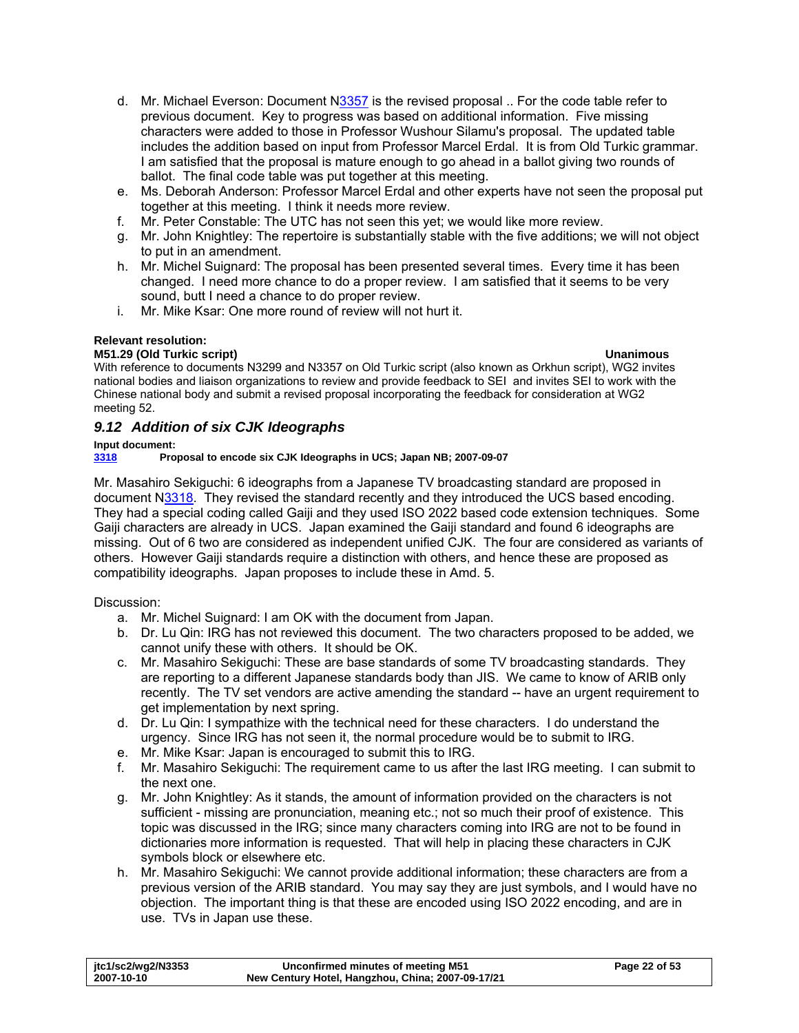d. Mr. Michael Everson: Document N3357 is the revised proposal .. For the code table refer to previous document. Key to progress was based on additional information. Five missing characters were added to those in Professor Wushour Silamu's proposal. The updated table includes the addition based on input from Professor Marcel Erdal. It is from Old Turkic grammar. I am satisfied that the proposal is mature enough to go ahead in a ballot giving two rounds of ballot. The final code table was put together at this meeting.

e. Ms. Deborah Anderson: Professor Marcel Erdal and other experts have not seen the proposal put together at this meeting. I think it needs more review.

f. Mr. Peter Constable: The UTC has not seen this yet; we would like more review.

g. Mr. John Knightley: The repertoire is substantially stable with the five additions; we will not object to put in an amendment.

h. Mr. Michel Suignard: The proposal has been presented several times. Every time it has been changed. I need more chance to do a proper review. I am satisfied that it seems to be very sound, butt I need a chance to do proper review.

i. Mr. Mike Ksar: One more round of review will not hurt it.

**Relevant resolution:**

**M51.29 (Old Turkic script)** **Unanimous**

With reference to documents N3299 and N3357 on Old Turkic script (also known as Orkhun script), WG2 invites national bodies and liaison organizations to review and provide feedback to SEI and invites SEI to work with the Chinese national body and submit a revised proposal incorporating the feedback for consideration at WG2 meeting 52.

## *9.12 Addition of six CJK Ideographs*

**Input document:**

**3318** **Proposal to encode six CJK Ideographs in UCS; Japan NB; 2007-09-07**

Mr. Masahiro Sekiguchi: 6 ideographs from a Japanese TV broadcasting standard are proposed in document N3318. They revised the standard recently and they introduced the UCS based encoding. They had a special coding called Gaiji and they used ISO 2022 based code extension techniques. Some Gaiji characters are already in UCS. Japan examined the Gaiji standard and found 6 ideographs are missing. Out of 6 two are considered as independent unified CJK. The four are considered as variants of others. However Gaiji standards require a distinction with others, and hence these are proposed as compatibility ideographs. Japan proposes to include these in Amd. 5.

Discussion:

a. Mr. Michel Suignard: I am OK with the document from Japan.

b. Dr. Lu Qin: IRG has not reviewed this document. The two characters proposed to be added, we cannot unify these with others. It should be OK.

c. Mr. Masahiro Sekiguchi: These are base standards of some TV broadcasting standards. They are reporting to a different Japanese standards body than JIS. We came to know of ARIB only recently. The TV set vendors are active amending the standard -- have an urgent requirement to get implementation by next spring.

d. Dr. Lu Qin: I sympathize with the technical need for these characters. I do understand the urgency. Since IRG has not seen it, the normal procedure would be to submit to IRG.

e. Mr. Mike Ksar: Japan is encouraged to submit this to IRG.

f. Mr. Masahiro Sekiguchi: The requirement came to us after the last IRG meeting. I can submit to the next one.

g. Mr. John Knightley: As it stands, the amount of information provided on the characters is not sufficient - missing are pronunciation, meaning etc.; not so much their proof of existence. This topic was discussed in the IRG; since many characters coming into IRG are not to be found in dictionaries more information is requested. That will help in placing these characters in CJK symbols block or elsewhere etc.

h. Mr. Masahiro Sekiguchi: We cannot provide additional information; these characters are from a previous version of the ARIB standard. You may say they are just symbols, and I would have no objection. The important thing is that these are encoded using ISO 2022 encoding, and are in use. TVs in Japan use these.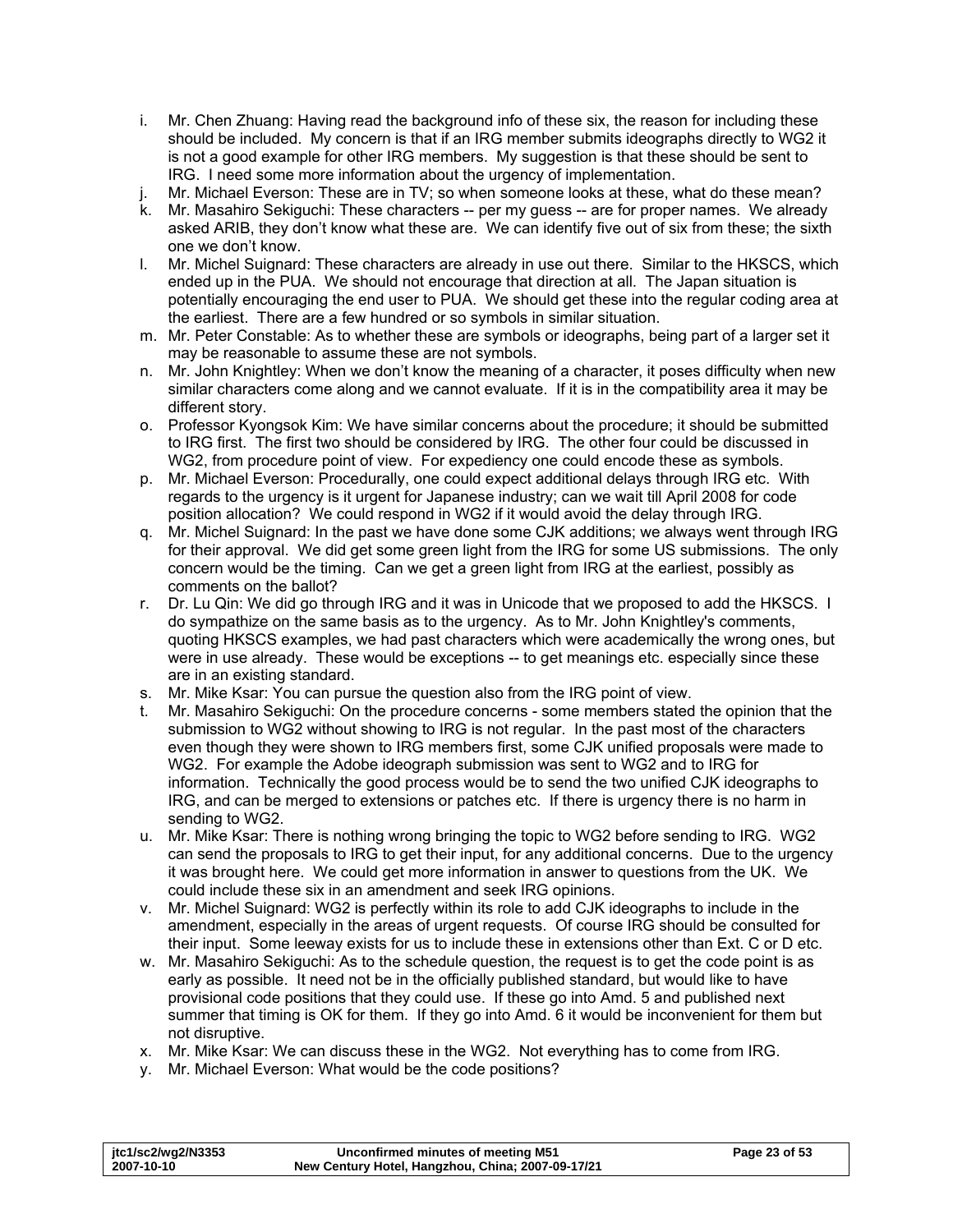i. Mr. Chen Zhuang: Having read the background info of these six, the reason for including these should be included. My concern is that if an IRG member submits ideographs directly to WG2 it is not a good example for other IRG members. My suggestion is that these should be sent to IRG. I need some more information about the urgency of implementation.
j. Mr. Michael Everson: These are in TV; so when someone looks at these, what do these mean?
k. Mr. Masahiro Sekiguchi: These characters -- per my guess -- are for proper names. We already asked ARIB, they don't know what these are. We can identify five out of six from these; the sixth one we don't know.
l. Mr. Michel Suignard: These characters are already in use out there. Similar to the HKSCS, which ended up in the PUA. We should not encourage that direction at all. The Japan situation is potentially encouraging the end user to PUA. We should get these into the regular coding area at the earliest. There are a few hundred or so symbols in similar situation.
m. Mr. Peter Constable: As to whether these are symbols or ideographs, being part of a larger set it may be reasonable to assume these are not symbols.
n. Mr. John Knightley: When we don't know the meaning of a character, it poses difficulty when new similar characters come along and we cannot evaluate. If it is in the compatibility area it may be different story.
o. Professor Kyongsok Kim: We have similar concerns about the procedure; it should be submitted to IRG first. The first two should be considered by IRG. The other four could be discussed in WG2, from procedure point of view. For expediency one could encode these as symbols.
p. Mr. Michael Everson: Procedurally, one could expect additional delays through IRG etc. With regards to the urgency is it urgent for Japanese industry; can we wait till April 2008 for code position allocation? We could respond in WG2 if it would avoid the delay through IRG.
q. Mr. Michel Suignard: In the past we have done some CJK additions; we always went through IRG for their approval. We did get some green light from the IRG for some US submissions. The only concern would be the timing. Can we get a green light from IRG at the earliest, possibly as comments on the ballot?
r. Dr. Lu Qin: We did go through IRG and it was in Unicode that we proposed to add the HKSCS. I do sympathize on the same basis as to the urgency. As to Mr. John Knightley's comments, quoting HKSCS examples, we had past characters which were academically the wrong ones, but were in use already. These would be exceptions -- to get meanings etc. especially since these are in an existing standard.
s. Mr. Mike Ksar: You can pursue the question also from the IRG point of view.
t. Mr. Masahiro Sekiguchi: On the procedure concerns - some members stated the opinion that the submission to WG2 without showing to IRG is not regular. In the past most of the characters even though they were shown to IRG members first, some CJK unified proposals were made to WG2. For example the Adobe ideograph submission was sent to WG2 and to IRG for information. Technically the good process would be to send the two unified CJK ideographs to IRG, and can be merged to extensions or patches etc. If there is urgency there is no harm in sending to WG2.
u. Mr. Mike Ksar: There is nothing wrong bringing the topic to WG2 before sending to IRG. WG2 can send the proposals to IRG to get their input, for any additional concerns. Due to the urgency it was brought here. We could get more information in answer to questions from the UK. We could include these six in an amendment and seek IRG opinions.
v. Mr. Michel Suignard: WG2 is perfectly within its role to add CJK ideographs to include in the amendment, especially in the areas of urgent requests. Of course IRG should be consulted for their input. Some leeway exists for us to include these in extensions other than Ext. C or D etc.
w. Mr. Masahiro Sekiguchi: As to the schedule question, the request is to get the code point is as early as possible. It need not be in the officially published standard, but would like to have provisional code positions that they could use. If these go into Amd. 5 and published next summer that timing is OK for them. If they go into Amd. 6 it would be inconvenient for them but not disruptive.
x. Mr. Mike Ksar: We can discuss these in the WG2. Not everything has to come from IRG.
y. Mr. Michael Everson: What would be the code positions?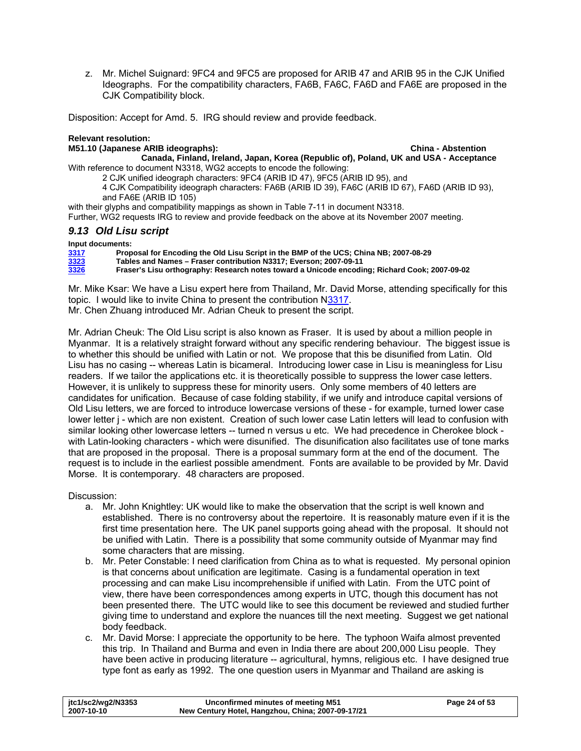z. Mr. Michel Suignard: 9FC4 and 9FC5 are proposed for ARIB 47 and ARIB 95 in the CJK Unified Ideographs. For the compatibility characters, FA6B, FA6C, FA6D and FA6E are proposed in the CJK Compatibility block.

Disposition: Accept for Amd. 5. IRG should review and provide feedback.

**Relevant resolution:**
**M51.10 (Japanese ARIB ideographs): China - Abstention**
**Canada, Finland, Ireland, Japan, Korea (Republic of), Poland, UK and USA - Acceptance**

With reference to document N3318, WG2 accepts to encode the following:

2 CJK unified ideograph characters: 9FC4 (ARIB ID 47), 9FC5 (ARIB ID 95), and

4 CJK Compatibility ideograph characters: FA6B (ARIB ID 39), FA6C (ARIB ID 67), FA6D (ARIB ID 93), and FA6E (ARIB ID 105)

with their glyphs and compatibility mappings as shown in Table 7-11 in document N3318.

Further, WG2 requests IRG to review and provide feedback on the above at its November 2007 meeting.

### *9.13 Old Lisu script*

**Input documents:**

**3317** **Proposal for Encoding the Old Lisu Script in the BMP of the UCS; China NB; 2007-08-29**
**3323** **Tables and Names – Fraser contribution N3317; Everson; 2007-09-11**
**3326** **Fraser's Lisu orthography: Research notes toward a Unicode encoding; Richard Cook; 2007-09-02**

Mr. Mike Ksar: We have a Lisu expert here from Thailand, Mr. David Morse, attending specifically for this topic. I would like to invite China to present the contribution N3317.
Mr. Chen Zhuang introduced Mr. Adrian Cheuk to present the script.

Mr. Adrian Cheuk: The Old Lisu script is also known as Fraser. It is used by about a million people in Myanmar. It is a relatively straight forward without any specific rendering behaviour. The biggest issue is to whether this should be unified with Latin or not. We propose that this be disunified from Latin. Old Lisu has no casing -- whereas Latin is bicameral. Introducing lower case in Lisu is meaningless for Lisu readers. If we tailor the applications etc. it is theoretically possible to suppress the lower case letters. However, it is unlikely to suppress these for minority users. Only some members of 40 letters are candidates for unification. Because of case folding stability, if we unify and introduce capital versions of Old Lisu letters, we are forced to introduce lowercase versions of these - for example, turned lower case lower letter j - which are non existent. Creation of such lower case Latin letters will lead to confusion with similar looking other lowercase letters -- turned n versus u etc. We had precedence in Cherokee block - with Latin-looking characters - which were disunified. The disunification also facilitates use of tone marks that are proposed in the proposal. There is a proposal summary form at the end of the document. The request is to include in the earliest possible amendment. Fonts are available to be provided by Mr. David Morse. It is contemporary. 48 characters are proposed.

Discussion:

a. Mr. John Knightley: UK would like to make the observation that the script is well known and established. There is no controversy about the repertoire. It is reasonably mature even if it is the first time presentation here. The UK panel supports going ahead with the proposal. It should not be unified with Latin. There is a possibility that some community outside of Myanmar may find some characters that are missing.
b. Mr. Peter Constable: I need clarification from China as to what is requested. My personal opinion is that concerns about unification are legitimate. Casing is a fundamental operation in text processing and can make Lisu incomprehensible if unified with Latin. From the UTC point of view, there have been correspondences among experts in UTC, though this document has not been presented there. The UTC would like to see this document be reviewed and studied further giving time to understand and explore the nuances till the next meeting. Suggest we get national body feedback.
c. Mr. David Morse: I appreciate the opportunity to be here. The typhoon Waifa almost prevented this trip. In Thailand and Burma and even in India there are about 200,000 Lisu people. They have been active in producing literature -- agricultural, hymns, religious etc. I have designed true type font as early as 1992. The one question users in Myanmar and Thailand are asking is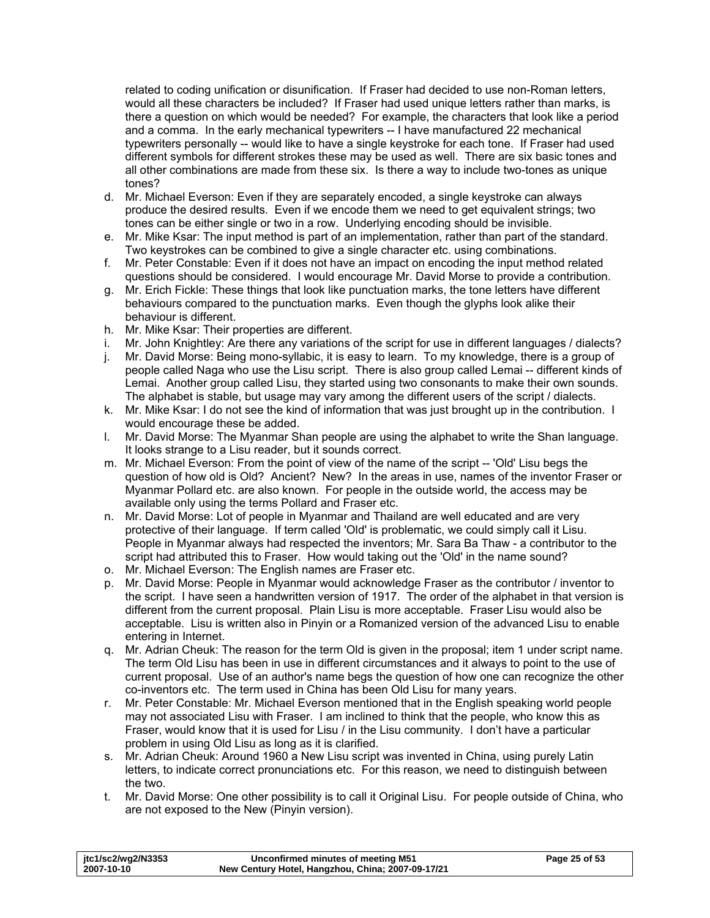related to coding unification or disunification. If Fraser had decided to use non-Roman letters, would all these characters be included? If Fraser had used unique letters rather than marks, is there a question on which would be needed? For example, the characters that look like a period and a comma. In the early mechanical typewriters -- I have manufactured 22 mechanical typewriters personally -- would like to have a single keystroke for each tone. If Fraser had used different symbols for different strokes these may be used as well. There are six basic tones and all other combinations are made from these six. Is there a way to include two-tones as unique tones?

d. Mr. Michael Everson: Even if they are separately encoded, a single keystroke can always produce the desired results. Even if we encode them we need to get equivalent strings; two tones can be either single or two in a row. Underlying encoding should be invisible.
e. Mr. Mike Ksar: The input method is part of an implementation, rather than part of the standard. Two keystrokes can be combined to give a single character etc. using combinations.
f. Mr. Peter Constable: Even if it does not have an impact on encoding the input method related questions should be considered. I would encourage Mr. David Morse to provide a contribution.
g. Mr. Erich Fickle: These things that look like punctuation marks, the tone letters have different behaviours compared to the punctuation marks. Even though the glyphs look alike their behaviour is different.
h. Mr. Mike Ksar: Their properties are different.
i. Mr. John Knightley: Are there any variations of the script for use in different languages / dialects?
j. Mr. David Morse: Being mono-syllabic, it is easy to learn. To my knowledge, there is a group of people called Naga who use the Lisu script. There is also group called Lemai -- different kinds of Lemai. Another group called Lisu, they started using two consonants to make their own sounds. The alphabet is stable, but usage may vary among the different users of the script / dialects.
k. Mr. Mike Ksar: I do not see the kind of information that was just brought up in the contribution. I would encourage these be added.
l. Mr. David Morse: The Myanmar Shan people are using the alphabet to write the Shan language. It looks strange to a Lisu reader, but it sounds correct.
m. Mr. Michael Everson: From the point of view of the name of the script -- 'Old' Lisu begs the question of how old is Old? Ancient? New? In the areas in use, names of the inventor Fraser or Myanmar Pollard etc. are also known. For people in the outside world, the access may be available only using the terms Pollard and Fraser etc.
n. Mr. David Morse: Lot of people in Myanmar and Thailand are well educated and are very protective of their language. If term called 'Old' is problematic, we could simply call it Lisu. People in Myanmar always had respected the inventors; Mr. Sara Ba Thaw - a contributor to the script had attributed this to Fraser. How would taking out the 'Old' in the name sound?
o. Mr. Michael Everson: The English names are Fraser etc.
p. Mr. David Morse: People in Myanmar would acknowledge Fraser as the contributor / inventor to the script. I have seen a handwritten version of 1917. The order of the alphabet in that version is different from the current proposal. Plain Lisu is more acceptable. Fraser Lisu would also be acceptable. Lisu is written also in Pinyin or a Romanized version of the advanced Lisu to enable entering in Internet.
q. Mr. Adrian Cheuk: The reason for the term Old is given in the proposal; item 1 under script name. The term Old Lisu has been in use in different circumstances and it always to point to the use of current proposal. Use of an author's name begs the question of how one can recognize the other co-inventors etc. The term used in China has been Old Lisu for many years.
r. Mr. Peter Constable: Mr. Michael Everson mentioned that in the English speaking world people may not associated Lisu with Fraser. I am inclined to think that the people, who know this as Fraser, would know that it is used for Lisu / in the Lisu community. I don't have a particular problem in using Old Lisu as long as it is clarified.
s. Mr. Adrian Cheuk: Around 1960 a New Lisu script was invented in China, using purely Latin letters, to indicate correct pronunciations etc. For this reason, we need to distinguish between the two.
t. Mr. David Morse: One other possibility is to call it Original Lisu. For people outside of China, who are not exposed to the New (Pinyin version).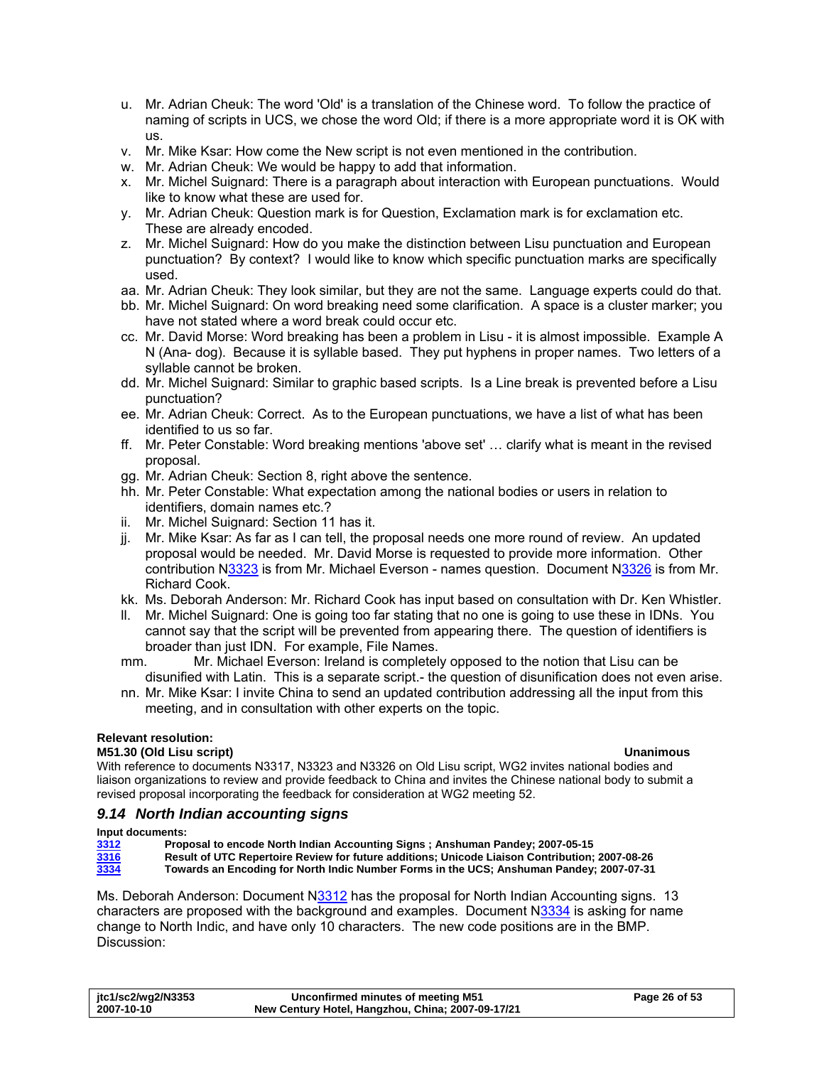u. Mr. Adrian Cheuk: The word 'Old' is a translation of the Chinese word. To follow the practice of naming of scripts in UCS, we chose the word Old; if there is a more appropriate word it is OK with us.
v. Mr. Mike Ksar: How come the New script is not even mentioned in the contribution.
w. Mr. Adrian Cheuk: We would be happy to add that information.
x. Mr. Michel Suignard: There is a paragraph about interaction with European punctuations. Would like to know what these are used for.
y. Mr. Adrian Cheuk: Question mark is for Question, Exclamation mark is for exclamation etc. These are already encoded.
z. Mr. Michel Suignard: How do you make the distinction between Lisu punctuation and European punctuation? By context? I would like to know which specific punctuation marks are specifically used.
aa. Mr. Adrian Cheuk: They look similar, but they are not the same. Language experts could do that.
bb. Mr. Michel Suignard: On word breaking need some clarification. A space is a cluster marker; you have not stated where a word break could occur etc.
cc. Mr. David Morse: Word breaking has been a problem in Lisu - it is almost impossible. Example A N (Ana- dog). Because it is syllable based. They put hyphens in proper names. Two letters of a syllable cannot be broken.
dd. Mr. Michel Suignard: Similar to graphic based scripts. Is a Line break is prevented before a Lisu punctuation?
ee. Mr. Adrian Cheuk: Correct. As to the European punctuations, we have a list of what has been identified to us so far.
ff. Mr. Peter Constable: Word breaking mentions 'above set' … clarify what is meant in the revised proposal.
gg. Mr. Adrian Cheuk: Section 8, right above the sentence.
hh. Mr. Peter Constable: What expectation among the national bodies or users in relation to identifiers, domain names etc.?
ii. Mr. Michel Suignard: Section 11 has it.
jj. Mr. Mike Ksar: As far as I can tell, the proposal needs one more round of review. An updated proposal would be needed. Mr. David Morse is requested to provide more information. Other contribution N3323 is from Mr. Michael Everson - names question. Document N3326 is from Mr. Richard Cook.
kk. Ms. Deborah Anderson: Mr. Richard Cook has input based on consultation with Dr. Ken Whistler.
ll. Mr. Michel Suignard: One is going too far stating that no one is going to use these in IDNs. You cannot say that the script will be prevented from appearing there. The question of identifiers is broader than just IDN. For example, File Names.
mm. Mr. Michael Everson: Ireland is completely opposed to the notion that Lisu can be disunified with Latin. This is a separate script.- the question of disunification does not even arise.
nn. Mr. Mike Ksar: I invite China to send an updated contribution addressing all the input from this meeting, and in consultation with other experts on the topic.

**Relevant resolution:**
**M51.30 (Old Lisu script)** **Unanimous**
With reference to documents N3317, N3323 and N3326 on Old Lisu script, WG2 invites national bodies and liaison organizations to review and provide feedback to China and invites the Chinese national body to submit a revised proposal incorporating the feedback for consideration at WG2 meeting 52.

### *9.14 North Indian accounting signs*

**Input documents:**

| | |
|---|---|
| **3312** | **Proposal to encode North Indian Accounting Signs ; Anshuman Pandey; 2007-05-15** |
| **3316** | **Result of UTC Repertoire Review for future additions; Unicode Liaison Contribution; 2007-08-26** |
| **3334** | **Towards an Encoding for North Indic Number Forms in the UCS; Anshuman Pandey; 2007-07-31** |

Ms. Deborah Anderson: Document N3312 has the proposal for North Indian Accounting signs. 13 characters are proposed with the background and examples. Document N3334 is asking for name change to North Indic, and have only 10 characters. The new code positions are in the BMP.
Discussion: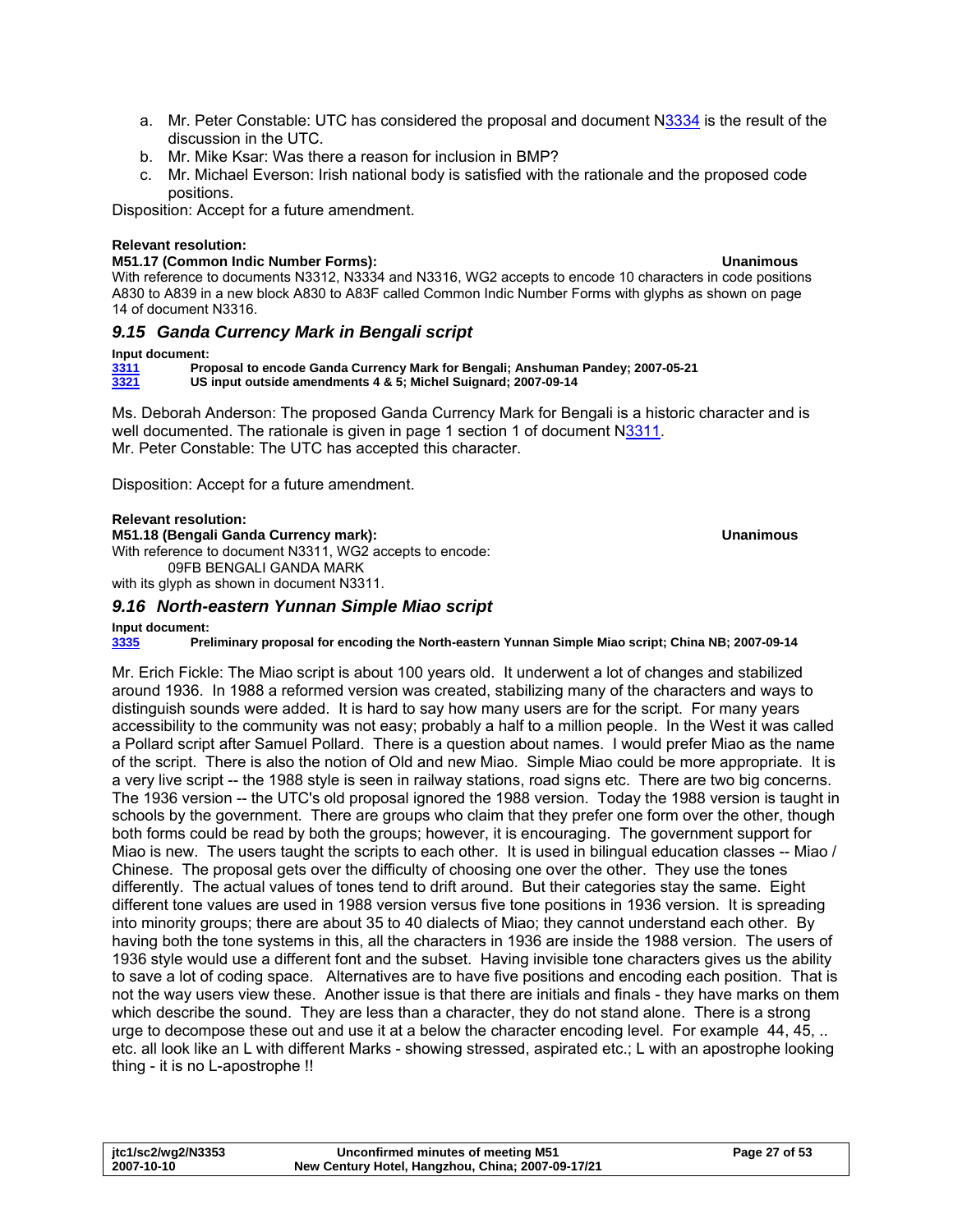a. Mr. Peter Constable: UTC has considered the proposal and document N3334 is the result of the discussion in the UTC.
b. Mr. Mike Ksar: Was there a reason for inclusion in BMP?
c. Mr. Michael Everson: Irish national body is satisfied with the rationale and the proposed code positions.

Disposition: Accept for a future amendment.

**Relevant resolution:**

**M51.17 (Common Indic Number Forms):** **Unanimous**

With reference to documents N3312, N3334 and N3316, WG2 accepts to encode 10 characters in code positions A830 to A839 in a new block A830 to A83F called Common Indic Number Forms with glyphs as shown on page 14 of document N3316.

### *9.15 Ganda Currency Mark in Bengali script*

**Input document:**

**3311** **Proposal to encode Ganda Currency Mark for Bengali; Anshuman Pandey; 2007-05-21**
**3321** **US input outside amendments 4 & 5; Michel Suignard; 2007-09-14**

Ms. Deborah Anderson: The proposed Ganda Currency Mark for Bengali is a historic character and is well documented. The rationale is given in page 1 section 1 of document N3311.
Mr. Peter Constable: The UTC has accepted this character.

Disposition: Accept for a future amendment.

**Relevant resolution:**

**M51.18 (Bengali Ganda Currency mark):** **Unanimous**

With reference to document N3311, WG2 accepts to encode:
  09FB BENGALI GANDA MARK
with its glyph as shown in document N3311.

### *9.16 North-eastern Yunnan Simple Miao script*

**Input document:**

**3335** **Preliminary proposal for encoding the North-eastern Yunnan Simple Miao script; China NB; 2007-09-14**

Mr. Erich Fickle: The Miao script is about 100 years old. It underwent a lot of changes and stabilized around 1936. In 1988 a reformed version was created, stabilizing many of the characters and ways to distinguish sounds were added. It is hard to say how many users are for the script. For many years accessibility to the community was not easy; probably a half to a million people. In the West it was called a Pollard script after Samuel Pollard. There is a question about names. I would prefer Miao as the name of the script. There is also the notion of Old and new Miao. Simple Miao could be more appropriate. It is a very live script -- the 1988 style is seen in railway stations, road signs etc. There are two big concerns. The 1936 version -- the UTC's old proposal ignored the 1988 version. Today the 1988 version is taught in schools by the government. There are groups who claim that they prefer one form over the other, though both forms could be read by both the groups; however, it is encouraging. The government support for Miao is new. The users taught the scripts to each other. It is used in bilingual education classes -- Miao / Chinese. The proposal gets over the difficulty of choosing one over the other. They use the tones differently. The actual values of tones tend to drift around. But their categories stay the same. Eight different tone values are used in 1988 version versus five tone positions in 1936 version. It is spreading into minority groups; there are about 35 to 40 dialects of Miao; they cannot understand each other. By having both the tone systems in this, all the characters in 1936 are inside the 1988 version. The users of 1936 style would use a different font and the subset. Having invisible tone characters gives us the ability to save a lot of coding space. Alternatives are to have five positions and encoding each position. That is not the way users view these. Another issue is that there are initials and finals - they have marks on them which describe the sound. They are less than a character, they do not stand alone. There is a strong urge to decompose these out and use it at a below the character encoding level. For example 44, 45, .. etc. all look like an L with different Marks - showing stressed, aspirated etc.; L with an apostrophe looking thing - it is no L-apostrophe !!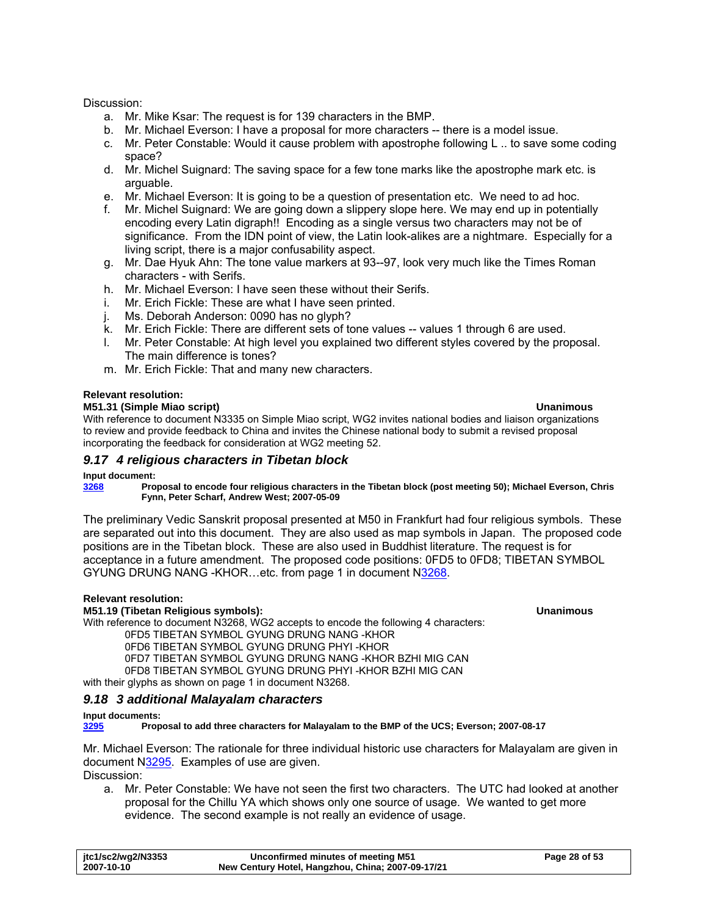Discussion:

a. Mr. Mike Ksar: The request is for 139 characters in the BMP.
b. Mr. Michael Everson: I have a proposal for more characters -- there is a model issue.
c. Mr. Peter Constable: Would it cause problem with apostrophe following L .. to save some coding space?
d. Mr. Michel Suignard: The saving space for a few tone marks like the apostrophe mark etc. is arguable.
e. Mr. Michael Everson: It is going to be a question of presentation etc. We need to ad hoc.
f. Mr. Michel Suignard: We are going down a slippery slope here. We may end up in potentially encoding every Latin digraph!! Encoding as a single versus two characters may not be of significance. From the IDN point of view, the Latin look-alikes are a nightmare. Especially for a living script, there is a major confusability aspect.
g. Mr. Dae Hyuk Ahn: The tone value markers at 93--97, look very much like the Times Roman characters - with Serifs.
h. Mr. Michael Everson: I have seen these without their Serifs.
i. Mr. Erich Fickle: These are what I have seen printed.
j. Ms. Deborah Anderson: 0090 has no glyph?
k. Mr. Erich Fickle: There are different sets of tone values -- values 1 through 6 are used.
l. Mr. Peter Constable: At high level you explained two different styles covered by the proposal. The main difference is tones?
m. Mr. Erich Fickle: That and many new characters.

**Relevant resolution:**

**M51.31 (Simple Miao script)** **Unanimous**

With reference to document N3335 on Simple Miao script, WG2 invites national bodies and liaison organizations to review and provide feedback to China and invites the Chinese national body to submit a revised proposal incorporating the feedback for consideration at WG2 meeting 52.

## *9.17 4 religious characters in Tibetan block*

**Input document:**

**3268** **Proposal to encode four religious characters in the Tibetan block (post meeting 50); Michael Everson, Chris Fynn, Peter Scharf, Andrew West; 2007-05-09**

The preliminary Vedic Sanskrit proposal presented at M50 in Frankfurt had four religious symbols. These are separated out into this document. They are also used as map symbols in Japan. The proposed code positions are in the Tibetan block. These are also used in Buddhist literature. The request is for acceptance in a future amendment. The proposed code positions: 0FD5 to 0FD8; TIBETAN SYMBOL GYUNG DRUNG NANG -KHOR…etc. from page 1 in document N3268.

**Relevant resolution:**

**M51.19 (Tibetan Religious symbols):** **Unanimous**

With reference to document N3268, WG2 accepts to encode the following 4 characters:

0FD5 TIBETAN SYMBOL GYUNG DRUNG NANG -KHOR
0FD6 TIBETAN SYMBOL GYUNG DRUNG PHYI -KHOR
0FD7 TIBETAN SYMBOL GYUNG DRUNG NANG -KHOR BZHI MIG CAN
0FD8 TIBETAN SYMBOL GYUNG DRUNG PHYI -KHOR BZHI MIG CAN

with their glyphs as shown on page 1 in document N3268.

## *9.18 3 additional Malayalam characters*

**Input documents:**

**3295** **Proposal to add three characters for Malayalam to the BMP of the UCS; Everson; 2007-08-17**

Mr. Michael Everson: The rationale for three individual historic use characters for Malayalam are given in document N3295. Examples of use are given.

Discussion:

a. Mr. Peter Constable: We have not seen the first two characters. The UTC had looked at another proposal for the Chillu YA which shows only one source of usage. We wanted to get more evidence. The second example is not really an evidence of usage.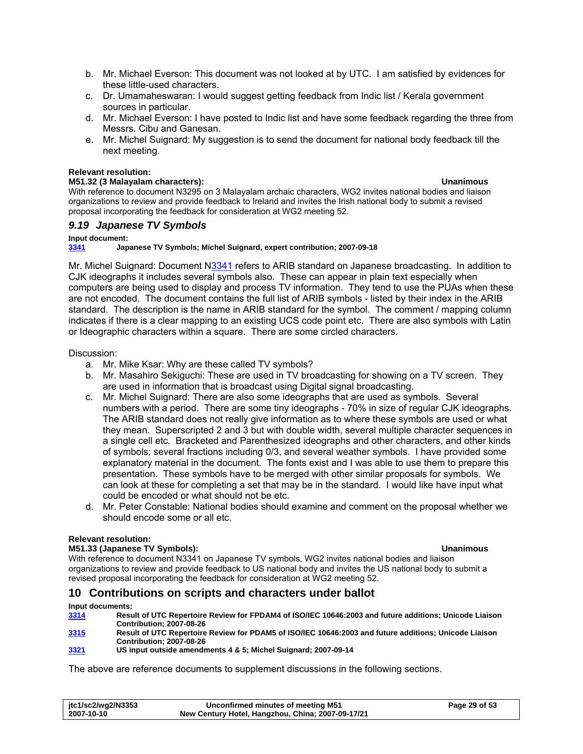b. Mr. Michael Everson: This document was not looked at by UTC. I am satisfied by evidences for these little-used characters.
c. Dr. Umamaheswaran: I would suggest getting feedback from Indic list / Kerala government sources in particular.
d. Mr. Michael Everson: I have posted to Indic list and have some feedback regarding the three from Messrs. Cibu and Ganesan.
e. Mr. Michel Suignard: My suggestion is to send the document for national body feedback till the next meeting.

**Relevant resolution:**
**M51.32 (3 Malayalam characters):** **Unanimous**
With reference to document N3295 on 3 Malayalam archaic characters, WG2 invites national bodies and liaison organizations to review and provide feedback to Ireland and invites the Irish national body to submit a revised proposal incorporating the feedback for consideration at WG2 meeting 52.

### *9.19 Japanese TV Symbols*

**Input document:**
**3341** **Japanese TV Symbols; Michel Suignard, expert contribution; 2007-09-18**

Mr. Michel Suignard: Document N3341 refers to ARIB standard on Japanese broadcasting. In addition to CJK ideographs it includes several symbols also. These can appear in plain text especially when computers are being used to display and process TV information. They tend to use the PUAs when these are not encoded. The document contains the full list of ARIB symbols - listed by their index in the ARIB standard. The description is the name in ARIB standard for the symbol. The comment / mapping column indicates if there is a clear mapping to an existing UCS code point etc. There are also symbols with Latin or Ideographic characters within a square. There are some circled characters.

Discussion:

a. Mr. Mike Ksar: Why are these called TV symbols?
b. Mr. Masahiro Sekiguchi: These are used in TV broadcasting for showing on a TV screen. They are used in information that is broadcast using Digital signal broadcasting.
c. Mr. Michel Suignard: There are also some ideographs that are used as symbols. Several numbers with a period. There are some tiny ideographs - 70% in size of regular CJK ideographs. The ARIB standard does not really give information as to where these symbols are used or what they mean. Superscripted 2 and 3 but with double width, several multiple character sequences in a single cell etc. Bracketed and Parenthesized ideographs and other characters, and other kinds of symbols; several fractions including 0/3, and several weather symbols. I have provided some explanatory material in the document. The fonts exist and I was able to use them to prepare this presentation. These symbols have to be merged with other similar proposals for symbols. We can look at these for completing a set that may be in the standard. I would like have input what could be encoded or what should not be etc.
d. Mr. Peter Constable: National bodies should examine and comment on the proposal whether we should encode some or all etc.

**Relevant resolution:**
**M51.33 (Japanese TV Symbols):** **Unanimous**
With reference to document N3341 on Japanese TV symbols, WG2 invites national bodies and liaison organizations to review and provide feedback to US national body and invites the US national body to submit a revised proposal incorporating the feedback for consideration at WG2 meeting 52.

## 10 Contributions on scripts and characters under ballot

**Input documents:**
**3314** **Result of UTC Repertoire Review for FPDAM4 of ISO/IEC 10646:2003 and future additions; Unicode Liaison Contribution; 2007-08-26**
**3315** **Result of UTC Repertoire Review for PDAM5 of ISO/IEC 10646:2003 and future additions; Unicode Liaison Contribution; 2007-08-26**
**3321** **US input outside amendments 4 & 5; Michel Suignard; 2007-09-14**

The above are reference documents to supplement discussions in the following sections.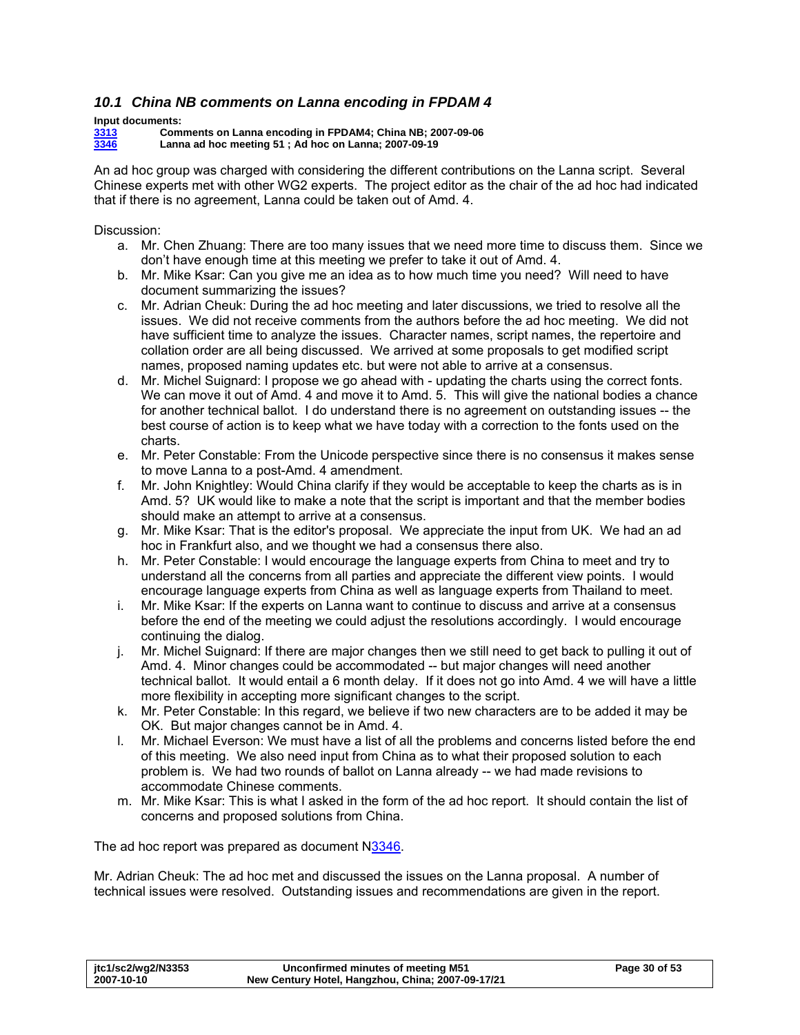### *10.1 China NB comments on Lanna encoding in FPDAM 4*

**Input documents:**

**3313 Comments on Lanna encoding in FPDAM4; China NB; 2007-09-06**
**3346 Lanna ad hoc meeting 51 ; Ad hoc on Lanna; 2007-09-19**

An ad hoc group was charged with considering the different contributions on the Lanna script. Several Chinese experts met with other WG2 experts. The project editor as the chair of the ad hoc had indicated that if there is no agreement, Lanna could be taken out of Amd. 4.

Discussion:

a. Mr. Chen Zhuang: There are too many issues that we need more time to discuss them. Since we don't have enough time at this meeting we prefer to take it out of Amd. 4.
b. Mr. Mike Ksar: Can you give me an idea as to how much time you need? Will need to have document summarizing the issues?
c. Mr. Adrian Cheuk: During the ad hoc meeting and later discussions, we tried to resolve all the issues. We did not receive comments from the authors before the ad hoc meeting. We did not have sufficient time to analyze the issues. Character names, script names, the repertoire and collation order are all being discussed. We arrived at some proposals to get modified script names, proposed naming updates etc. but were not able to arrive at a consensus.
d. Mr. Michel Suignard: I propose we go ahead with - updating the charts using the correct fonts. We can move it out of Amd. 4 and move it to Amd. 5. This will give the national bodies a chance for another technical ballot. I do understand there is no agreement on outstanding issues -- the best course of action is to keep what we have today with a correction to the fonts used on the charts.
e. Mr. Peter Constable: From the Unicode perspective since there is no consensus it makes sense to move Lanna to a post-Amd. 4 amendment.
f. Mr. John Knightley: Would China clarify if they would be acceptable to keep the charts as is in Amd. 5? UK would like to make a note that the script is important and that the member bodies should make an attempt to arrive at a consensus.
g. Mr. Mike Ksar: That is the editor's proposal. We appreciate the input from UK. We had an ad hoc in Frankfurt also, and we thought we had a consensus there also.
h. Mr. Peter Constable: I would encourage the language experts from China to meet and try to understand all the concerns from all parties and appreciate the different view points. I would encourage language experts from China as well as language experts from Thailand to meet.
i. Mr. Mike Ksar: If the experts on Lanna want to continue to discuss and arrive at a consensus before the end of the meeting we could adjust the resolutions accordingly. I would encourage continuing the dialog.
j. Mr. Michel Suignard: If there are major changes then we still need to get back to pulling it out of Amd. 4. Minor changes could be accommodated -- but major changes will need another technical ballot. It would entail a 6 month delay. If it does not go into Amd. 4 we will have a little more flexibility in accepting more significant changes to the script.
k. Mr. Peter Constable: In this regard, we believe if two new characters are to be added it may be OK. But major changes cannot be in Amd. 4.
l. Mr. Michael Everson: We must have a list of all the problems and concerns listed before the end of this meeting. We also need input from China as to what their proposed solution to each problem is. We had two rounds of ballot on Lanna already -- we had made revisions to accommodate Chinese comments.
m. Mr. Mike Ksar: This is what I asked in the form of the ad hoc report. It should contain the list of concerns and proposed solutions from China.

The ad hoc report was prepared as document N3346.

Mr. Adrian Cheuk: The ad hoc met and discussed the issues on the Lanna proposal. A number of technical issues were resolved. Outstanding issues and recommendations are given in the report.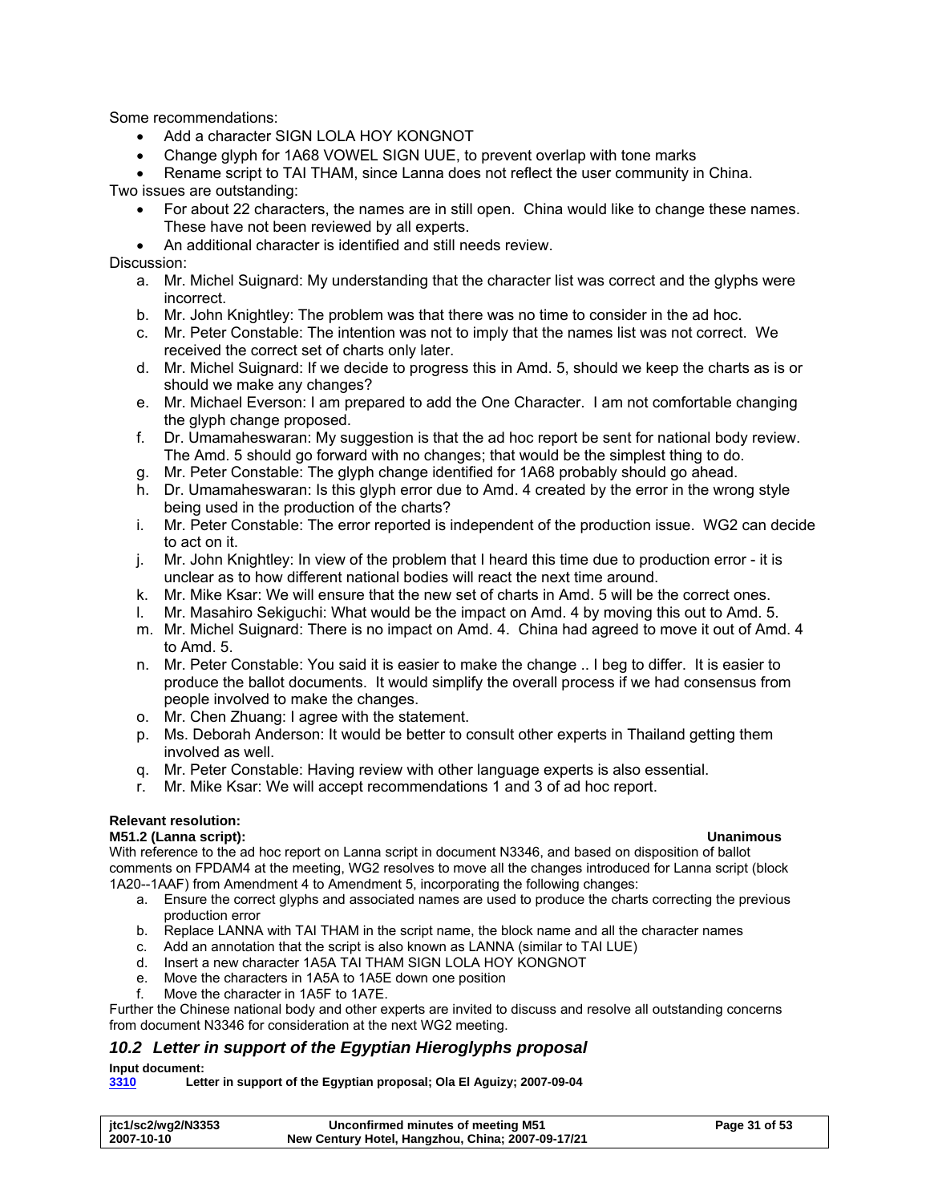Some recommendations:

- Add a character SIGN LOLA HOY KONGNOT
- Change glyph for 1A68 VOWEL SIGN UUE, to prevent overlap with tone marks
- Rename script to TAI THAM, since Lanna does not reflect the user community in China.

Two issues are outstanding:

- For about 22 characters, the names are in still open. China would like to change these names. These have not been reviewed by all experts.
- An additional character is identified and still needs review.

Discussion:

a. Mr. Michel Suignard: My understanding that the character list was correct and the glyphs were incorrect.
b. Mr. John Knightley: The problem was that there was no time to consider in the ad hoc.
c. Mr. Peter Constable: The intention was not to imply that the names list was not correct. We received the correct set of charts only later.
d. Mr. Michel Suignard: If we decide to progress this in Amd. 5, should we keep the charts as is or should we make any changes?
e. Mr. Michael Everson: I am prepared to add the One Character. I am not comfortable changing the glyph change proposed.
f. Dr. Umamaheswaran: My suggestion is that the ad hoc report be sent for national body review. The Amd. 5 should go forward with no changes; that would be the simplest thing to do.
g. Mr. Peter Constable: The glyph change identified for 1A68 probably should go ahead.
h. Dr. Umamaheswaran: Is this glyph error due to Amd. 4 created by the error in the wrong style being used in the production of the charts?
i. Mr. Peter Constable: The error reported is independent of the production issue. WG2 can decide to act on it.
j. Mr. John Knightley: In view of the problem that I heard this time due to production error - it is unclear as to how different national bodies will react the next time around.
k. Mr. Mike Ksar: We will ensure that the new set of charts in Amd. 5 will be the correct ones.
l. Mr. Masahiro Sekiguchi: What would be the impact on Amd. 4 by moving this out to Amd. 5.
m. Mr. Michel Suignard: There is no impact on Amd. 4. China had agreed to move it out of Amd. 4 to Amd. 5.
n. Mr. Peter Constable: You said it is easier to make the change .. I beg to differ. It is easier to produce the ballot documents. It would simplify the overall process if we had consensus from people involved to make the changes.
o. Mr. Chen Zhuang: I agree with the statement.
p. Ms. Deborah Anderson: It would be better to consult other experts in Thailand getting them involved as well.
q. Mr. Peter Constable: Having review with other language experts is also essential.
r. Mr. Mike Ksar: We will accept recommendations 1 and 3 of ad hoc report.

**Relevant resolution:**

**M51.2 (Lanna script): Unanimous**

With reference to the ad hoc report on Lanna script in document N3346, and based on disposition of ballot comments on FPDAM4 at the meeting, WG2 resolves to move all the changes introduced for Lanna script (block 1A20--1AAF) from Amendment 4 to Amendment 5, incorporating the following changes:

a. Ensure the correct glyphs and associated names are used to produce the charts correcting the previous production error
b. Replace LANNA with TAI THAM in the script name, the block name and all the character names
c. Add an annotation that the script is also known as LANNA (similar to TAI LUE)
d. Insert a new character 1A5A TAI THAM SIGN LOLA HOY KONGNOT
e. Move the characters in 1A5A to 1A5E down one position
f. Move the character in 1A5F to 1A7E.

Further the Chinese national body and other experts are invited to discuss and resolve all outstanding concerns from document N3346 for consideration at the next WG2 meeting.

## *10.2 Letter in support of the Egyptian Hieroglyphs proposal*

**Input document:**

**3310 Letter in support of the Egyptian proposal; Ola El Aguizy; 2007-09-04**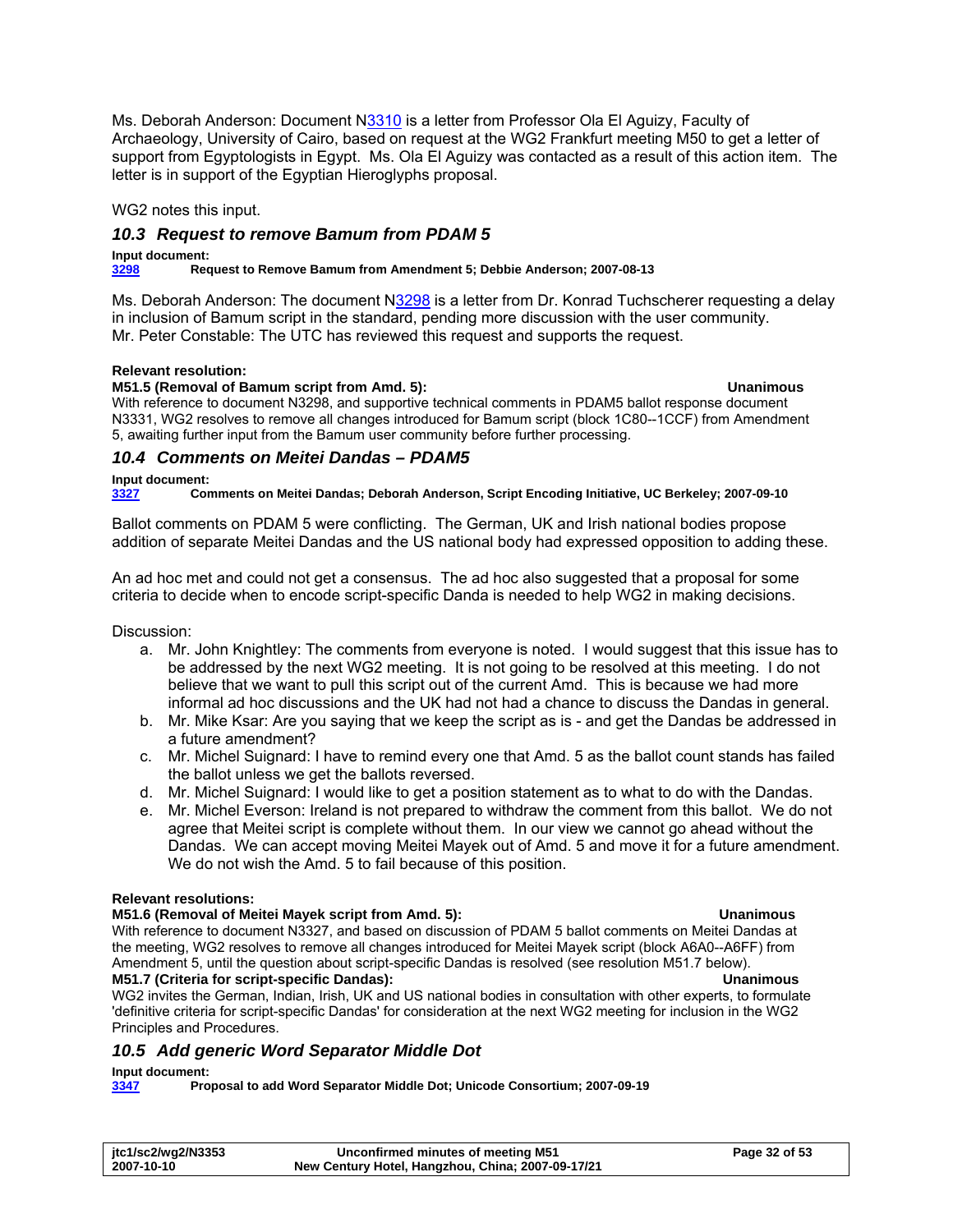Ms. Deborah Anderson: Document N3310 is a letter from Professor Ola El Aguizy, Faculty of Archaeology, University of Cairo, based on request at the WG2 Frankfurt meeting M50 to get a letter of support from Egyptologists in Egypt. Ms. Ola El Aguizy was contacted as a result of this action item. The letter is in support of the Egyptian Hieroglyphs proposal.

WG2 notes this input.

### *10.3 Request to remove Bamum from PDAM 5*

**Input document:**
**3298 Request to Remove Bamum from Amendment 5; Debbie Anderson; 2007-08-13**

Ms. Deborah Anderson: The document N3298 is a letter from Dr. Konrad Tuchscherer requesting a delay in inclusion of Bamum script in the standard, pending more discussion with the user community.
Mr. Peter Constable: The UTC has reviewed this request and supports the request.

**Relevant resolution:**
**M51.5 (Removal of Bamum script from Amd. 5): Unanimous**
With reference to document N3298, and supportive technical comments in PDAM5 ballot response document N3331, WG2 resolves to remove all changes introduced for Bamum script (block 1C80--1CCF) from Amendment 5, awaiting further input from the Bamum user community before further processing.

### *10.4 Comments on Meitei Dandas – PDAM5*

**Input document:**
**3327 Comments on Meitei Dandas; Deborah Anderson, Script Encoding Initiative, UC Berkeley; 2007-09-10**

Ballot comments on PDAM 5 were conflicting. The German, UK and Irish national bodies propose addition of separate Meitei Dandas and the US national body had expressed opposition to adding these.

An ad hoc met and could not get a consensus. The ad hoc also suggested that a proposal for some criteria to decide when to encode script-specific Danda is needed to help WG2 in making decisions.

Discussion:

a. Mr. John Knightley: The comments from everyone is noted. I would suggest that this issue has to be addressed by the next WG2 meeting. It is not going to be resolved at this meeting. I do not believe that we want to pull this script out of the current Amd. This is because we had more informal ad hoc discussions and the UK had not had a chance to discuss the Dandas in general.
b. Mr. Mike Ksar: Are you saying that we keep the script as is - and get the Dandas be addressed in a future amendment?
c. Mr. Michel Suignard: I have to remind every one that Amd. 5 as the ballot count stands has failed the ballot unless we get the ballots reversed.
d. Mr. Michel Suignard: I would like to get a position statement as to what to do with the Dandas.
e. Mr. Michel Everson: Ireland is not prepared to withdraw the comment from this ballot. We do not agree that Meitei script is complete without them. In our view we cannot go ahead without the Dandas. We can accept moving Meitei Mayek out of Amd. 5 and move it for a future amendment. We do not wish the Amd. 5 to fail because of this position.

**Relevant resolutions:**
**M51.6 (Removal of Meitei Mayek script from Amd. 5): Unanimous**
With reference to document N3327, and based on discussion of PDAM 5 ballot comments on Meitei Dandas at the meeting, WG2 resolves to remove all changes introduced for Meitei Mayek script (block A6A0--A6FF) from Amendment 5, until the question about script-specific Dandas is resolved (see resolution M51.7 below).
**M51.7 (Criteria for script-specific Dandas): Unanimous**
WG2 invites the German, Indian, Irish, UK and US national bodies in consultation with other experts, to formulate 'definitive criteria for script-specific Dandas' for consideration at the next WG2 meeting for inclusion in the WG2 Principles and Procedures.

### *10.5 Add generic Word Separator Middle Dot*

**Input document:**
**3347 Proposal to add Word Separator Middle Dot; Unicode Consortium; 2007-09-19**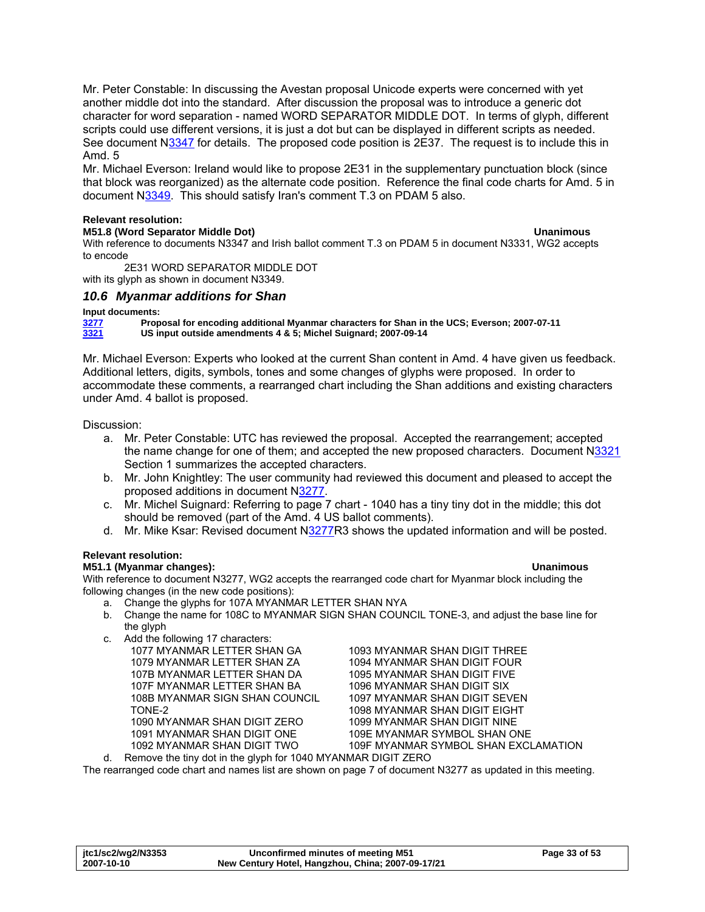Mr. Peter Constable: In discussing the Avestan proposal Unicode experts were concerned with yet another middle dot into the standard. After discussion the proposal was to introduce a generic dot character for word separation - named WORD SEPARATOR MIDDLE DOT. In terms of glyph, different scripts could use different versions, it is just a dot but can be displayed in different scripts as needed. See document N3347 for details. The proposed code position is 2E37. The request is to include this in Amd. 5

Mr. Michael Everson: Ireland would like to propose 2E31 in the supplementary punctuation block (since that block was reorganized) as the alternate code position. Reference the final code charts for Amd. 5 in document N3349. This should satisfy Iran's comment T.3 on PDAM 5 also.

**Relevant resolution:**

**M51.8 (Word Separator Middle Dot)** **Unanimous**

With reference to documents N3347 and Irish ballot comment T.3 on PDAM 5 in document N3331, WG2 accepts to encode

2E31 WORD SEPARATOR MIDDLE DOT

with its glyph as shown in document N3349.

### *10.6 Myanmar additions for Shan*

**Input documents:**

**3277** **Proposal for encoding additional Myanmar characters for Shan in the UCS; Everson; 2007-07-11**
**3321** **US input outside amendments 4 & 5; Michel Suignard; 2007-09-14**

Mr. Michael Everson: Experts who looked at the current Shan content in Amd. 4 have given us feedback. Additional letters, digits, symbols, tones and some changes of glyphs were proposed. In order to accommodate these comments, a rearranged chart including the Shan additions and existing characters under Amd. 4 ballot is proposed.

Discussion:

a. Mr. Peter Constable: UTC has reviewed the proposal. Accepted the rearrangement; accepted the name change for one of them; and accepted the new proposed characters. Document N3321 Section 1 summarizes the accepted characters.
b. Mr. John Knightley: The user community had reviewed this document and pleased to accept the proposed additions in document N3277.
c. Mr. Michel Suignard: Referring to page 7 chart - 1040 has a tiny tiny dot in the middle; this dot should be removed (part of the Amd. 4 US ballot comments).
d. Mr. Mike Ksar: Revised document N3277R3 shows the updated information and will be posted.

**Relevant resolution:**

**M51.1 (Myanmar changes):** **Unanimous**

With reference to document N3277, WG2 accepts the rearranged code chart for Myanmar block including the following changes (in the new code positions):

a. Change the glyphs for 107A MYANMAR LETTER SHAN NYA
b. Change the name for 108C to MYANMAR SIGN SHAN COUNCIL TONE-3, and adjust the base line for the glyph
c. Add the following 17 characters:
   - 1077 MYANMAR LETTER SHAN GA
   - 1079 MYANMAR LETTER SHAN ZA
   - 107B MYANMAR LETTER SHAN DA
   - 107F MYANMAR LETTER SHAN BA
   - 108B MYANMAR SIGN SHAN COUNCIL TONE-2
   - 1090 MYANMAR SHAN DIGIT ZERO
   - 1091 MYANMAR SHAN DIGIT ONE
   - 1092 MYANMAR SHAN DIGIT TWO
   - 1093 MYANMAR SHAN DIGIT THREE
   - 1094 MYANMAR SHAN DIGIT FOUR
   - 1095 MYANMAR SHAN DIGIT FIVE
   - 1096 MYANMAR SHAN DIGIT SIX
   - 1097 MYANMAR SHAN DIGIT SEVEN
   - 1098 MYANMAR SHAN DIGIT EIGHT
   - 1099 MYANMAR SHAN DIGIT NINE
   - 109E MYANMAR SYMBOL SHAN ONE
   - 109F MYANMAR SYMBOL SHAN EXCLAMATION
d. Remove the tiny dot in the glyph for 1040 MYANMAR DIGIT ZERO

The rearranged code chart and names list are shown on page 7 of document N3277 as updated in this meeting.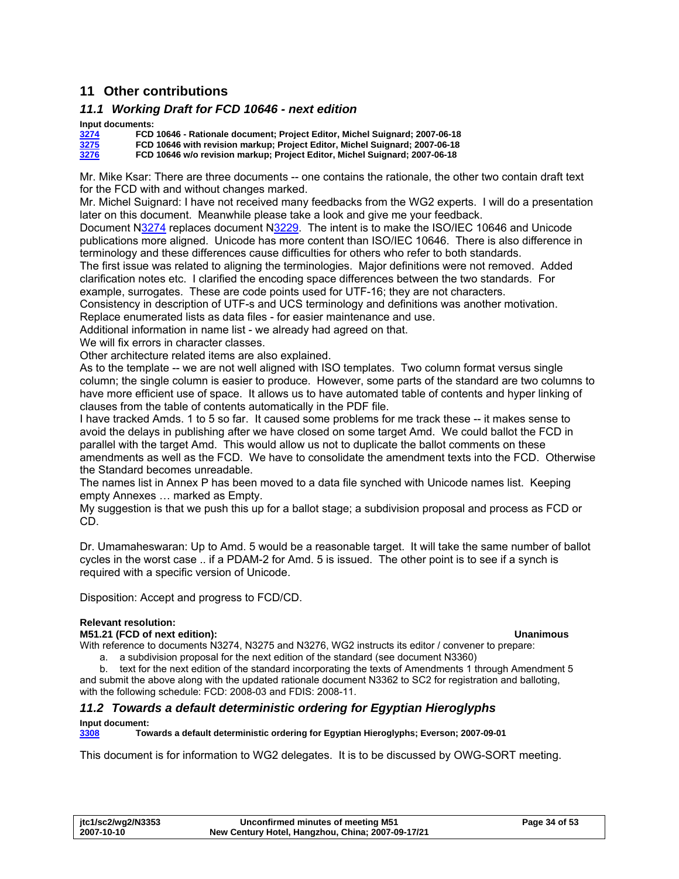## 11 Other contributions

### 11.1 Working Draft for FCD 10646 - next edition

**Input documents:**

[3274](3274) **FCD 10646 - Rationale document; Project Editor, Michel Suignard; 2007-06-18**
[3275](3275) **FCD 10646 with revision markup; Project Editor, Michel Suignard; 2007-06-18**
[3276](3276) **FCD 10646 w/o revision markup; Project Editor, Michel Suignard; 2007-06-18**

Mr. Mike Ksar: There are three documents -- one contains the rationale, the other two contain draft text for the FCD with and without changes marked.
Mr. Michel Suignard: I have not received many feedbacks from the WG2 experts. I will do a presentation later on this document. Meanwhile please take a look and give me your feedback.
Document N3274 replaces document N3229. The intent is to make the ISO/IEC 10646 and Unicode publications more aligned. Unicode has more content than ISO/IEC 10646. There is also difference in terminology and these differences cause difficulties for others who refer to both standards.
The first issue was related to aligning the terminologies. Major definitions were not removed. Added clarification notes etc. I clarified the encoding space differences between the two standards. For example, surrogates. These are code points used for UTF-16; they are not characters.
Consistency in description of UTF-s and UCS terminology and definitions was another motivation.
Replace enumerated lists as data files - for easier maintenance and use.
Additional information in name list - we already had agreed on that.
We will fix errors in character classes.
Other architecture related items are also explained.
As to the template -- we are not well aligned with ISO templates. Two column format versus single column; the single column is easier to produce. However, some parts of the standard are two columns to have more efficient use of space. It allows us to have automated table of contents and hyper linking of clauses from the table of contents automatically in the PDF file.
I have tracked Amds. 1 to 5 so far. It caused some problems for me track these -- it makes sense to avoid the delays in publishing after we have closed on some target Amd. We could ballot the FCD in parallel with the target Amd. This would allow us not to duplicate the ballot comments on these amendments as well as the FCD. We have to consolidate the amendment texts into the FCD. Otherwise the Standard becomes unreadable.
The names list in Annex P has been moved to a data file synched with Unicode names list. Keeping empty Annexes … marked as Empty.
My suggestion is that we push this up for a ballot stage; a subdivision proposal and process as FCD or CD.

Dr. Umamaheswaran: Up to Amd. 5 would be a reasonable target. It will take the same number of ballot cycles in the worst case .. if a PDAM-2 for Amd. 5 is issued. The other point is to see if a synch is required with a specific version of Unicode.

Disposition: Accept and progress to FCD/CD.

**Relevant resolution:**
**M51.21 (FCD of next edition):** **Unanimous**
With reference to documents N3274, N3275 and N3276, WG2 instructs its editor / convener to prepare:

a. a subdivision proposal for the next edition of the standard (see document N3360)
b. text for the next edition of the standard incorporating the texts of Amendments 1 through Amendment 5

and submit the above along with the updated rationale document N3362 to SC2 for registration and balloting, with the following schedule: FCD: 2008-03 and FDIS: 2008-11.

### 11.2 Towards a default deterministic ordering for Egyptian Hieroglyphs

**Input document:**

[3308](3308) **Towards a default deterministic ordering for Egyptian Hieroglyphs; Everson; 2007-09-01**

This document is for information to WG2 delegates. It is to be discussed by OWG-SORT meeting.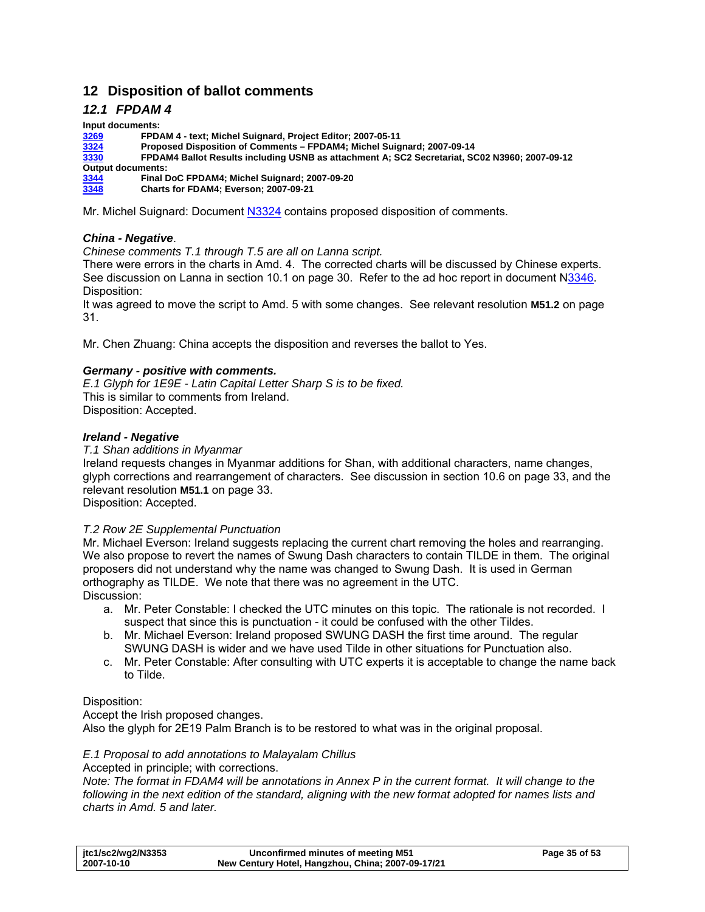## 12 Disposition of ballot comments

### *12.1 FPDAM 4*

**Input documents:**

**3269** **FPDAM 4 - text; Michel Suignard, Project Editor; 2007-05-11**
**3324** **Proposed Disposition of Comments – FPDAM4; Michel Suignard; 2007-09-14**
**3330** **FPDAM4 Ballot Results including USNB as attachment A; SC2 Secretariat, SC02 N3960; 2007-09-12**

**Output documents:**

**3344** **Final DoC FPDAM4; Michel Suignard; 2007-09-20**
**3348** **Charts for FDAM4; Everson; 2007-09-21**

Mr. Michel Suignard: Document N3324 contains proposed disposition of comments.

***China - Negative***.

*Chinese comments T.1 through T.5 are all on Lanna script.*

There were errors in the charts in Amd. 4. The corrected charts will be discussed by Chinese experts. See discussion on Lanna in section 10.1 on page 30. Refer to the ad hoc report in document N3346.

Disposition:

It was agreed to move the script to Amd. 5 with some changes. See relevant resolution **M51.2** on page 31.

Mr. Chen Zhuang: China accepts the disposition and reverses the ballot to Yes.

***Germany - positive with comments.***

*E.1 Glyph for 1E9E - Latin Capital Letter Sharp S is to be fixed.*

This is similar to comments from Ireland.

Disposition: Accepted.

***Ireland - Negative***

*T.1 Shan additions in Myanmar*

Ireland requests changes in Myanmar additions for Shan, with additional characters, name changes, glyph corrections and rearrangement of characters. See discussion in section 10.6 on page 33, and the relevant resolution **M51.1** on page 33.

Disposition: Accepted.

*T.2 Row 2E Supplemental Punctuation*

Mr. Michael Everson: Ireland suggests replacing the current chart removing the holes and rearranging. We also propose to revert the names of Swung Dash characters to contain TILDE in them. The original proposers did not understand why the name was changed to Swung Dash. It is used in German orthography as TILDE. We note that there was no agreement in the UTC.

Discussion:

a. Mr. Peter Constable: I checked the UTC minutes on this topic. The rationale is not recorded. I suspect that since this is punctuation - it could be confused with the other Tildes.
b. Mr. Michael Everson: Ireland proposed SWUNG DASH the first time around. The regular SWUNG DASH is wider and we have used Tilde in other situations for Punctuation also.
c. Mr. Peter Constable: After consulting with UTC experts it is acceptable to change the name back to Tilde.

Disposition:

Accept the Irish proposed changes.

Also the glyph for 2E19 Palm Branch is to be restored to what was in the original proposal.

*E.1 Proposal to add annotations to Malayalam Chillus*

Accepted in principle; with corrections.

*Note: The format in FDAM4 will be annotations in Annex P in the current format. It will change to the following in the next edition of the standard, aligning with the new format adopted for names lists and charts in Amd. 5 and later.*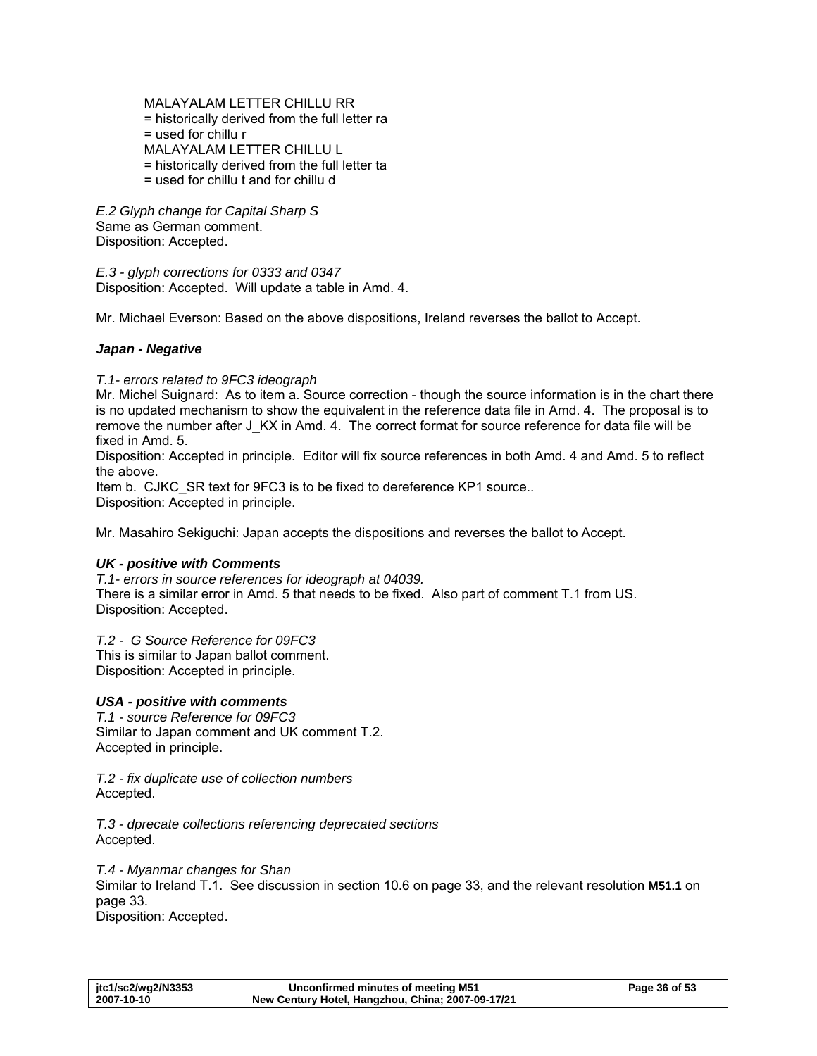MALAYALAM LETTER CHILLU RR
= historically derived from the full letter ra
= used for chillu r
MALAYALAM LETTER CHILLU L
= historically derived from the full letter ta
= used for chillu t and for chillu d

*E.2 Glyph change for Capital Sharp S*
Same as German comment.
Disposition: Accepted.

*E.3 - glyph corrections for 0333 and 0347*
Disposition: Accepted. Will update a table in Amd. 4.

Mr. Michael Everson: Based on the above dispositions, Ireland reverses the ballot to Accept.

***Japan - Negative***

*T.1- errors related to 9FC3 ideograph*
Mr. Michel Suignard: As to item a. Source correction - though the source information is in the chart there is no updated mechanism to show the equivalent in the reference data file in Amd. 4. The proposal is to remove the number after J_KX in Amd. 4. The correct format for source reference for data file will be fixed in Amd. 5.
Disposition: Accepted in principle. Editor will fix source references in both Amd. 4 and Amd. 5 to reflect the above.
Item b. CJKC_SR text for 9FC3 is to be fixed to dereference KP1 source..
Disposition: Accepted in principle.

Mr. Masahiro Sekiguchi: Japan accepts the dispositions and reverses the ballot to Accept.

***UK - positive with Comments***
*T.1- errors in source references for ideograph at 04039.*
There is a similar error in Amd. 5 that needs to be fixed. Also part of comment T.1 from US.
Disposition: Accepted.

*T.2 - G Source Reference for 09FC3*
This is similar to Japan ballot comment.
Disposition: Accepted in principle.

***USA - positive with comments***
*T.1 - source Reference for 09FC3*
Similar to Japan comment and UK comment T.2.
Accepted in principle.

*T.2 - fix duplicate use of collection numbers*
Accepted.

*T.3 - dprecate collections referencing deprecated sections*
Accepted.

*T.4 - Myanmar changes for Shan*
Similar to Ireland T.1. See discussion in section 10.6 on page 33, and the relevant resolution **M51.1** on page 33.
Disposition: Accepted.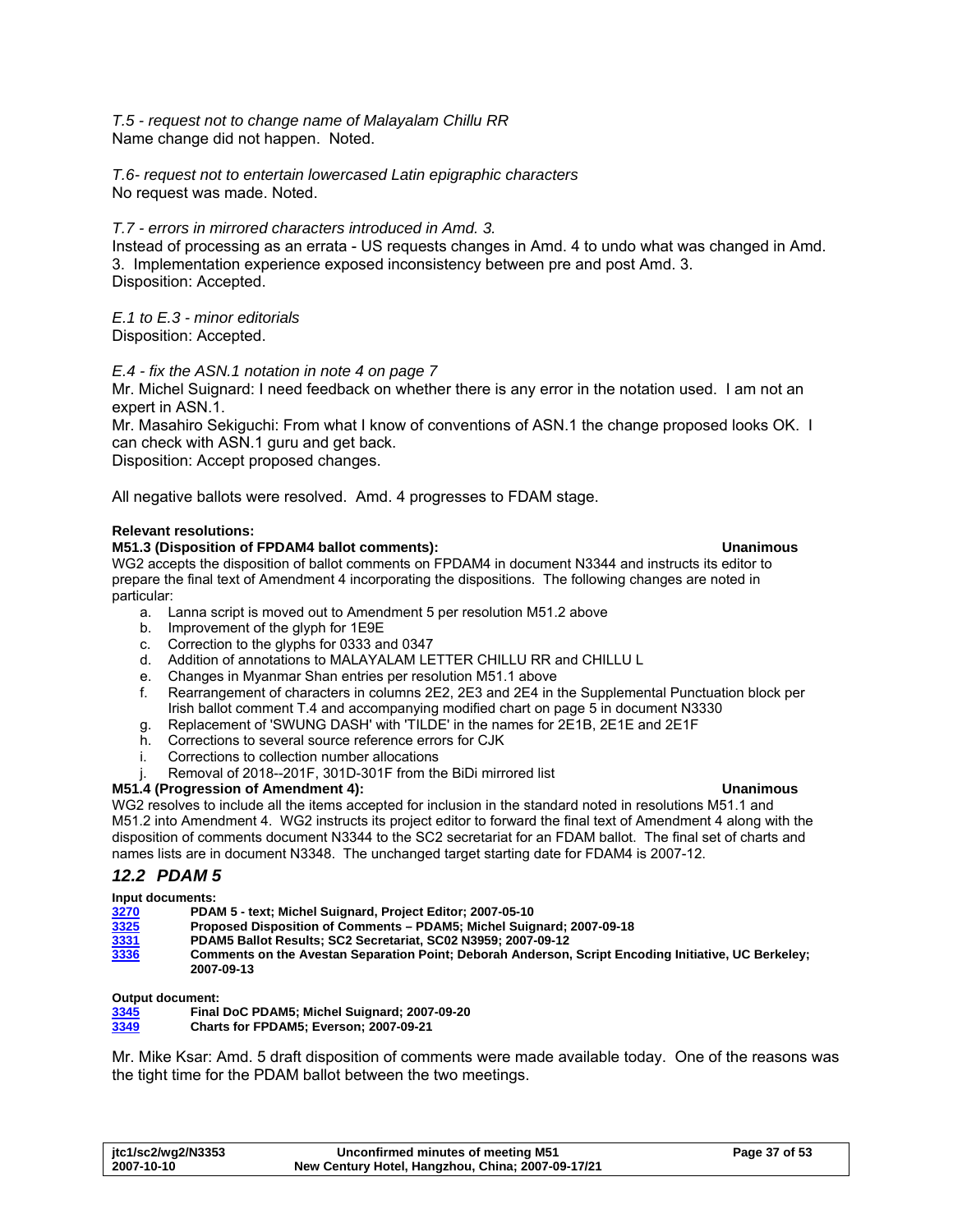*T.5 - request not to change name of Malayalam Chillu RR*
Name change did not happen. Noted.

*T.6- request not to entertain lowercased Latin epigraphic characters*
No request was made. Noted.

*T.7 - errors in mirrored characters introduced in Amd. 3.*
Instead of processing as an errata - US requests changes in Amd. 4 to undo what was changed in Amd. 3. Implementation experience exposed inconsistency between pre and post Amd. 3.
Disposition: Accepted.

*E.1 to E.3 - minor editorials*
Disposition: Accepted.

*E.4 - fix the ASN.1 notation in note 4 on page 7*
Mr. Michel Suignard: I need feedback on whether there is any error in the notation used. I am not an expert in ASN.1.
Mr. Masahiro Sekiguchi: From what I know of conventions of ASN.1 the change proposed looks OK. I can check with ASN.1 guru and get back.
Disposition: Accept proposed changes.

All negative ballots were resolved. Amd. 4 progresses to FDAM stage.

**Relevant resolutions:**

**M51.3 (Disposition of FPDAM4 ballot comments): Unanimous**

WG2 accepts the disposition of ballot comments on FPDAM4 in document N3344 and instructs its editor to prepare the final text of Amendment 4 incorporating the dispositions. The following changes are noted in particular:

a. Lanna script is moved out to Amendment 5 per resolution M51.2 above
b. Improvement of the glyph for 1E9E
c. Correction to the glyphs for 0333 and 0347
d. Addition of annotations to MALAYALAM LETTER CHILLU RR and CHILLU L
e. Changes in Myanmar Shan entries per resolution M51.1 above
f. Rearrangement of characters in columns 2E2, 2E3 and 2E4 in the Supplemental Punctuation block per Irish ballot comment T.4 and accompanying modified chart on page 5 in document N3330
g. Replacement of 'SWUNG DASH' with 'TILDE' in the names for 2E1B, 2E1E and 2E1F
h. Corrections to several source reference errors for CJK
i. Corrections to collection number allocations
j. Removal of 2018--201F, 301D-301F from the BiDi mirrored list

**M51.4 (Progression of Amendment 4): Unanimous**

WG2 resolves to include all the items accepted for inclusion in the standard noted in resolutions M51.1 and M51.2 into Amendment 4. WG2 instructs its project editor to forward the final text of Amendment 4 along with the disposition of comments document N3344 to the SC2 secretariat for an FDAM ballot. The final set of charts and names lists are in document N3348. The unchanged target starting date for FDAM4 is 2007-12.

## *12.2 PDAM 5*

**Input documents:**

| | |
|---|---|
| 3270 | **PDAM 5 - text; Michel Suignard, Project Editor; 2007-05-10** |
| 3325 | **Proposed Disposition of Comments – PDAM5; Michel Suignard; 2007-09-18** |
| 3331 | **PDAM5 Ballot Results; SC2 Secretariat, SC02 N3959; 2007-09-12** |
| 3336 | **Comments on the Avestan Separation Point; Deborah Anderson, Script Encoding Initiative, UC Berkeley; 2007-09-13** |

**Output document:**

| | |
|---|---|
| 3345 | **Final DoC PDAM5; Michel Suignard; 2007-09-20** |
| 3349 | **Charts for FPDAM5; Everson; 2007-09-21** |

Mr. Mike Ksar: Amd. 5 draft disposition of comments were made available today. One of the reasons was the tight time for the PDAM ballot between the two meetings.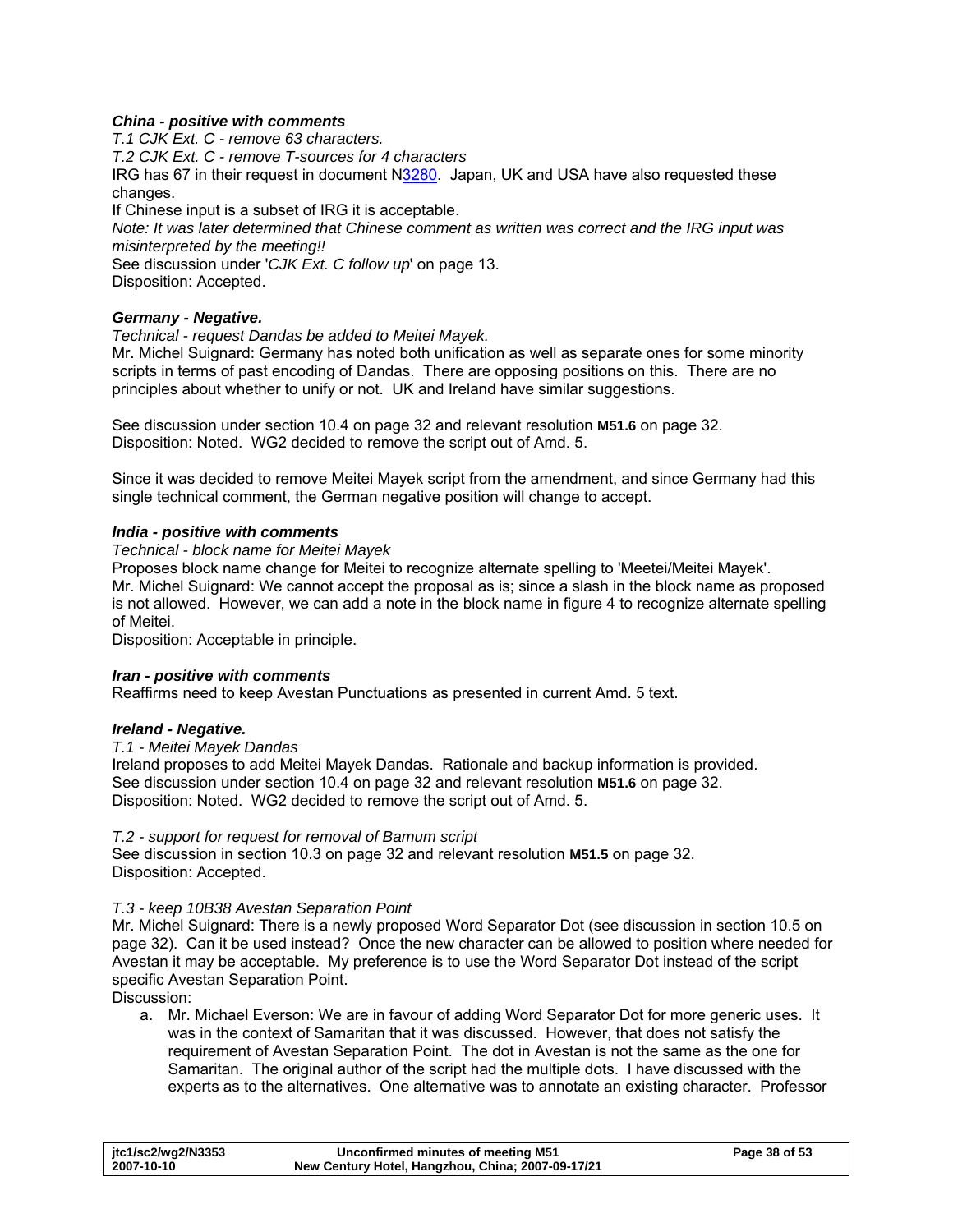***China - positive with comments***

*T.1 CJK Ext. C - remove 63 characters.*

*T.2 CJK Ext. C - remove T-sources for 4 characters*

IRG has 67 in their request in document N3280. Japan, UK and USA have also requested these changes.

If Chinese input is a subset of IRG it is acceptable.

*Note: It was later determined that Chinese comment as written was correct and the IRG input was misinterpreted by the meeting!!*

See discussion under '*CJK Ext. C follow up*' on page 13.

Disposition: Accepted.

***Germany - Negative.***

*Technical - request Dandas be added to Meitei Mayek.*

Mr. Michel Suignard: Germany has noted both unification as well as separate ones for some minority scripts in terms of past encoding of Dandas. There are opposing positions on this. There are no principles about whether to unify or not. UK and Ireland have similar suggestions.

See discussion under section 10.4 on page 32 and relevant resolution **M51.6** on page 32.

Disposition: Noted. WG2 decided to remove the script out of Amd. 5.

Since it was decided to remove Meitei Mayek script from the amendment, and since Germany had this single technical comment, the German negative position will change to accept.

***India - positive with comments***

*Technical - block name for Meitei Mayek*

Proposes block name change for Meitei to recognize alternate spelling to 'Meetei/Meitei Mayek'.

Mr. Michel Suignard: We cannot accept the proposal as is; since a slash in the block name as proposed is not allowed. However, we can add a note in the block name in figure 4 to recognize alternate spelling of Meitei.

Disposition: Acceptable in principle.

***Iran - positive with comments***

Reaffirms need to keep Avestan Punctuations as presented in current Amd. 5 text.

***Ireland - Negative.***

*T.1 - Meitei Mayek Dandas*

Ireland proposes to add Meitei Mayek Dandas. Rationale and backup information is provided.

See discussion under section 10.4 on page 32 and relevant resolution **M51.6** on page 32.

Disposition: Noted. WG2 decided to remove the script out of Amd. 5.

*T.2 - support for request for removal of Bamum script*

See discussion in section 10.3 on page 32 and relevant resolution **M51.5** on page 32.

Disposition: Accepted.

*T.3 - keep 10B38 Avestan Separation Point*

Mr. Michel Suignard: There is a newly proposed Word Separator Dot (see discussion in section 10.5 on page 32). Can it be used instead? Once the new character can be allowed to position where needed for Avestan it may be acceptable. My preference is to use the Word Separator Dot instead of the script specific Avestan Separation Point.

Discussion:

a. Mr. Michael Everson: We are in favour of adding Word Separator Dot for more generic uses. It was in the context of Samaritan that it was discussed. However, that does not satisfy the requirement of Avestan Separation Point. The dot in Avestan is not the same as the one for Samaritan. The original author of the script had the multiple dots. I have discussed with the experts as to the alternatives. One alternative was to annotate an existing character. Professor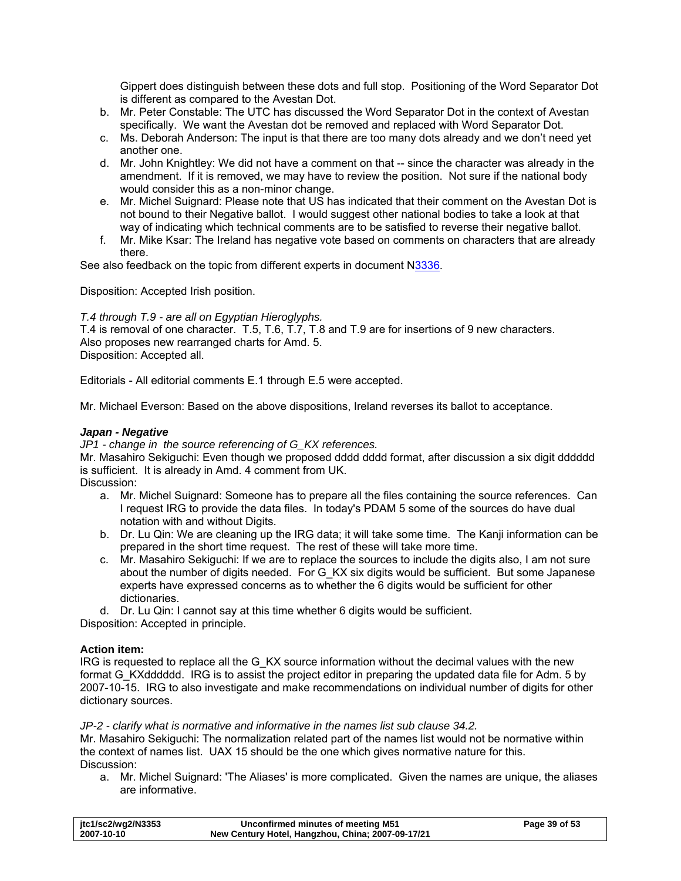Gippert does distinguish between these dots and full stop. Positioning of the Word Separator Dot is different as compared to the Avestan Dot.

b. Mr. Peter Constable: The UTC has discussed the Word Separator Dot in the context of Avestan specifically. We want the Avestan dot be removed and replaced with Word Separator Dot.
c. Ms. Deborah Anderson: The input is that there are too many dots already and we don't need yet another one.
d. Mr. John Knightley: We did not have a comment on that -- since the character was already in the amendment. If it is removed, we may have to review the position. Not sure if the national body would consider this as a non-minor change.
e. Mr. Michel Suignard: Please note that US has indicated that their comment on the Avestan Dot is not bound to their Negative ballot. I would suggest other national bodies to take a look at that way of indicating which technical comments are to be satisfied to reverse their negative ballot.
f. Mr. Mike Ksar: The Ireland has negative vote based on comments on characters that are already there.

See also feedback on the topic from different experts in document N3336.

Disposition: Accepted Irish position.

*T.4 through T.9 - are all on Egyptian Hieroglyphs.*
T.4 is removal of one character. T.5, T.6, T.7, T.8 and T.9 are for insertions of 9 new characters.
Also proposes new rearranged charts for Amd. 5.
Disposition: Accepted all.

Editorials - All editorial comments E.1 through E.5 were accepted.

Mr. Michael Everson: Based on the above dispositions, Ireland reverses its ballot to acceptance.

***Japan - Negative***

*JP1 - change in the source referencing of G_KX references.*
Mr. Masahiro Sekiguchi: Even though we proposed dddd dddd format, after discussion a six digit dddddd is sufficient. It is already in Amd. 4 comment from UK.
Discussion:

a. Mr. Michel Suignard: Someone has to prepare all the files containing the source references. Can I request IRG to provide the data files. In today's PDAM 5 some of the sources do have dual notation with and without Digits.
b. Dr. Lu Qin: We are cleaning up the IRG data; it will take some time. The Kanji information can be prepared in the short time request. The rest of these will take more time.
c. Mr. Masahiro Sekiguchi: If we are to replace the sources to include the digits also, I am not sure about the number of digits needed. For G_KX six digits would be sufficient. But some Japanese experts have expressed concerns as to whether the 6 digits would be sufficient for other dictionaries.
d. Dr. Lu Qin: I cannot say at this time whether 6 digits would be sufficient.

Disposition: Accepted in principle.

**Action item:**
IRG is requested to replace all the G_KX source information without the decimal values with the new format G_KXdddddd. IRG is to assist the project editor in preparing the updated data file for Adm. 5 by 2007-10-15. IRG to also investigate and make recommendations on individual number of digits for other dictionary sources.

*JP-2 - clarify what is normative and informative in the names list sub clause 34.2.*
Mr. Masahiro Sekiguchi: The normalization related part of the names list would not be normative within the context of names list. UAX 15 should be the one which gives normative nature for this.
Discussion:

a. Mr. Michel Suignard: 'The Aliases' is more complicated. Given the names are unique, the aliases are informative.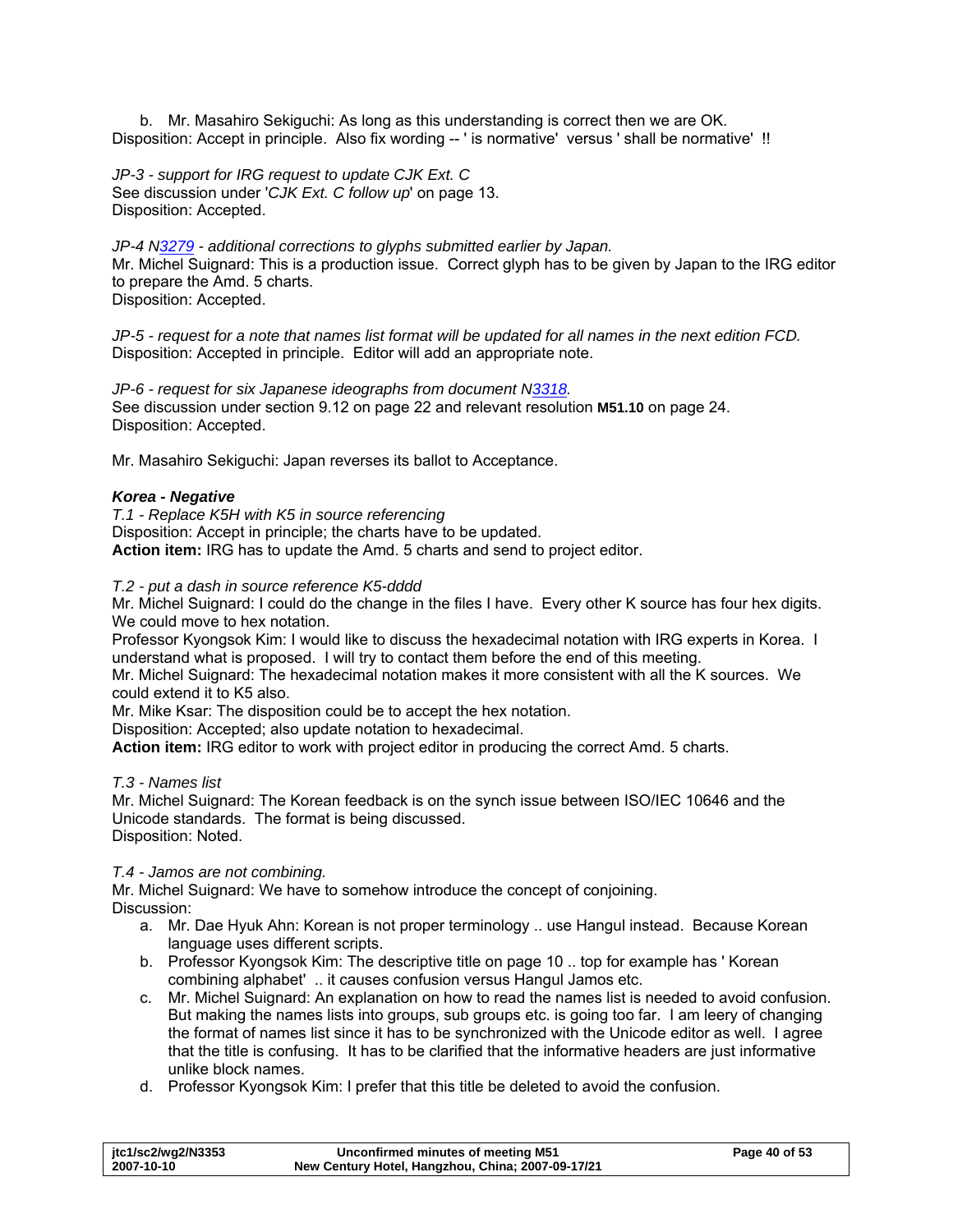b. Mr. Masahiro Sekiguchi: As long as this understanding is correct then we are OK.

Disposition: Accept in principle. Also fix wording -- ' is normative' versus ' shall be normative' !!

*JP-3 - support for IRG request to update CJK Ext. C*
See discussion under '*CJK Ext. C follow up*' on page 13.
Disposition: Accepted.

*JP-4 N3279 - additional corrections to glyphs submitted earlier by Japan.*
Mr. Michel Suignard: This is a production issue. Correct glyph has to be given by Japan to the IRG editor to prepare the Amd. 5 charts.
Disposition: Accepted.

*JP-5 - request for a note that names list format will be updated for all names in the next edition FCD.*
Disposition: Accepted in principle. Editor will add an appropriate note.

*JP-6 - request for six Japanese ideographs from document N3318.*
See discussion under section 9.12 on page 22 and relevant resolution **M51.10** on page 24.
Disposition: Accepted.

Mr. Masahiro Sekiguchi: Japan reverses its ballot to Acceptance.

***Korea - Negative***

*T.1 - Replace K5H with K5 in source referencing*
Disposition: Accept in principle; the charts have to be updated.
**Action item:** IRG has to update the Amd. 5 charts and send to project editor.

*T.2 - put a dash in source reference K5-dddd*
Mr. Michel Suignard: I could do the change in the files I have. Every other K source has four hex digits. We could move to hex notation.
Professor Kyongsok Kim: I would like to discuss the hexadecimal notation with IRG experts in Korea. I understand what is proposed. I will try to contact them before the end of this meeting.
Mr. Michel Suignard: The hexadecimal notation makes it more consistent with all the K sources. We could extend it to K5 also.
Mr. Mike Ksar: The disposition could be to accept the hex notation.
Disposition: Accepted; also update notation to hexadecimal.
**Action item:** IRG editor to work with project editor in producing the correct Amd. 5 charts.

*T.3 - Names list*
Mr. Michel Suignard: The Korean feedback is on the synch issue between ISO/IEC 10646 and the Unicode standards. The format is being discussed.
Disposition: Noted.

*T.4 - Jamos are not combining.*
Mr. Michel Suignard: We have to somehow introduce the concept of conjoining.
Discussion:

a. Mr. Dae Hyuk Ahn: Korean is not proper terminology .. use Hangul instead. Because Korean language uses different scripts.
b. Professor Kyongsok Kim: The descriptive title on page 10 .. top for example has ' Korean combining alphabet' .. it causes confusion versus Hangul Jamos etc.
c. Mr. Michel Suignard: An explanation on how to read the names list is needed to avoid confusion. But making the names lists into groups, sub groups etc. is going too far. I am leery of changing the format of names list since it has to be synchronized with the Unicode editor as well. I agree that the title is confusing. It has to be clarified that the informative headers are just informative unlike block names.
d. Professor Kyongsok Kim: I prefer that this title be deleted to avoid the confusion.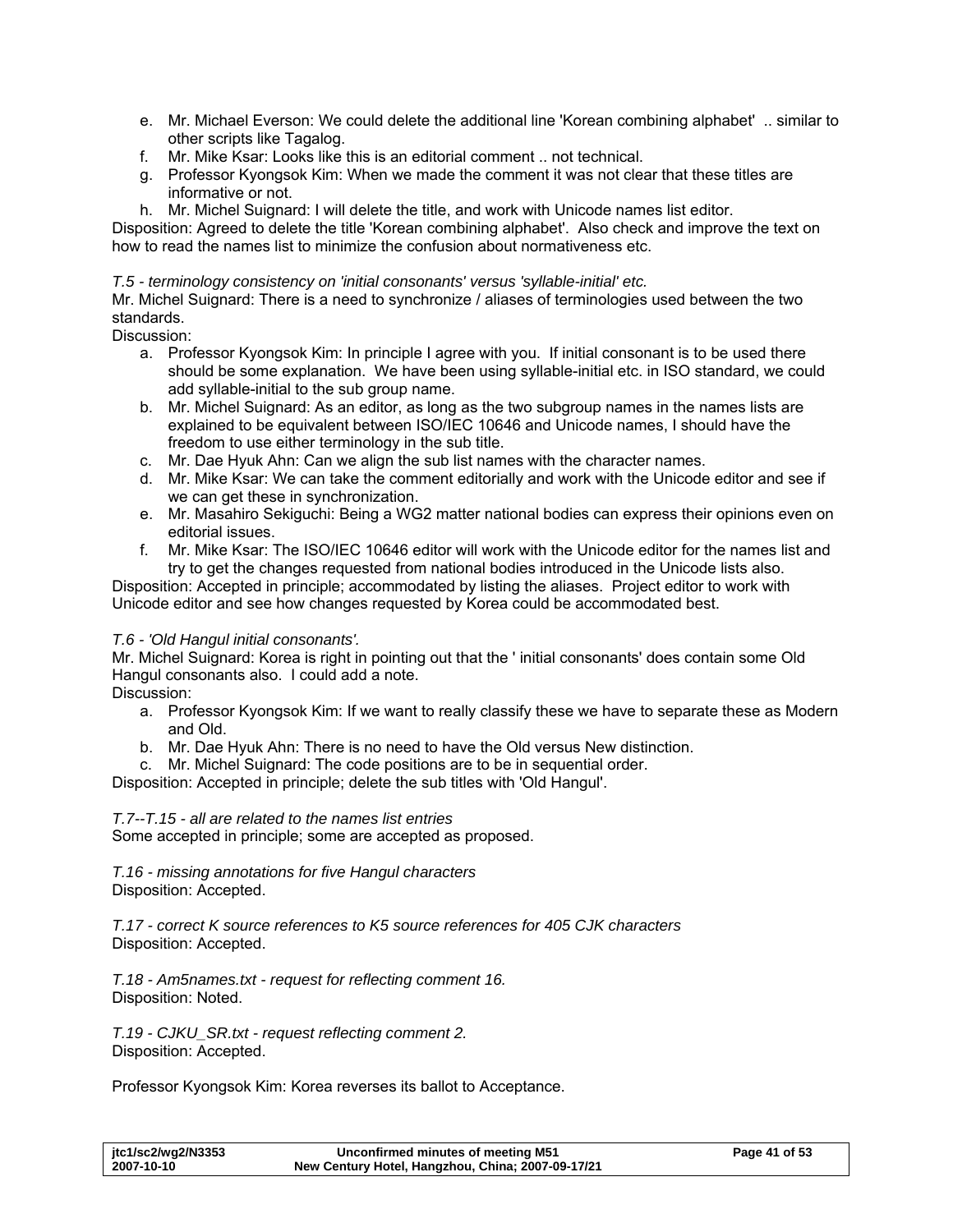e. Mr. Michael Everson: We could delete the additional line 'Korean combining alphabet' .. similar to other scripts like Tagalog.
f. Mr. Mike Ksar: Looks like this is an editorial comment .. not technical.
g. Professor Kyongsok Kim: When we made the comment it was not clear that these titles are informative or not.
h. Mr. Michel Suignard: I will delete the title, and work with Unicode names list editor.

Disposition: Agreed to delete the title 'Korean combining alphabet'. Also check and improve the text on how to read the names list to minimize the confusion about normativeness etc.

*T.5 - terminology consistency on 'initial consonants' versus 'syllable-initial' etc.*

Mr. Michel Suignard: There is a need to synchronize / aliases of terminologies used between the two standards.

Discussion:

a. Professor Kyongsok Kim: In principle I agree with you. If initial consonant is to be used there should be some explanation. We have been using syllable-initial etc. in ISO standard, we could add syllable-initial to the sub group name.
b. Mr. Michel Suignard: As an editor, as long as the two subgroup names in the names lists are explained to be equivalent between ISO/IEC 10646 and Unicode names, I should have the freedom to use either terminology in the sub title.
c. Mr. Dae Hyuk Ahn: Can we align the sub list names with the character names.
d. Mr. Mike Ksar: We can take the comment editorially and work with the Unicode editor and see if we can get these in synchronization.
e. Mr. Masahiro Sekiguchi: Being a WG2 matter national bodies can express their opinions even on editorial issues.
f. Mr. Mike Ksar: The ISO/IEC 10646 editor will work with the Unicode editor for the names list and try to get the changes requested from national bodies introduced in the Unicode lists also.

Disposition: Accepted in principle; accommodated by listing the aliases. Project editor to work with Unicode editor and see how changes requested by Korea could be accommodated best.

*T.6 - 'Old Hangul initial consonants'.*

Mr. Michel Suignard: Korea is right in pointing out that the ' initial consonants' does contain some Old Hangul consonants also. I could add a note.

Discussion:

a. Professor Kyongsok Kim: If we want to really classify these we have to separate these as Modern and Old.
b. Mr. Dae Hyuk Ahn: There is no need to have the Old versus New distinction.
c. Mr. Michel Suignard: The code positions are to be in sequential order.

Disposition: Accepted in principle; delete the sub titles with 'Old Hangul'.

*T.7--T.15 - all are related to the names list entries*

Some accepted in principle; some are accepted as proposed.

*T.16 - missing annotations for five Hangul characters*

Disposition: Accepted.

*T.17 - correct K source references to K5 source references for 405 CJK characters*

Disposition: Accepted.

*T.18 - Am5names.txt - request for reflecting comment 16.*

Disposition: Noted.

*T.19 - CJKU_SR.txt - request reflecting comment 2.*

Disposition: Accepted.

Professor Kyongsok Kim: Korea reverses its ballot to Acceptance.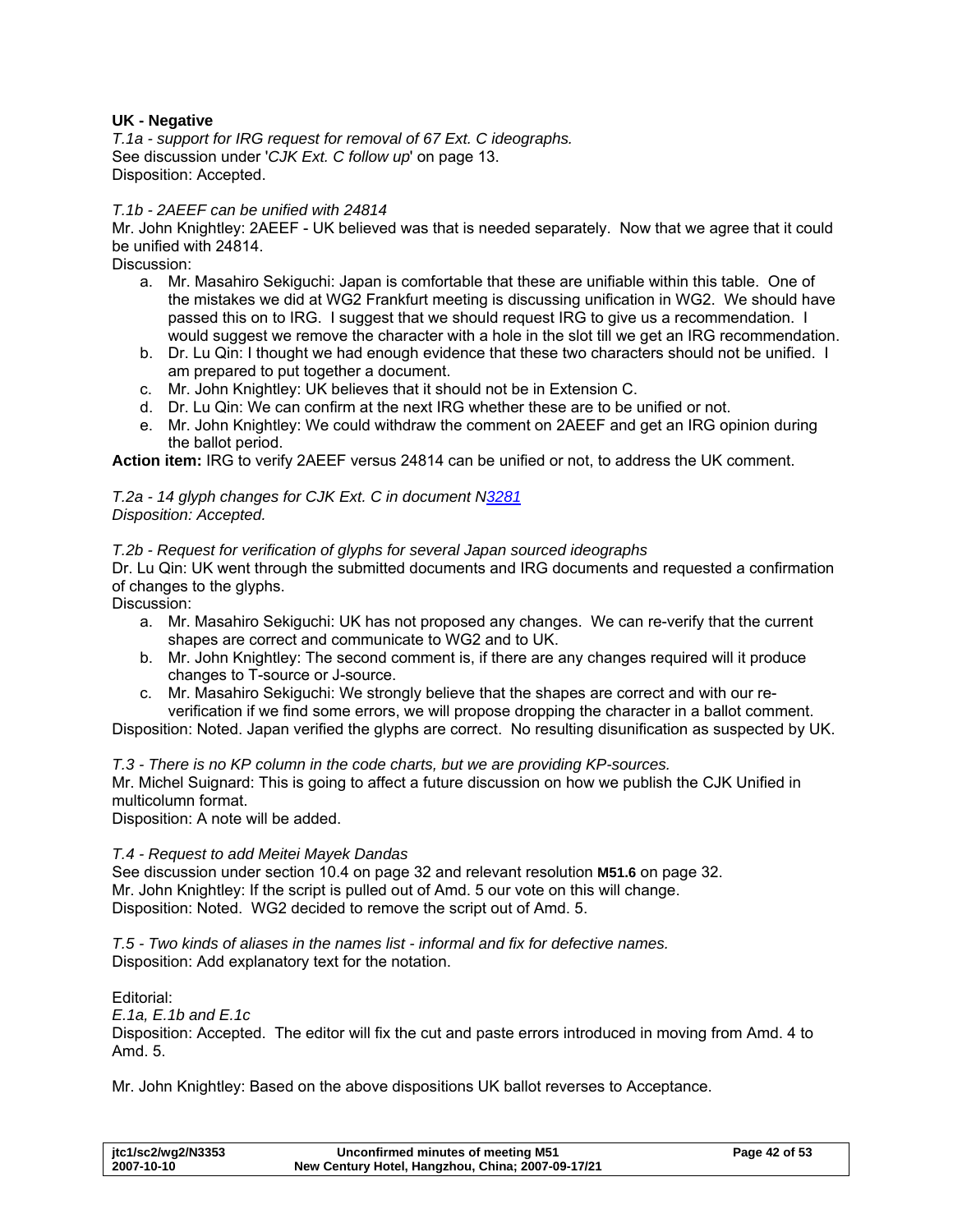**UK - Negative**

*T.1a - support for IRG request for removal of 67 Ext. C ideographs.*
See discussion under '*CJK Ext. C follow up*' on page 13.
Disposition: Accepted.

*T.1b - 2AEEF can be unified with 24814*
Mr. John Knightley: 2AEEF - UK believed was that is needed separately. Now that we agree that it could be unified with 24814.
Discussion:

a. Mr. Masahiro Sekiguchi: Japan is comfortable that these are unifiable within this table. One of the mistakes we did at WG2 Frankfurt meeting is discussing unification in WG2. We should have passed this on to IRG. I suggest that we should request IRG to give us a recommendation. I would suggest we remove the character with a hole in the slot till we get an IRG recommendation.
b. Dr. Lu Qin: I thought we had enough evidence that these two characters should not be unified. I am prepared to put together a document.
c. Mr. John Knightley: UK believes that it should not be in Extension C.
d. Dr. Lu Qin: We can confirm at the next IRG whether these are to be unified or not.
e. Mr. John Knightley: We could withdraw the comment on 2AEEF and get an IRG opinion during the ballot period.

**Action item:** IRG to verify 2AEEF versus 24814 can be unified or not, to address the UK comment.

*T.2a - 14 glyph changes for CJK Ext. C in document N3281*
*Disposition: Accepted.*

*T.2b - Request for verification of glyphs for several Japan sourced ideographs*
Dr. Lu Qin: UK went through the submitted documents and IRG documents and requested a confirmation of changes to the glyphs.
Discussion:

a. Mr. Masahiro Sekiguchi: UK has not proposed any changes. We can re-verify that the current shapes are correct and communicate to WG2 and to UK.
b. Mr. John Knightley: The second comment is, if there are any changes required will it produce changes to T-source or J-source.
c. Mr. Masahiro Sekiguchi: We strongly believe that the shapes are correct and with our re-verification if we find some errors, we will propose dropping the character in a ballot comment.

Disposition: Noted. Japan verified the glyphs are correct. No resulting disunification as suspected by UK.

*T.3 - There is no KP column in the code charts, but we are providing KP-sources.*
Mr. Michel Suignard: This is going to affect a future discussion on how we publish the CJK Unified in multicolumn format.
Disposition: A note will be added.

*T.4 - Request to add Meitei Mayek Dandas*
See discussion under section 10.4 on page 32 and relevant resolution **M51.6** on page 32.
Mr. John Knightley: If the script is pulled out of Amd. 5 our vote on this will change.
Disposition: Noted. WG2 decided to remove the script out of Amd. 5.

*T.5 - Two kinds of aliases in the names list - informal and fix for defective names.*
Disposition: Add explanatory text for the notation.

Editorial:
*E.1a, E.1b and E.1c*
Disposition: Accepted. The editor will fix the cut and paste errors introduced in moving from Amd. 4 to Amd. 5.

Mr. John Knightley: Based on the above dispositions UK ballot reverses to Acceptance.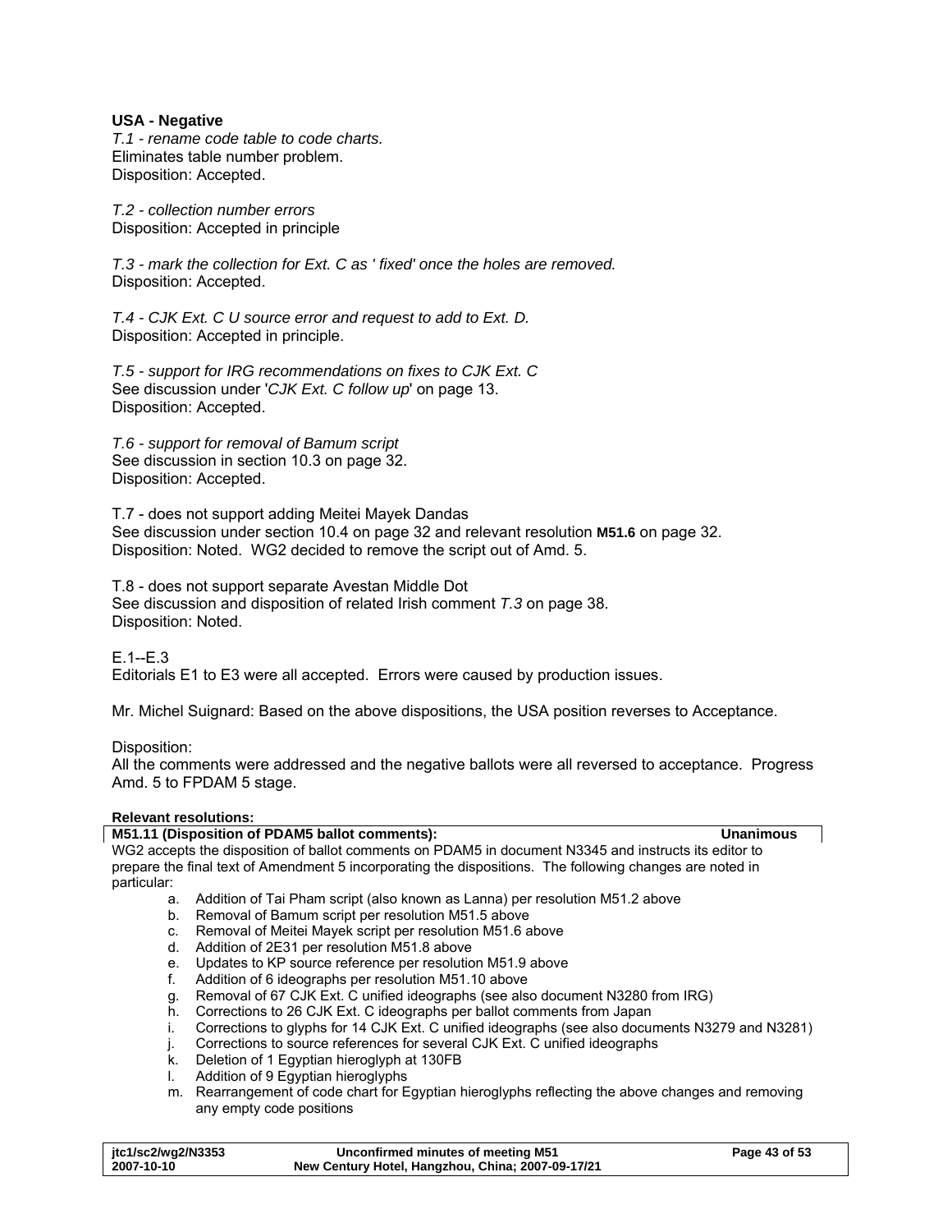**USA - Negative**

*T.1 - rename code table to code charts.*
Eliminates table number problem.
Disposition: Accepted.

*T.2 - collection number errors*
Disposition: Accepted in principle

*T.3 - mark the collection for Ext. C as ' fixed' once the holes are removed.*
Disposition: Accepted.

*T.4 - CJK Ext. C U source error and request to add to Ext. D.*
Disposition: Accepted in principle.

*T.5 - support for IRG recommendations on fixes to CJK Ext. C*
See discussion under '*CJK Ext. C follow up*' on page 13.
Disposition: Accepted.

*T.6 - support for removal of Bamum script*
See discussion in section 10.3 on page 32.
Disposition: Accepted.

T.7 - does not support adding Meitei Mayek Dandas
See discussion under section 10.4 on page 32 and relevant resolution **M51.6** on page 32.
Disposition: Noted. WG2 decided to remove the script out of Amd. 5.

T.8 - does not support separate Avestan Middle Dot
See discussion and disposition of related Irish comment *T.3* on page 38.
Disposition: Noted.

E.1--E.3
Editorials E1 to E3 were all accepted. Errors were caused by production issues.

Mr. Michel Suignard: Based on the above dispositions, the USA position reverses to Acceptance.

Disposition:
All the comments were addressed and the negative ballots were all reversed to acceptance. Progress Amd. 5 to FPDAM 5 stage.

**Relevant resolutions:**

**M51.11 (Disposition of PDAM5 ballot comments):** **Unanimous**

WG2 accepts the disposition of ballot comments on PDAM5 in document N3345 and instructs its editor to prepare the final text of Amendment 5 incorporating the dispositions. The following changes are noted in particular:

a. Addition of Tai Pham script (also known as Lanna) per resolution M51.2 above
b. Removal of Bamum script per resolution M51.5 above
c. Removal of Meitei Mayek script per resolution M51.6 above
d. Addition of 2E31 per resolution M51.8 above
e. Updates to KP source reference per resolution M51.9 above
f. Addition of 6 ideographs per resolution M51.10 above
g. Removal of 67 CJK Ext. C unified ideographs (see also document N3280 from IRG)
h. Corrections to 26 CJK Ext. C ideographs per ballot comments from Japan
i. Corrections to glyphs for 14 CJK Ext. C unified ideographs (see also documents N3279 and N3281)
j. Corrections to source references for several CJK Ext. C unified ideographs
k. Deletion of 1 Egyptian hieroglyph at 130FB
l. Addition of 9 Egyptian hieroglyphs
m. Rearrangement of code chart for Egyptian hieroglyphs reflecting the above changes and removing any empty code positions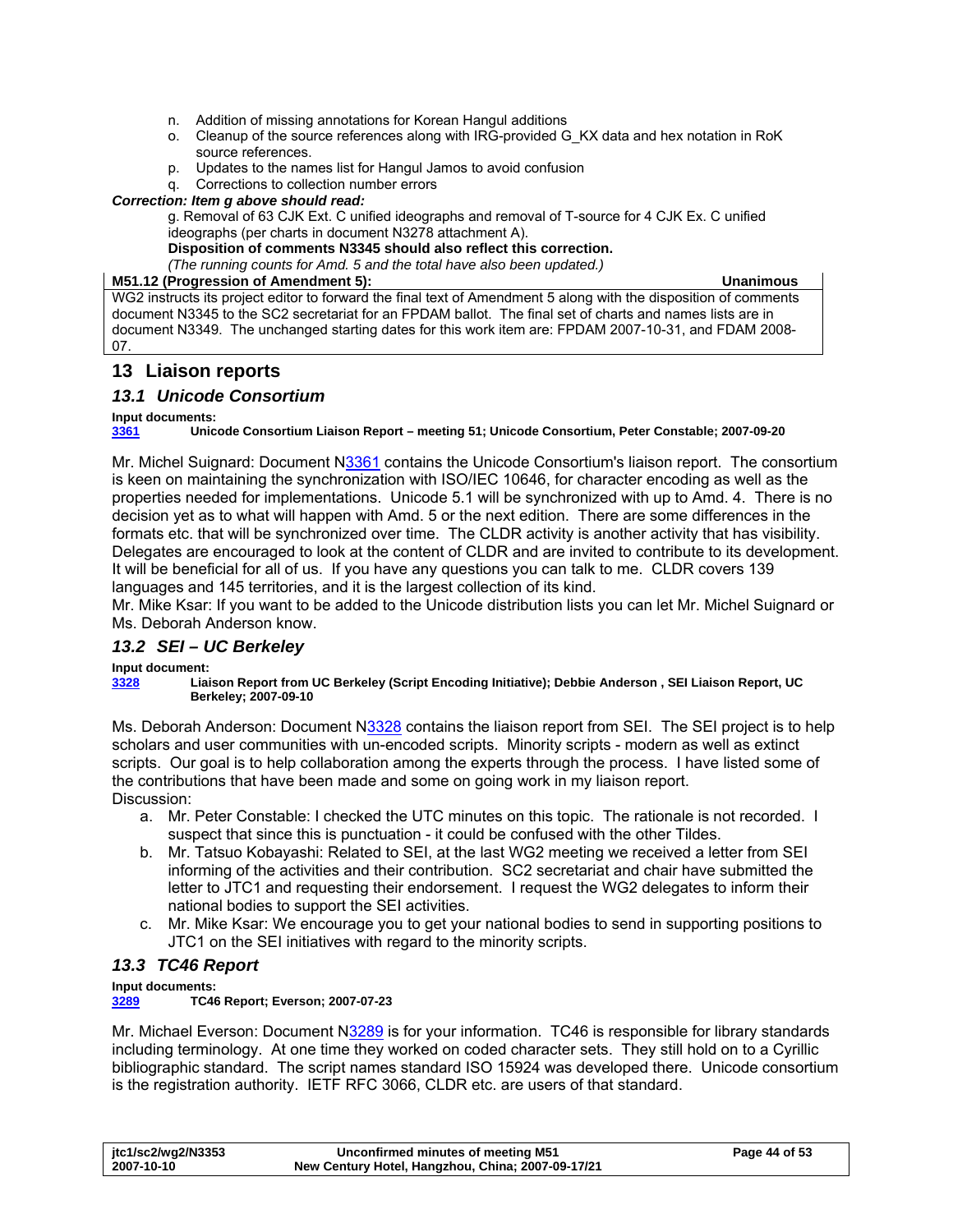n. Addition of missing annotations for Korean Hangul additions
o. Cleanup of the source references along with IRG-provided G_KX data and hex notation in RoK source references.
p. Updates to the names list for Hangul Jamos to avoid confusion
q. Corrections to collection number errors

***Correction: Item g above should read:***

g. Removal of 63 CJK Ext. C unified ideographs and removal of T-source for 4 CJK Ex. C unified ideographs (per charts in document N3278 attachment A).

**Disposition of comments N3345 should also reflect this correction.**

*(The running counts for Amd. 5 and the total have also been updated.)*

| **M51.12 (Progression of Amendment 5):** **Unanimous** |
|---|
| WG2 instructs its project editor to forward the final text of Amendment 5 along with the disposition of comments document N3345 to the SC2 secretariat for an FPDAM ballot. The final set of charts and names lists are in document N3349. The unchanged starting dates for this work item are: FPDAM 2007-10-31, and FDAM 2008-07. |

## 13 Liaison reports

### *13.1 Unicode Consortium*

**Input documents:**
**3361** **Unicode Consortium Liaison Report – meeting 51; Unicode Consortium, Peter Constable; 2007-09-20**

Mr. Michel Suignard: Document N3361 contains the Unicode Consortium's liaison report. The consortium is keen on maintaining the synchronization with ISO/IEC 10646, for character encoding as well as the properties needed for implementations. Unicode 5.1 will be synchronized with up to Amd. 4. There is no decision yet as to what will happen with Amd. 5 or the next edition. There are some differences in the formats etc. that will be synchronized over time. The CLDR activity is another activity that has visibility. Delegates are encouraged to look at the content of CLDR and are invited to contribute to its development. It will be beneficial for all of us. If you have any questions you can talk to me. CLDR covers 139 languages and 145 territories, and it is the largest collection of its kind.
Mr. Mike Ksar: If you want to be added to the Unicode distribution lists you can let Mr. Michel Suignard or Ms. Deborah Anderson know.

### *13.2 SEI – UC Berkeley*

**Input document:**
**3328** **Liaison Report from UC Berkeley (Script Encoding Initiative); Debbie Anderson , SEI Liaison Report, UC Berkeley; 2007-09-10**

Ms. Deborah Anderson: Document N3328 contains the liaison report from SEI. The SEI project is to help scholars and user communities with un-encoded scripts. Minority scripts - modern as well as extinct scripts. Our goal is to help collaboration among the experts through the process. I have listed some of the contributions that have been made and some on going work in my liaison report.
Discussion:

a. Mr. Peter Constable: I checked the UTC minutes on this topic. The rationale is not recorded. I suspect that since this is punctuation - it could be confused with the other Tildes.
b. Mr. Tatsuo Kobayashi: Related to SEI, at the last WG2 meeting we received a letter from SEI informing of the activities and their contribution. SC2 secretariat and chair have submitted the letter to JTC1 and requesting their endorsement. I request the WG2 delegates to inform their national bodies to support the SEI activities.
c. Mr. Mike Ksar: We encourage you to get your national bodies to send in supporting positions to JTC1 on the SEI initiatives with regard to the minority scripts.

### *13.3 TC46 Report*

**Input documents:**
**3289** **TC46 Report; Everson; 2007-07-23**

Mr. Michael Everson: Document N3289 is for your information. TC46 is responsible for library standards including terminology. At one time they worked on coded character sets. They still hold on to a Cyrillic bibliographic standard. The script names standard ISO 15924 was developed there. Unicode consortium is the registration authority. IETF RFC 3066, CLDR etc. are users of that standard.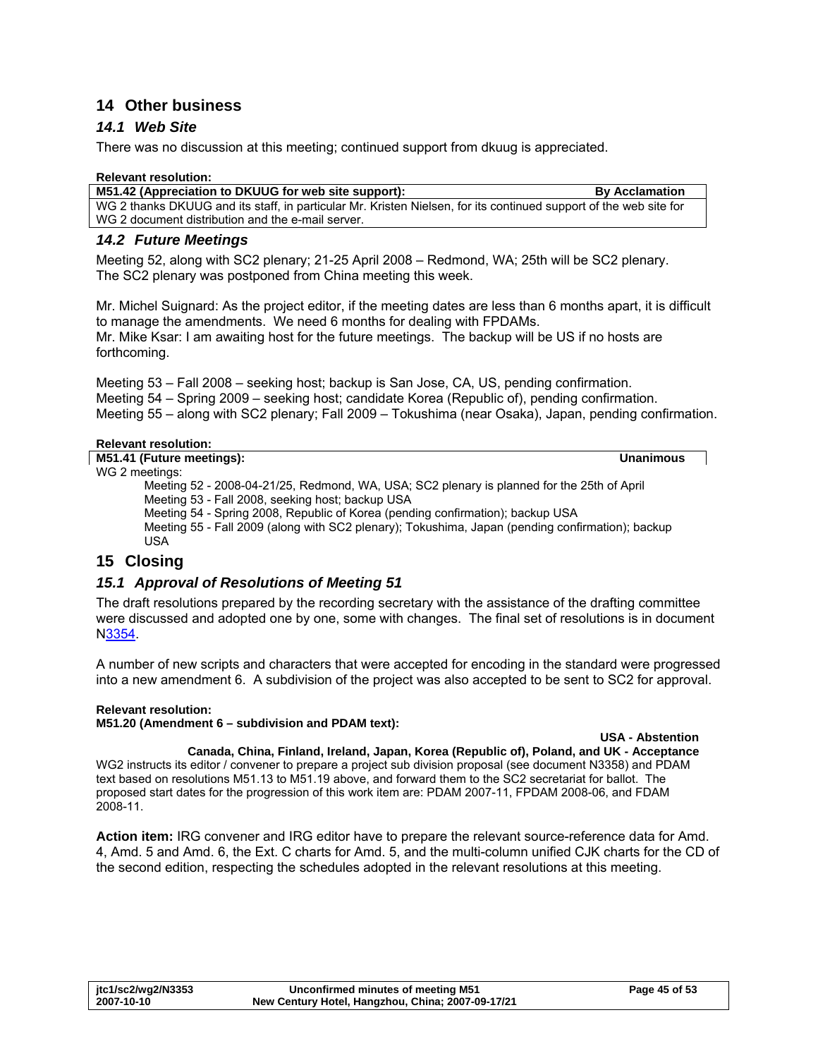## 14 Other business

### 14.1 Web Site

There was no discussion at this meeting; continued support from dkuug is appreciated.

**Relevant resolution:**

| **M51.42 (Appreciation to DKUUG for web site support):** | **By Acclamation** |
|---|---|
| WG 2 thanks DKUUG and its staff, in particular Mr. Kristen Nielsen, for its continued support of the web site for WG 2 document distribution and the e-mail server. | |

### 14.2 Future Meetings

Meeting 52, along with SC2 plenary; 21-25 April 2008 – Redmond, WA; 25th will be SC2 plenary. The SC2 plenary was postponed from China meeting this week.

Mr. Michel Suignard: As the project editor, if the meeting dates are less than 6 months apart, it is difficult to manage the amendments. We need 6 months for dealing with FPDAMs.
Mr. Mike Ksar: I am awaiting host for the future meetings. The backup will be US if no hosts are forthcoming.

Meeting 53 – Fall 2008 – seeking host; backup is San Jose, CA, US, pending confirmation.
Meeting 54 – Spring 2009 – seeking host; candidate Korea (Republic of), pending confirmation.
Meeting 55 – along with SC2 plenary; Fall 2009 – Tokushima (near Osaka), Japan, pending confirmation.

**Relevant resolution:**

**M51.41 (Future meetings):** **Unanimous**

WG 2 meetings:

- Meeting 52 - 2008-04-21/25, Redmond, WA, USA; SC2 plenary is planned for the 25th of April
- Meeting 53 - Fall 2008, seeking host; backup USA
- Meeting 54 - Spring 2008, Republic of Korea (pending confirmation); backup USA
- Meeting 55 - Fall 2009 (along with SC2 plenary); Tokushima, Japan (pending confirmation); backup USA

## 15 Closing

### 15.1 Approval of Resolutions of Meeting 51

The draft resolutions prepared by the recording secretary with the assistance of the drafting committee were discussed and adopted one by one, some with changes. The final set of resolutions is in document N3354.

A number of new scripts and characters that were accepted for encoding in the standard were progressed into a new amendment 6. A subdivision of the project was also accepted to be sent to SC2 for approval.

**Relevant resolution:**

**M51.20 (Amendment 6 – subdivision and PDAM text):**

**USA - Abstention**

**Canada, China, Finland, Ireland, Japan, Korea (Republic of), Poland, and UK - Acceptance**

WG2 instructs its editor / convener to prepare a project sub division proposal (see document N3358) and PDAM text based on resolutions M51.13 to M51.19 above, and forward them to the SC2 secretariat for ballot. The proposed start dates for the progression of this work item are: PDAM 2007-11, FPDAM 2008-06, and FDAM 2008-11.

**Action item:** IRG convener and IRG editor have to prepare the relevant source-reference data for Amd. 4, Amd. 5 and Amd. 6, the Ext. C charts for Amd. 5, and the multi-column unified CJK charts for the CD of the second edition, respecting the schedules adopted in the relevant resolutions at this meeting.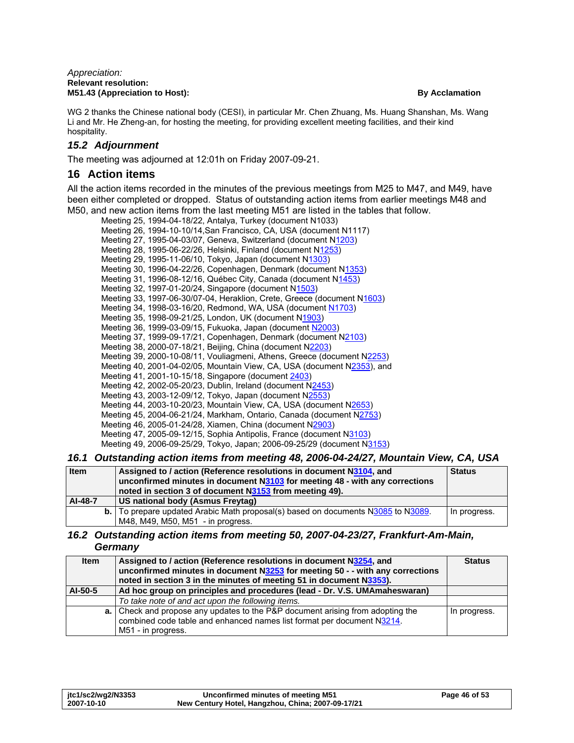*Appreciation:*
**Relevant resolution:**
**M51.43 (Appreciation to Host):** **By Acclamation**

WG 2 thanks the Chinese national body (CESI), in particular Mr. Chen Zhuang, Ms. Huang Shanshan, Ms. Wang Li and Mr. He Zheng-an, for hosting the meeting, for providing excellent meeting facilities, and their kind hospitality.

### *15.2 Adjournment*

The meeting was adjourned at 12:01h on Friday 2007-09-21.

## 16 Action items

All the action items recorded in the minutes of the previous meetings from M25 to M47, and M49, have been either completed or dropped. Status of outstanding action items from earlier meetings M48 and M50, and new action items from the last meeting M51 are listed in the tables that follow.

Meeting 25, 1994-04-18/22, Antalya, Turkey (document N1033)
Meeting 26, 1994-10-10/14,San Francisco, CA, USA (document N1117)
Meeting 27, 1995-04-03/07, Geneva, Switzerland (document N1203)
Meeting 28, 1995-06-22/26, Helsinki, Finland (document N1253)
Meeting 29, 1995-11-06/10, Tokyo, Japan (document N1303)
Meeting 30, 1996-04-22/26, Copenhagen, Denmark (document N1353)
Meeting 31, 1996-08-12/16, Québec City, Canada (document N1453)
Meeting 32, 1997-01-20/24, Singapore (document N1503)
Meeting 33, 1997-06-30/07-04, Heraklion, Crete, Greece (document N1603)
Meeting 34, 1998-03-16/20, Redmond, WA, USA (document N1703)
Meeting 35, 1998-09-21/25, London, UK (document N1903)
Meeting 36, 1999-03-09/15, Fukuoka, Japan (document N2003)
Meeting 37, 1999-09-17/21, Copenhagen, Denmark (document N2103)
Meeting 38, 2000-07-18/21, Beijing, China (document N2203)
Meeting 39, 2000-10-08/11, Vouliagmeni, Athens, Greece (document N2253)
Meeting 40, 2001-04-02/05, Mountain View, CA, USA (document N2353), and
Meeting 41, 2001-10-15/18, Singapore (document 2403)
Meeting 42, 2002-05-20/23, Dublin, Ireland (document N2453)
Meeting 43, 2003-12-09/12, Tokyo, Japan (document N2553)
Meeting 44, 2003-10-20/23, Mountain View, CA, USA (document N2653)
Meeting 45, 2004-06-21/24, Markham, Ontario, Canada (document N2753)
Meeting 46, 2005-01-24/28, Xiamen, China (document N2903)
Meeting 47, 2005-09-12/15, Sophia Antipolis, France (document N3103)
Meeting 49, 2006-09-25/29, Tokyo, Japan; 2006-09-25/29 (document N3153)

### *16.1 Outstanding action items from meeting 48, 2006-04-24/27, Mountain View, CA, USA*

| Item | Assigned to / action (Reference resolutions in document N3104, and unconfirmed minutes in document N3103 for meeting 48 - with any corrections noted in section 3 of document N3153 from meeting 49). | Status |
|---|---|---|
| **AI-48-7** | **US national body (Asmus Freytag)** | |
| **b.** | To prepare updated Arabic Math proposal(s) based on documents N3085 to N3089. M48, M49, M50, M51 - in progress. | In progress. |

### *16.2 Outstanding action items from meeting 50, 2007-04-23/27, Frankfurt-Am-Main, Germany*

| Item | Assigned to / action (Reference resolutions in document N3254, and unconfirmed minutes in document N3253 for meeting 50 - - with any corrections noted in section 3 in the minutes of meeting 51 in document N3353). | Status |
|---|---|---|
| **AI-50-5** | **Ad hoc group on principles and procedures (lead - Dr. V.S. UMAmaheswaran)** | |
| | *To take note of and act upon the following items.* | |
| **a.** | Check and propose any updates to the P&P document arising from adopting the combined code table and enhanced names list format per document N3214. M51 - in progress. | In progress. |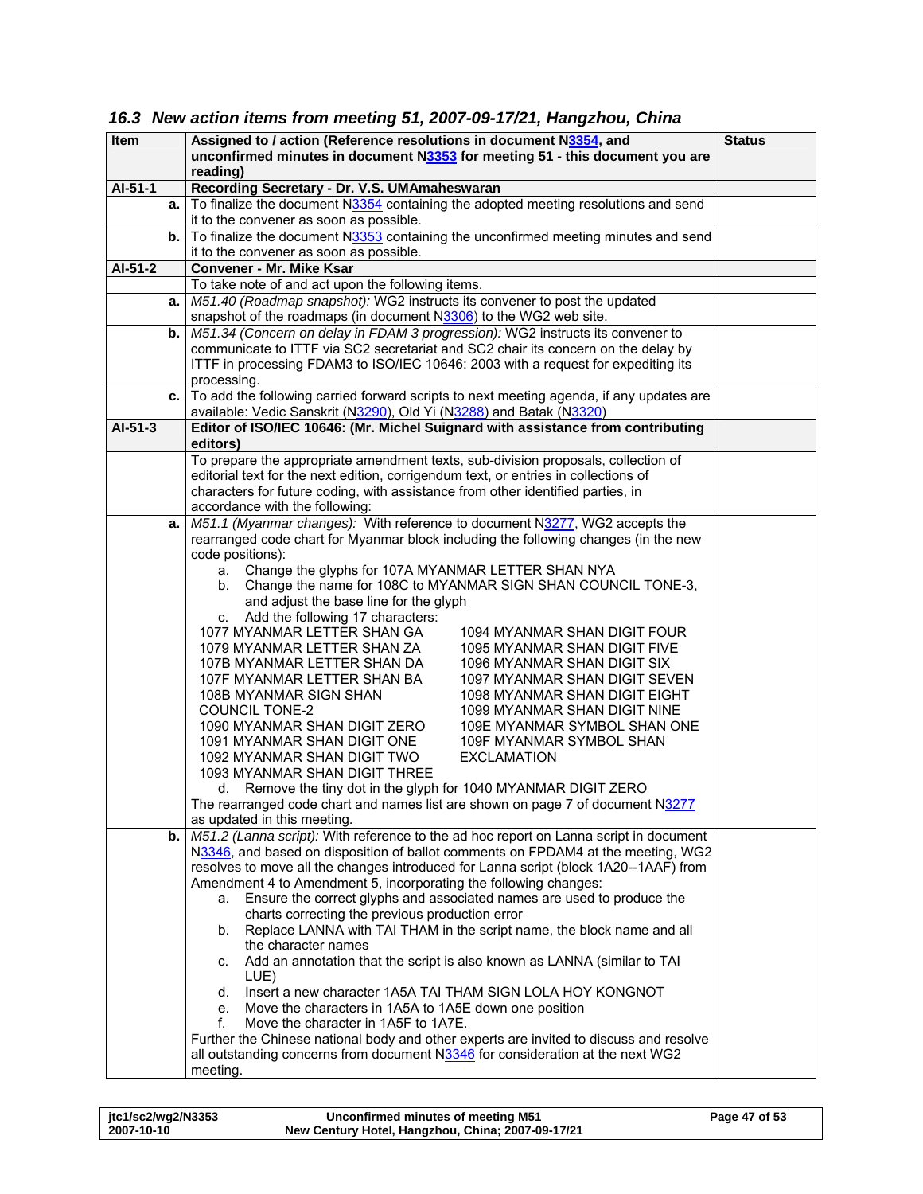### 16.3 New action items from meeting 51, 2007-09-17/21, Hangzhou, China

| Item | Assigned to / action (Reference resolutions in document N3354, and unconfirmed minutes in document N3353 for meeting 51 - this document you are reading) | Status |
|---|---|---|
| **AI-51-1** | **Recording Secretary - Dr. V.S. UMAmaheswaran** | |
| **a.** | To finalize the document N3354 containing the adopted meeting resolutions and send it to the convener as soon as possible. | |
| **b.** | To finalize the document N3353 containing the unconfirmed meeting minutes and send it to the convener as soon as possible. | |
| **AI-51-2** | **Convener - Mr. Mike Ksar** | |
| | To take note of and act upon the following items. | |
| **a.** | *M51.40 (Roadmap snapshot):* WG2 instructs its convener to post the updated snapshot of the roadmaps (in document N3306) to the WG2 web site. | |
| **b.** | *M51.34 (Concern on delay in FDAM 3 progression):* WG2 instructs its convener to communicate to ITTF via SC2 secretariat and SC2 chair its concern on the delay by ITTF in processing FDAM3 to ISO/IEC 10646: 2003 with a request for expediting its processing. | |
| **c.** | To add the following carried forward scripts to next meeting agenda, if any updates are available: Vedic Sanskrit (N3290), Old Yi (N3288) and Batak (N3320) | |
| **AI-51-3** | **Editor of ISO/IEC 10646: (Mr. Michel Suignard with assistance from contributing editors)** | |
| | To prepare the appropriate amendment texts, sub-division proposals, collection of editorial text for the next edition, corrigendum text, or entries in collections of characters for future coding, with assistance from other identified parties, in accordance with the following: | |
| **a.** | *M51.1 (Myanmar changes):* With reference to document N3277, WG2 accepts the rearranged code chart for Myanmar block including the following changes (in the new code positions):<br>a. Change the glyphs for 107A MYANMAR LETTER SHAN NYA<br>b. Change the name for 108C to MYANMAR SIGN SHAN COUNCIL TONE-3, and adjust the base line for the glyph<br>c. Add the following 17 characters:<br>1077 MYANMAR LETTER SHAN GA<br>1079 MYANMAR LETTER SHAN ZA<br>107B MYANMAR LETTER SHAN DA<br>107F MYANMAR LETTER SHAN BA<br>108B MYANMAR SIGN SHAN COUNCIL TONE-2<br>1090 MYANMAR SHAN DIGIT ZERO<br>1091 MYANMAR SHAN DIGIT ONE<br>1092 MYANMAR SHAN DIGIT TWO<br>1093 MYANMAR SHAN DIGIT THREE<br>1094 MYANMAR SHAN DIGIT FOUR<br>1095 MYANMAR SHAN DIGIT FIVE<br>1096 MYANMAR SHAN DIGIT SIX<br>1097 MYANMAR SHAN DIGIT SEVEN<br>1098 MYANMAR SHAN DIGIT EIGHT<br>1099 MYANMAR SHAN DIGIT NINE<br>109E MYANMAR SYMBOL SHAN ONE<br>109F MYANMAR SYMBOL SHAN EXCLAMATION<br>d. Remove the tiny dot in the glyph for 1040 MYANMAR DIGIT ZERO<br>The rearranged code chart and names list are shown on page 7 of document N3277 as updated in this meeting. | |
| **b.** | *M51.2 (Lanna script):* With reference to the ad hoc report on Lanna script in document N3346, and based on disposition of ballot comments on FPDAM4 at the meeting, WG2 resolves to move all the changes introduced for Lanna script (block 1A20--1AAF) from Amendment 4 to Amendment 5, incorporating the following changes:<br>a. Ensure the correct glyphs and associated names are used to produce the charts correcting the previous production error<br>b. Replace LANNA with TAI THAM in the script name, the block name and all the character names<br>c. Add an annotation that the script is also known as LANNA (similar to TAI LUE)<br>d. Insert a new character 1A5A TAI THAM SIGN LOLA HOY KONGNOT<br>e. Move the characters in 1A5A to 1A5E down one position<br>f. Move the character in 1A5F to 1A7E.<br>Further the Chinese national body and other experts are invited to discuss and resolve all outstanding concerns from document N3346 for consideration at the next WG2 meeting. | |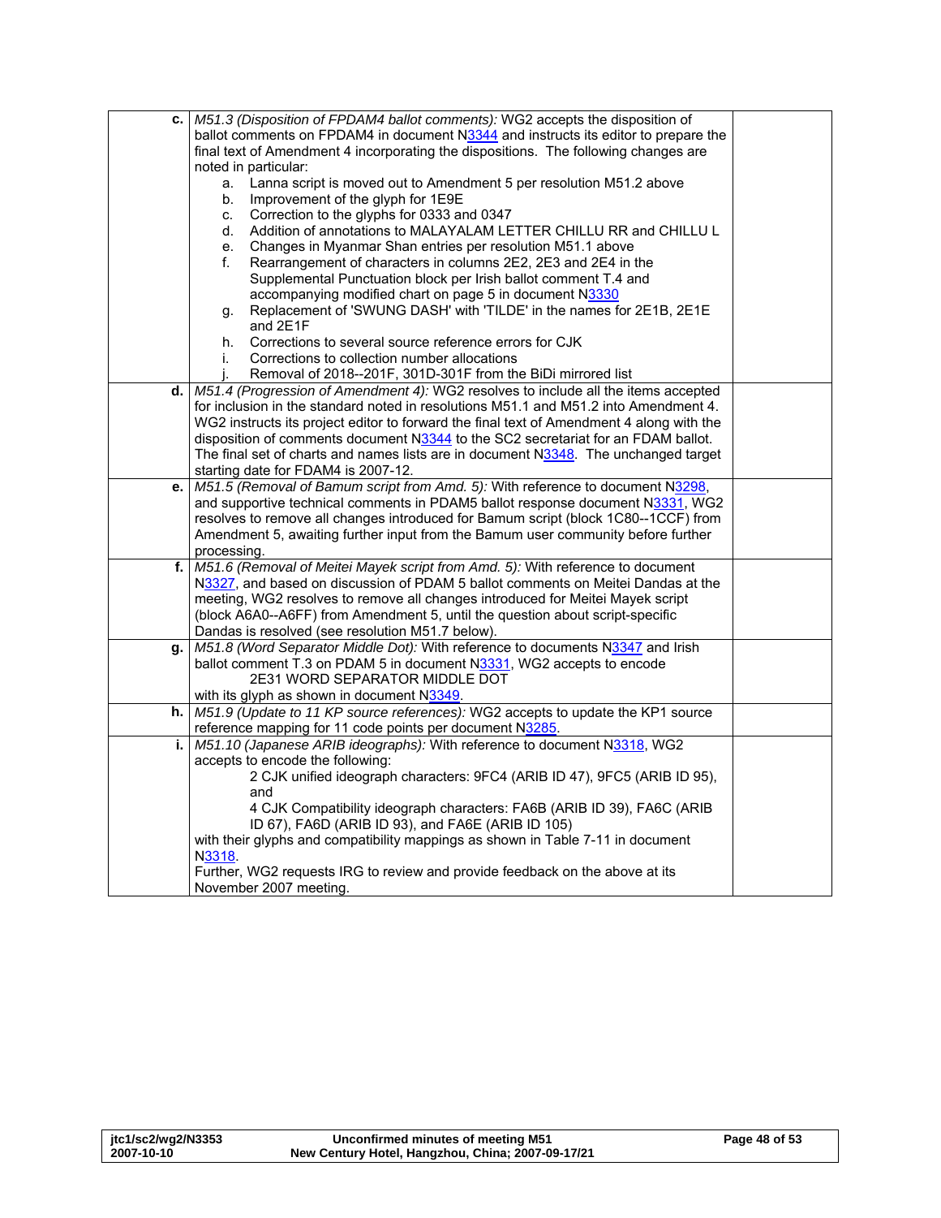| | | |
|---|---|---|
| **c.** | *M51.3 (Disposition of FPDAM4 ballot comments):* WG2 accepts the disposition of ballot comments on FPDAM4 in document N3344 and instructs its editor to prepare the final text of Amendment 4 incorporating the dispositions. The following changes are noted in particular:<br>a. Lanna script is moved out to Amendment 5 per resolution M51.2 above<br>b. Improvement of the glyph for 1E9E<br>c. Correction to the glyphs for 0333 and 0347<br>d. Addition of annotations to MALAYALAM LETTER CHILLU RR and CHILLU L<br>e. Changes in Myanmar Shan entries per resolution M51.1 above<br>f. Rearrangement of characters in columns 2E2, 2E3 and 2E4 in the Supplemental Punctuation block per Irish ballot comment T.4 and accompanying modified chart on page 5 in document N3330<br>g. Replacement of 'SWUNG DASH' with 'TILDE' in the names for 2E1B, 2E1E and 2E1F<br>h. Corrections to several source reference errors for CJK<br>i. Corrections to collection number allocations<br>j. Removal of 2018--201F, 301D-301F from the BiDi mirrored list | |
| **d.** | *M51.4 (Progression of Amendment 4):* WG2 resolves to include all the items accepted for inclusion in the standard noted in resolutions M51.1 and M51.2 into Amendment 4. WG2 instructs its project editor to forward the final text of Amendment 4 along with the disposition of comments document N3344 to the SC2 secretariat for an FDAM ballot. The final set of charts and names lists are in document N3348. The unchanged target starting date for FDAM4 is 2007-12. | |
| **e.** | *M51.5 (Removal of Bamum script from Amd. 5):* With reference to document N3298, and supportive technical comments in PDAM5 ballot response document N3331, WG2 resolves to remove all changes introduced for Bamum script (block 1C80--1CCF) from Amendment 5, awaiting further input from the Bamum user community before further processing. | |
| **f.** | *M51.6 (Removal of Meitei Mayek script from Amd. 5):* With reference to document N3327, and based on discussion of PDAM 5 ballot comments on Meitei Dandas at the meeting, WG2 resolves to remove all changes introduced for Meitei Mayek script (block A6A0--A6FF) from Amendment 5, until the question about script-specific Dandas is resolved (see resolution M51.7 below). | |
| **g.** | *M51.8 (Word Separator Middle Dot):* With reference to documents N3347 and Irish ballot comment T.3 on PDAM 5 in document N3331, WG2 accepts to encode<br>2E31 WORD SEPARATOR MIDDLE DOT<br>with its glyph as shown in document N3349. | |
| **h.** | *M51.9 (Update to 11 KP source references):* WG2 accepts to update the KP1 source reference mapping for 11 code points per document N3285. | |
| **i.** | *M51.10 (Japanese ARIB ideographs):* With reference to document N3318, WG2 accepts to encode the following:<br>2 CJK unified ideograph characters: 9FC4 (ARIB ID 47), 9FC5 (ARIB ID 95), and<br>4 CJK Compatibility ideograph characters: FA6B (ARIB ID 39), FA6C (ARIB ID 67), FA6D (ARIB ID 93), and FA6E (ARIB ID 105)<br>with their glyphs and compatibility mappings as shown in Table 7-11 in document N3318.<br>Further, WG2 requests IRG to review and provide feedback on the above at its November 2007 meeting. | |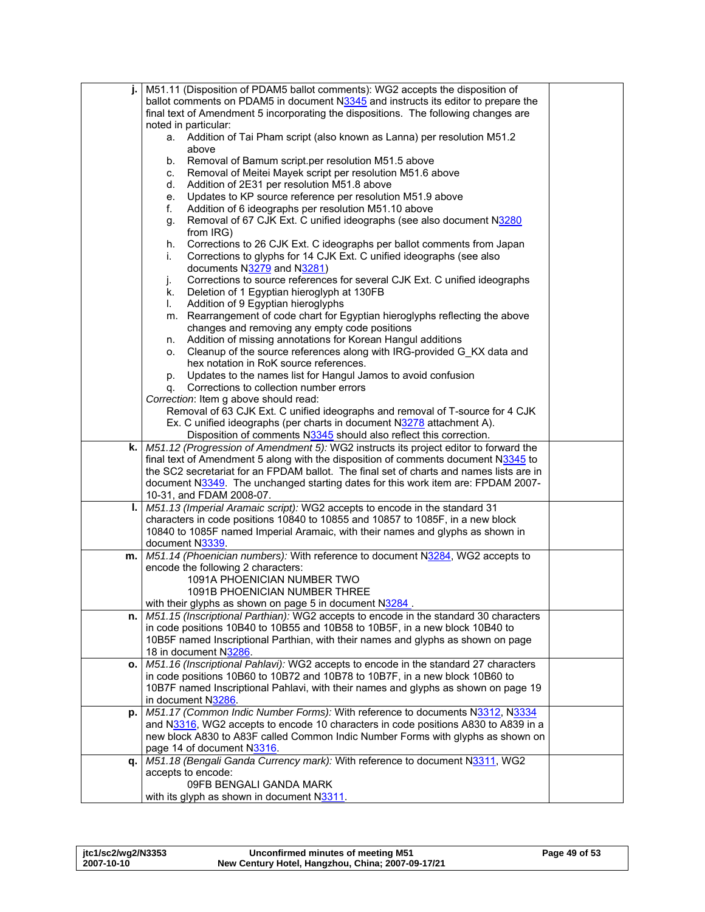| | | |
|---|---|---|
| **j.** | M51.11 (Disposition of PDAM5 ballot comments): WG2 accepts the disposition of ballot comments on PDAM5 in document N3345 and instructs its editor to prepare the final text of Amendment 5 incorporating the dispositions. The following changes are noted in particular:<br>a. Addition of Tai Pham script (also known as Lanna) per resolution M51.2 above<br>b. Removal of Bamum script.per resolution M51.5 above<br>c. Removal of Meitei Mayek script per resolution M51.6 above<br>d. Addition of 2E31 per resolution M51.8 above<br>e. Updates to KP source reference per resolution M51.9 above<br>f. Addition of 6 ideographs per resolution M51.10 above<br>g. Removal of 67 CJK Ext. C unified ideographs (see also document N3280 from IRG)<br>h. Corrections to 26 CJK Ext. C ideographs per ballot comments from Japan<br>i. Corrections to glyphs for 14 CJK Ext. C unified ideographs (see also documents N3279 and N3281)<br>j. Corrections to source references for several CJK Ext. C unified ideographs<br>k. Deletion of 1 Egyptian hieroglyph at 130FB<br>l. Addition of 9 Egyptian hieroglyphs<br>m. Rearrangement of code chart for Egyptian hieroglyphs reflecting the above changes and removing any empty code positions<br>n. Addition of missing annotations for Korean Hangul additions<br>o. Cleanup of the source references along with IRG-provided G_KX data and hex notation in RoK source references.<br>p. Updates to the names list for Hangul Jamos to avoid confusion<br>q. Corrections to collection number errors<br>*Correction*: Item g above should read:<br>Removal of 63 CJK Ext. C unified ideographs and removal of T-source for 4 CJK Ex. C unified ideographs (per charts in document N3278 attachment A).<br>Disposition of comments N3345 should also reflect this correction. | |
| **k.** | *M51.12 (Progression of Amendment 5):* WG2 instructs its project editor to forward the final text of Amendment 5 along with the disposition of comments document N3345 to the SC2 secretariat for an FPDAM ballot. The final set of charts and names lists are in document N3349. The unchanged starting dates for this work item are: FPDAM 2007-10-31, and FDAM 2008-07. | |
| **l.** | *M51.13 (Imperial Aramaic script):* WG2 accepts to encode in the standard 31 characters in code positions 10840 to 10855 and 10857 to 1085F, in a new block 10840 to 1085F named Imperial Aramaic, with their names and glyphs as shown in document N3339. | |
| **m.** | *M51.14 (Phoenician numbers):* With reference to document N3284, WG2 accepts to encode the following 2 characters:<br>1091A PHOENICIAN NUMBER TWO<br>1091B PHOENICIAN NUMBER THREE<br>with their glyphs as shown on page 5 in document N3284 . | |
| **n.** | *M51.15 (Inscriptional Parthian):* WG2 accepts to encode in the standard 30 characters in code positions 10B40 to 10B55 and 10B58 to 10B5F, in a new block 10B40 to 10B5F named Inscriptional Parthian, with their names and glyphs as shown on page 18 in document N3286. | |
| **o.** | *M51.16 (Inscriptional Pahlavi):* WG2 accepts to encode in the standard 27 characters in code positions 10B60 to 10B72 and 10B78 to 10B7F, in a new block 10B60 to 10B7F named Inscriptional Pahlavi, with their names and glyphs as shown on page 19 in document N3286. | |
| **p.** | *M51.17 (Common Indic Number Forms):* With reference to documents N3312, N3334 and N3316, WG2 accepts to encode 10 characters in code positions A830 to A839 in a new block A830 to A83F called Common Indic Number Forms with glyphs as shown on page 14 of document N3316. | |
| **q.** | *M51.18 (Bengali Ganda Currency mark):* With reference to document N3311, WG2 accepts to encode:<br>09FB BENGALI GANDA MARK<br>with its glyph as shown in document N3311. | |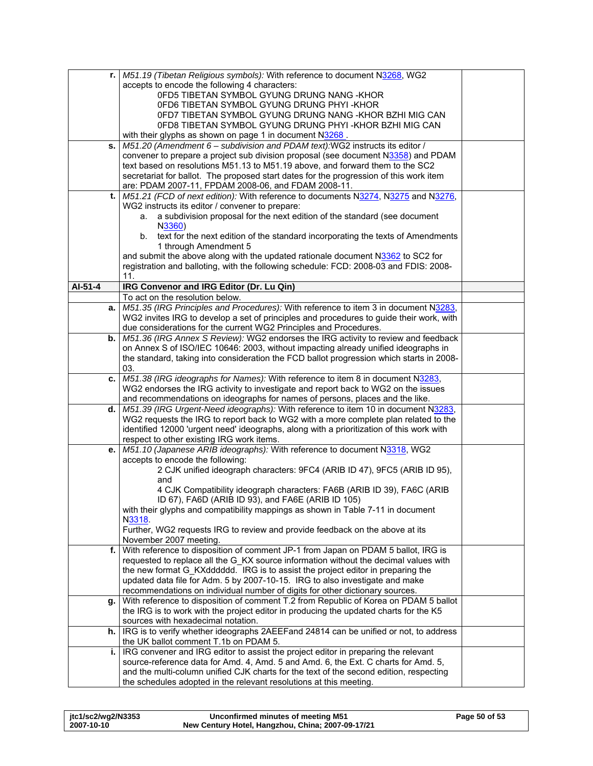| | | |
|---|---|---|
| **r.** | *M51.19 (Tibetan Religious symbols):* With reference to document N3268, WG2 accepts to encode the following 4 characters:<br>0FD5 TIBETAN SYMBOL GYUNG DRUNG NANG -KHOR<br>0FD6 TIBETAN SYMBOL GYUNG DRUNG PHYI -KHOR<br>0FD7 TIBETAN SYMBOL GYUNG DRUNG NANG -KHOR BZHI MIG CAN<br>0FD8 TIBETAN SYMBOL GYUNG DRUNG PHYI -KHOR BZHI MIG CAN<br>with their glyphs as shown on page 1 in document N3268 . | |
| **s.** | *M51.20 (Amendment 6 – subdivision and PDAM text):*WG2 instructs its editor / convener to prepare a project sub division proposal (see document N3358) and PDAM text based on resolutions M51.13 to M51.19 above, and forward them to the SC2 secretariat for ballot. The proposed start dates for the progression of this work item are: PDAM 2007-11, FPDAM 2008-06, and FDAM 2008-11. | |
| **t.** | *M51.21 (FCD of next edition):* With reference to documents N3274, N3275 and N3276, WG2 instructs its editor / convener to prepare:<br>a. a subdivision proposal for the next edition of the standard (see document N3360)<br>b. text for the next edition of the standard incorporating the texts of Amendments 1 through Amendment 5<br>and submit the above along with the updated rationale document N3362 to SC2 for registration and balloting, with the following schedule: FCD: 2008-03 and FDIS: 2008-11. | |
| **AI-51-4** | **IRG Convenor and IRG Editor (Dr. Lu Qin)** | |
| | To act on the resolution below. | |
| **a.** | *M51.35 (IRG Principles and Procedures):* With reference to item 3 in document N3283, WG2 invites IRG to develop a set of principles and procedures to guide their work, with due considerations for the current WG2 Principles and Procedures. | |
| **b.** | *M51.36 (IRG Annex S Review):* WG2 endorses the IRG activity to review and feedback on Annex S of ISO/IEC 10646: 2003, without impacting already unified ideographs in the standard, taking into consideration the FCD ballot progression which starts in 2008-03. | |
| **c.** | *M51.38 (IRG ideographs for Names):* With reference to item 8 in document N3283, WG2 endorses the IRG activity to investigate and report back to WG2 on the issues and recommendations on ideographs for names of persons, places and the like. | |
| **d.** | *M51.39 (IRG Urgent-Need ideographs):* With reference to item 10 in document N3283, WG2 requests the IRG to report back to WG2 with a more complete plan related to the identified 12000 'urgent need' ideographs, along with a prioritization of this work with respect to other existing IRG work items. | |
| **e.** | *M51.10 (Japanese ARIB ideographs):* With reference to document N3318, WG2 accepts to encode the following:<br>2 CJK unified ideograph characters: 9FC4 (ARIB ID 47), 9FC5 (ARIB ID 95), and<br>4 CJK Compatibility ideograph characters: FA6B (ARIB ID 39), FA6C (ARIB ID 67), FA6D (ARIB ID 93), and FA6E (ARIB ID 105)<br>with their glyphs and compatibility mappings as shown in Table 7-11 in document N3318.<br>Further, WG2 requests IRG to review and provide feedback on the above at its November 2007 meeting. | |
| **f.** | With reference to disposition of comment JP-1 from Japan on PDAM 5 ballot, IRG is requested to replace all the G_KX source information without the decimal values with the new format G_KXdddddd. IRG is to assist the project editor in preparing the updated data file for Adm. 5 by 2007-10-15. IRG to also investigate and make recommendations on individual number of digits for other dictionary sources. | |
| **g.** | With reference to disposition of comment T.2 from Republic of Korea on PDAM 5 ballot the IRG is to work with the project editor in producing the updated charts for the K5 sources with hexadecimal notation. | |
| **h.** | IRG is to verify whether ideographs 2AEEFand 24814 can be unified or not, to address the UK ballot comment T.1b on PDAM 5. | |
| **i.** | IRG convener and IRG editor to assist the project editor in preparing the relevant source-reference data for Amd. 4, Amd. 5 and Amd. 6, the Ext. C charts for Amd. 5, and the multi-column unified CJK charts for the text of the second edition, respecting the schedules adopted in the relevant resolutions at this meeting. | |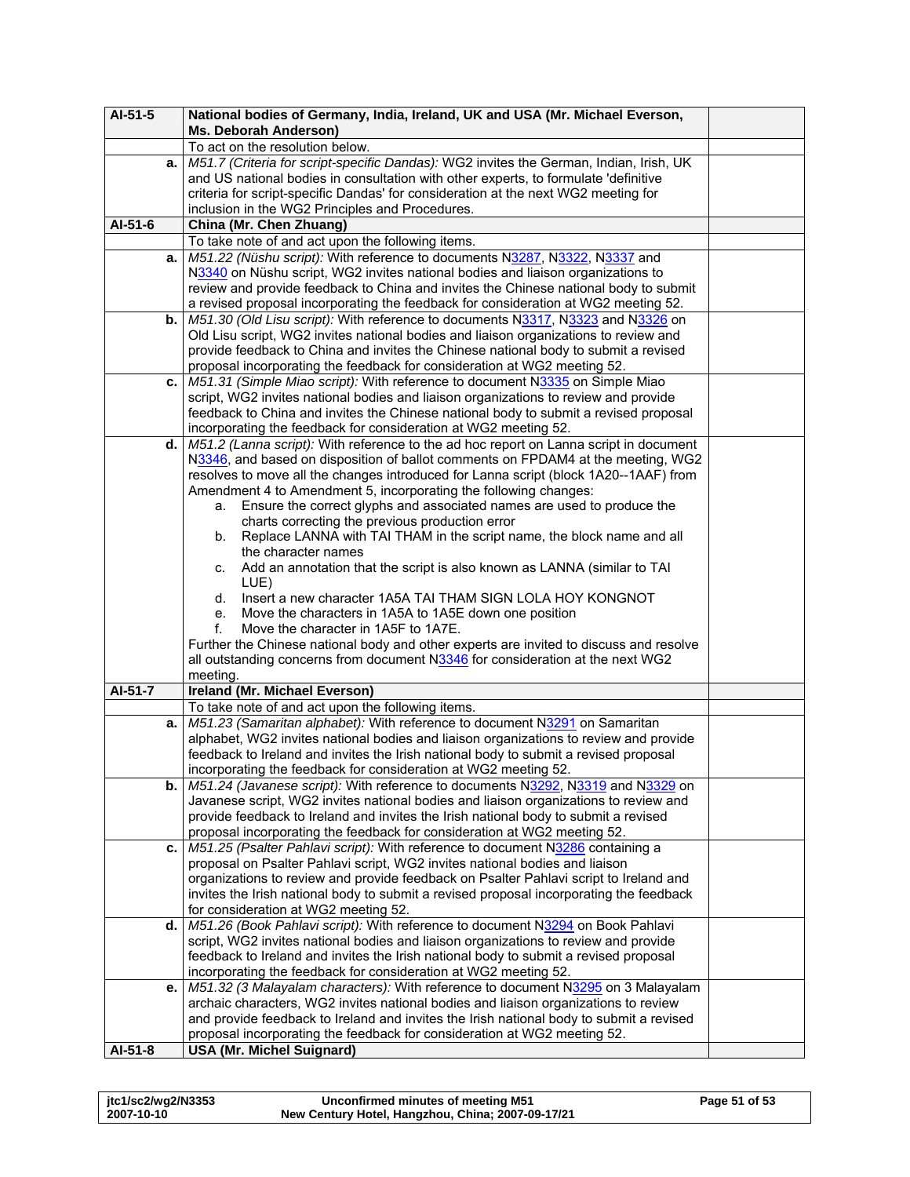| AI-51-5 | National bodies of Germany, India, Ireland, UK and USA (Mr. Michael Everson, Ms. Deborah Anderson) | |
|---|---|---|
| | To act on the resolution below. | |
| a. | *M51.7 (Criteria for script-specific Dandas):* WG2 invites the German, Indian, Irish, UK and US national bodies in consultation with other experts, to formulate 'definitive criteria for script-specific Dandas' for consideration at the next WG2 meeting for inclusion in the WG2 Principles and Procedures. | |
| **AI-51-6** | **China (Mr. Chen Zhuang)** | |
| | To take note of and act upon the following items. | |
| a. | *M51.22 (Nüshu script):* With reference to documents N3287, N3322, N3337 and N3340 on Nüshu script, WG2 invites national bodies and liaison organizations to review and provide feedback to China and invites the Chinese national body to submit a revised proposal incorporating the feedback for consideration at WG2 meeting 52. | |
| b. | *M51.30 (Old Lisu script):* With reference to documents N3317, N3323 and N3326 on Old Lisu script, WG2 invites national bodies and liaison organizations to review and provide feedback to China and invites the Chinese national body to submit a revised proposal incorporating the feedback for consideration at WG2 meeting 52. | |
| c. | *M51.31 (Simple Miao script):* With reference to document N3335 on Simple Miao script, WG2 invites national bodies and liaison organizations to review and provide feedback to China and invites the Chinese national body to submit a revised proposal incorporating the feedback for consideration at WG2 meeting 52. | |
| d. | *M51.2 (Lanna script):* With reference to the ad hoc report on Lanna script in document N3346, and based on disposition of ballot comments on FPDAM4 at the meeting, WG2 resolves to move all the changes introduced for Lanna script (block 1A20--1AAF) from Amendment 4 to Amendment 5, incorporating the following changes:<br>a. Ensure the correct glyphs and associated names are used to produce the charts correcting the previous production error<br>b. Replace LANNA with TAI THAM in the script name, the block name and all the character names<br>c. Add an annotation that the script is also known as LANNA (similar to TAI LUE)<br>d. Insert a new character 1A5A TAI THAM SIGN LOLA HOY KONGNOT<br>e. Move the characters in 1A5A to 1A5E down one position<br>f. Move the character in 1A5F to 1A7E.<br>Further the Chinese national body and other experts are invited to discuss and resolve all outstanding concerns from document N3346 for consideration at the next WG2 meeting. | |
| **AI-51-7** | **Ireland (Mr. Michael Everson)** | |
| | To take note of and act upon the following items. | |
| a. | *M51.23 (Samaritan alphabet):* With reference to document N3291 on Samaritan alphabet, WG2 invites national bodies and liaison organizations to review and provide feedback to Ireland and invites the Irish national body to submit a revised proposal incorporating the feedback for consideration at WG2 meeting 52. | |
| b. | *M51.24 (Javanese script):* With reference to documents N3292, N3319 and N3329 on Javanese script, WG2 invites national bodies and liaison organizations to review and provide feedback to Ireland and invites the Irish national body to submit a revised proposal incorporating the feedback for consideration at WG2 meeting 52. | |
| c. | *M51.25 (Psalter Pahlavi script):* With reference to document N3286 containing a proposal on Psalter Pahlavi script, WG2 invites national bodies and liaison organizations to review and provide feedback on Psalter Pahlavi script to Ireland and invites the Irish national body to submit a revised proposal incorporating the feedback for consideration at WG2 meeting 52. | |
| d. | *M51.26 (Book Pahlavi script):* With reference to document N3294 on Book Pahlavi script, WG2 invites national bodies and liaison organizations to review and provide feedback to Ireland and invites the Irish national body to submit a revised proposal incorporating the feedback for consideration at WG2 meeting 52. | |
| e. | *M51.32 (3 Malayalam characters):* With reference to document N3295 on 3 Malayalam archaic characters, WG2 invites national bodies and liaison organizations to review and provide feedback to Ireland and invites the Irish national body to submit a revised proposal incorporating the feedback for consideration at WG2 meeting 52. | |
| **AI-51-8** | **USA (Mr. Michel Suignard)** | |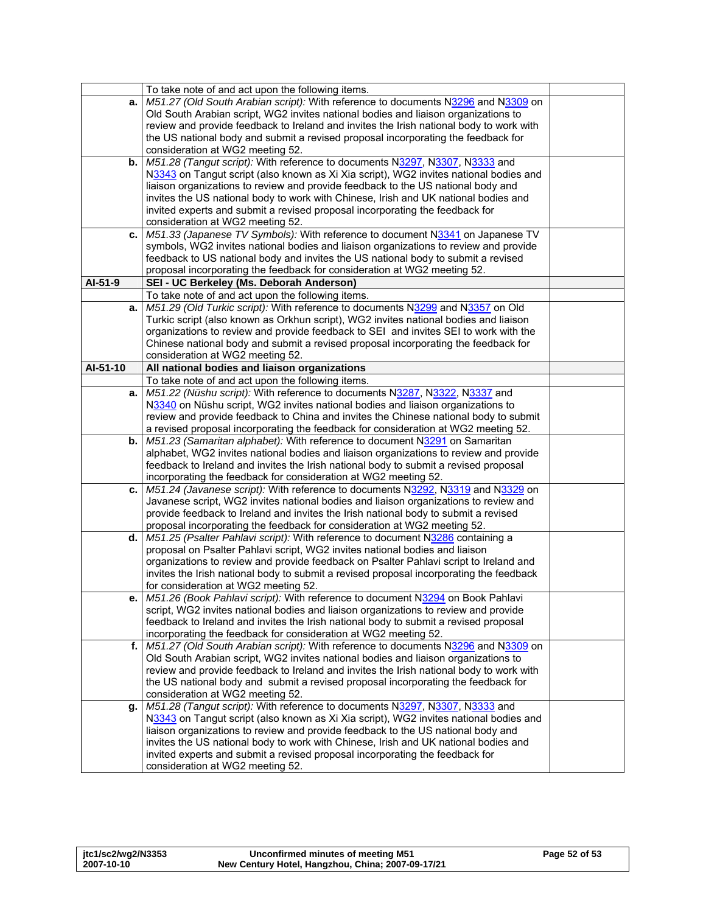| | | |
|---|---|---|
| | To take note of and act upon the following items. | |
| **a.** | *M51.27 (Old South Arabian script):* With reference to documents N3296 and N3309 on Old South Arabian script, WG2 invites national bodies and liaison organizations to review and provide feedback to Ireland and invites the Irish national body to work with the US national body and submit a revised proposal incorporating the feedback for consideration at WG2 meeting 52. | |
| **b.** | *M51.28 (Tangut script):* With reference to documents N3297, N3307, N3333 and N3343 on Tangut script (also known as Xi Xia script), WG2 invites national bodies and liaison organizations to review and provide feedback to the US national body and invites the US national body to work with Chinese, Irish and UK national bodies and invited experts and submit a revised proposal incorporating the feedback for consideration at WG2 meeting 52. | |
| **c.** | *M51.33 (Japanese TV Symbols):* With reference to document N3341 on Japanese TV symbols, WG2 invites national bodies and liaison organizations to review and provide feedback to US national body and invites the US national body to submit a revised proposal incorporating the feedback for consideration at WG2 meeting 52. | |
| **AI-51-9** | **SEI - UC Berkeley (Ms. Deborah Anderson)** | |
| | To take note of and act upon the following items. | |
| **a.** | *M51.29 (Old Turkic script):* With reference to documents N3299 and N3357 on Old Turkic script (also known as Orkhun script), WG2 invites national bodies and liaison organizations to review and provide feedback to SEI and invites SEI to work with the Chinese national body and submit a revised proposal incorporating the feedback for consideration at WG2 meeting 52. | |
| **AI-51-10** | **All national bodies and liaison organizations** | |
| | To take note of and act upon the following items. | |
| **a.** | *M51.22 (Nüshu script):* With reference to documents N3287, N3322, N3337 and N3340 on Nüshu script, WG2 invites national bodies and liaison organizations to review and provide feedback to China and invites the Chinese national body to submit a revised proposal incorporating the feedback for consideration at WG2 meeting 52. | |
| **b.** | *M51.23 (Samaritan alphabet):* With reference to document N3291 on Samaritan alphabet, WG2 invites national bodies and liaison organizations to review and provide feedback to Ireland and invites the Irish national body to submit a revised proposal incorporating the feedback for consideration at WG2 meeting 52. | |
| **c.** | *M51.24 (Javanese script):* With reference to documents N3292, N3319 and N3329 on Javanese script, WG2 invites national bodies and liaison organizations to review and provide feedback to Ireland and invites the Irish national body to submit a revised proposal incorporating the feedback for consideration at WG2 meeting 52. | |
| **d.** | *M51.25 (Psalter Pahlavi script):* With reference to document N3286 containing a proposal on Psalter Pahlavi script, WG2 invites national bodies and liaison organizations to review and provide feedback on Psalter Pahlavi script to Ireland and invites the Irish national body to submit a revised proposal incorporating the feedback for consideration at WG2 meeting 52. | |
| **e.** | *M51.26 (Book Pahlavi script):* With reference to document N3294 on Book Pahlavi script, WG2 invites national bodies and liaison organizations to review and provide feedback to Ireland and invites the Irish national body to submit a revised proposal incorporating the feedback for consideration at WG2 meeting 52. | |
| **f.** | *M51.27 (Old South Arabian script):* With reference to documents N3296 and N3309 on Old South Arabian script, WG2 invites national bodies and liaison organizations to review and provide feedback to Ireland and invites the Irish national body to work with the US national body and submit a revised proposal incorporating the feedback for consideration at WG2 meeting 52. | |
| **g.** | *M51.28 (Tangut script):* With reference to documents N3297, N3307, N3333 and N3343 on Tangut script (also known as Xi Xia script), WG2 invites national bodies and liaison organizations to review and provide feedback to the US national body and invites the US national body to work with Chinese, Irish and UK national bodies and invited experts and submit a revised proposal incorporating the feedback for consideration at WG2 meeting 52. | |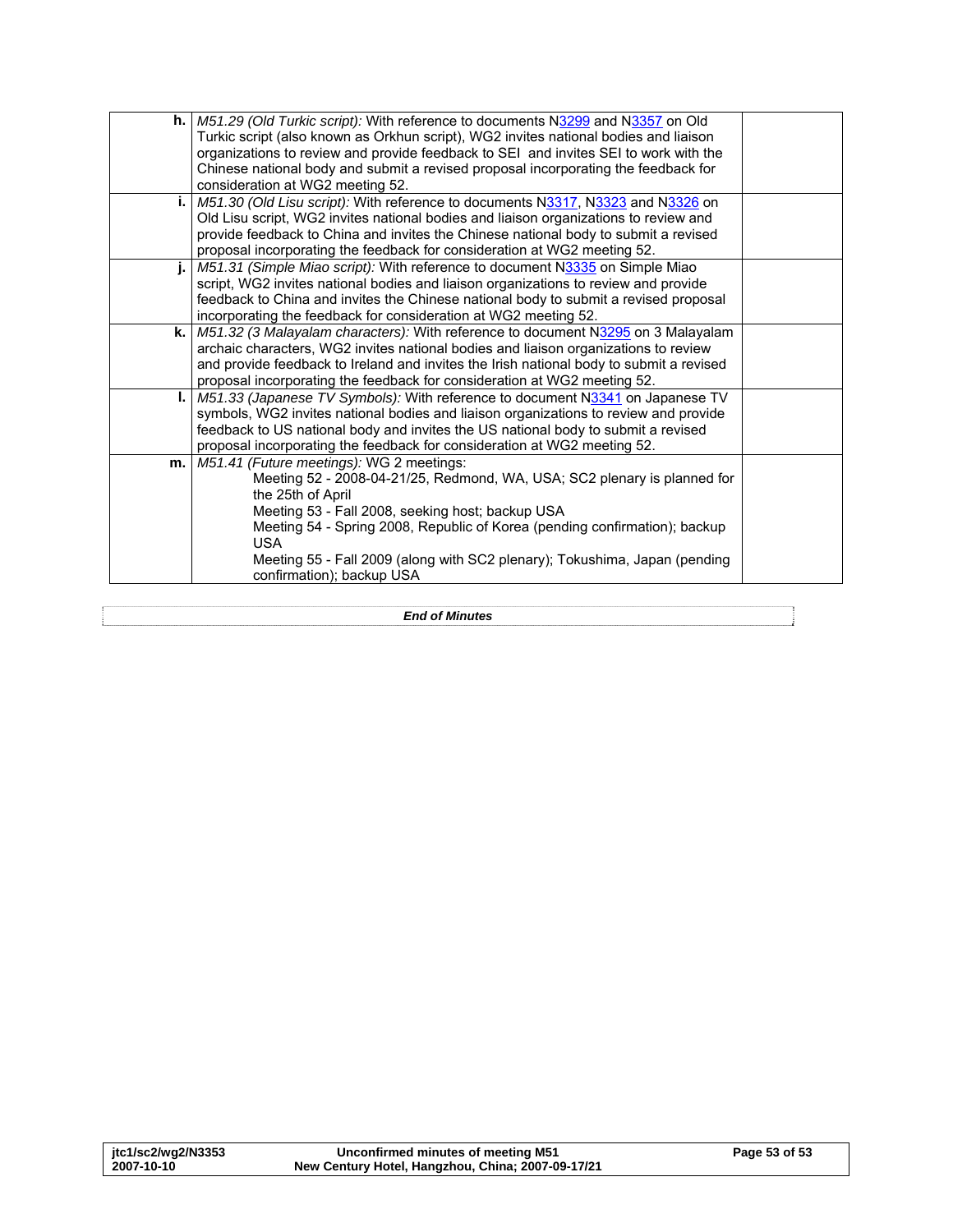| | | |
|---|---|---|
| **h.** | *M51.29 (Old Turkic script):* With reference to documents N3299 and N3357 on Old Turkic script (also known as Orkhun script), WG2 invites national bodies and liaison organizations to review and provide feedback to SEI and invites SEI to work with the Chinese national body and submit a revised proposal incorporating the feedback for consideration at WG2 meeting 52. | |
| **i.** | *M51.30 (Old Lisu script):* With reference to documents N3317, N3323 and N3326 on Old Lisu script, WG2 invites national bodies and liaison organizations to review and provide feedback to China and invites the Chinese national body to submit a revised proposal incorporating the feedback for consideration at WG2 meeting 52. | |
| **j.** | *M51.31 (Simple Miao script):* With reference to document N3335 on Simple Miao script, WG2 invites national bodies and liaison organizations to review and provide feedback to China and invites the Chinese national body to submit a revised proposal incorporating the feedback for consideration at WG2 meeting 52. | |
| **k.** | *M51.32 (3 Malayalam characters):* With reference to document N3295 on 3 Malayalam archaic characters, WG2 invites national bodies and liaison organizations to review and provide feedback to Ireland and invites the Irish national body to submit a revised proposal incorporating the feedback for consideration at WG2 meeting 52. | |
| **l.** | *M51.33 (Japanese TV Symbols):* With reference to document N3341 on Japanese TV symbols, WG2 invites national bodies and liaison organizations to review and provide feedback to US national body and invites the US national body to submit a revised proposal incorporating the feedback for consideration at WG2 meeting 52. | |
| **m.** | *M51.41 (Future meetings):* WG 2 meetings:<br>Meeting 52 - 2008-04-21/25, Redmond, WA, USA; SC2 plenary is planned for the 25th of April<br>Meeting 53 - Fall 2008, seeking host; backup USA<br>Meeting 54 - Spring 2008, Republic of Korea (pending confirmation); backup USA<br>Meeting 55 - Fall 2009 (along with SC2 plenary); Tokushima, Japan (pending confirmation); backup USA | |

***End of Minutes***